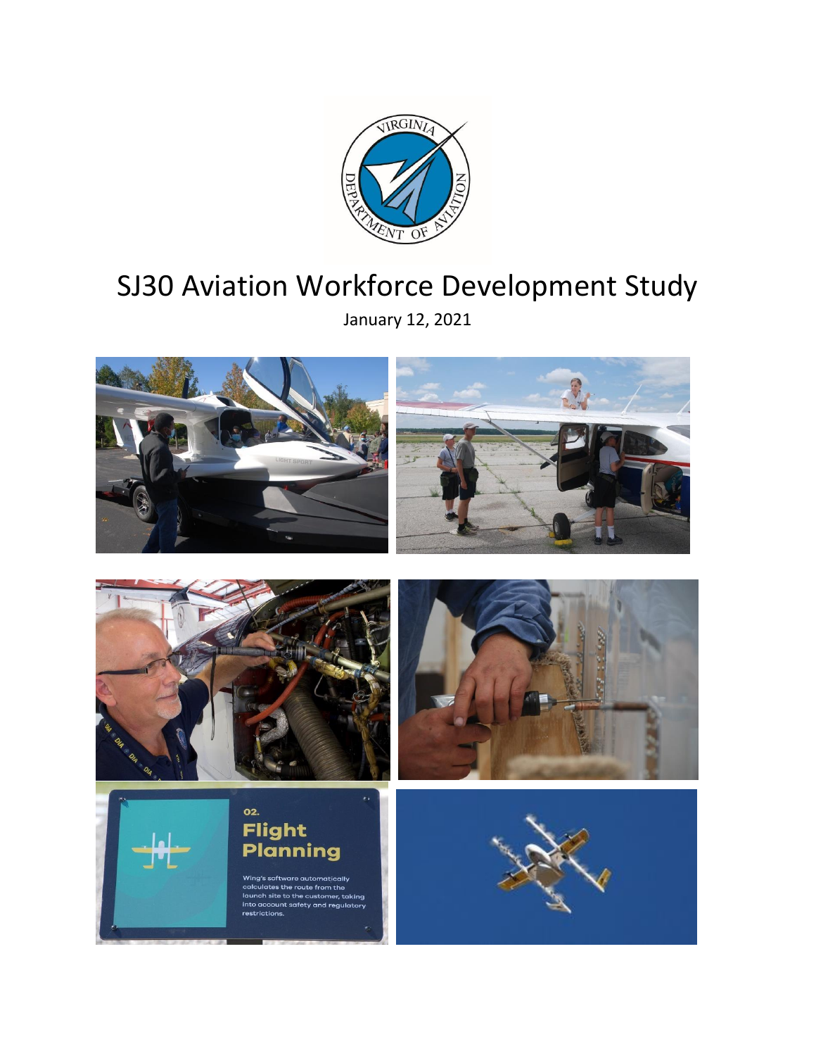# SJ30 Aviation Workforce Development Study

January 12, 2021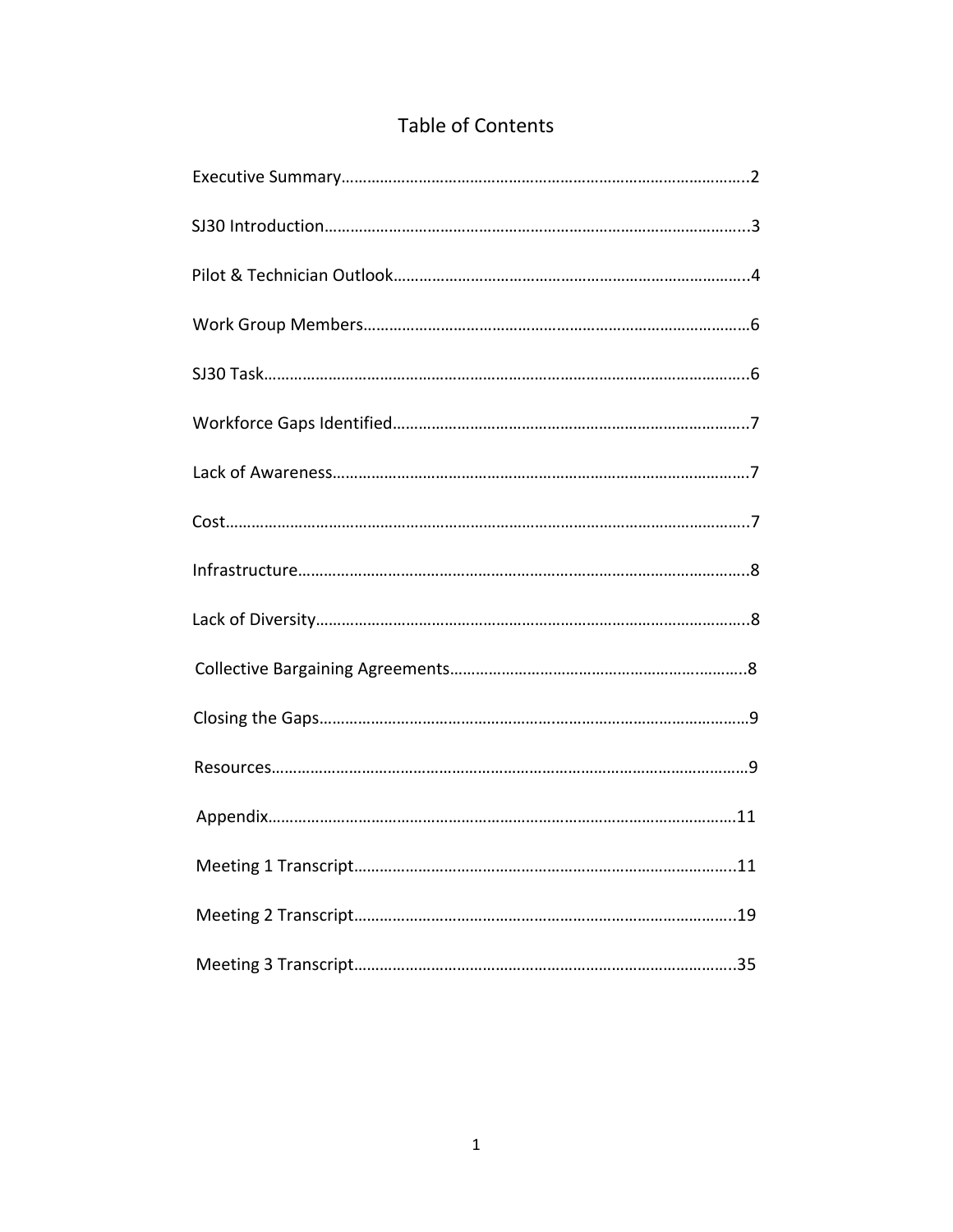# Table of Contents

Executive Summary……………………………………………………………………………………..2

SJ30 Introduction………………………………………………………………………………………..3

Pilot & Technician Outlook………………………………………………………………………..4

Work Group Members………………………………………………………………………………6

SJ30 Task…………………………………………………………………………………………………..6

Workforce Gaps Identified………………………………………………………………………..7

Lack of Awareness……………………………………………………………………………………7

Cost……………………………………………………………………………………………………………7

Infrastructure……………………………………………………………………………………………8

Lack of Diversity……………………………………………………………………………………….8

Collective Bargaining Agreements…………………………………………………………….8

Closing the Gaps………………………………………………………………………………………9

Resources…………………………………………………………………………………………………9

Appendix………………………………………………………………………………………………..11

Meeting 1 Transcript………………………………………………………………………………..11

Meeting 2 Transcript………………………………………………………………………………..19

Meeting 3 Transcript………………………………………………………………………………..35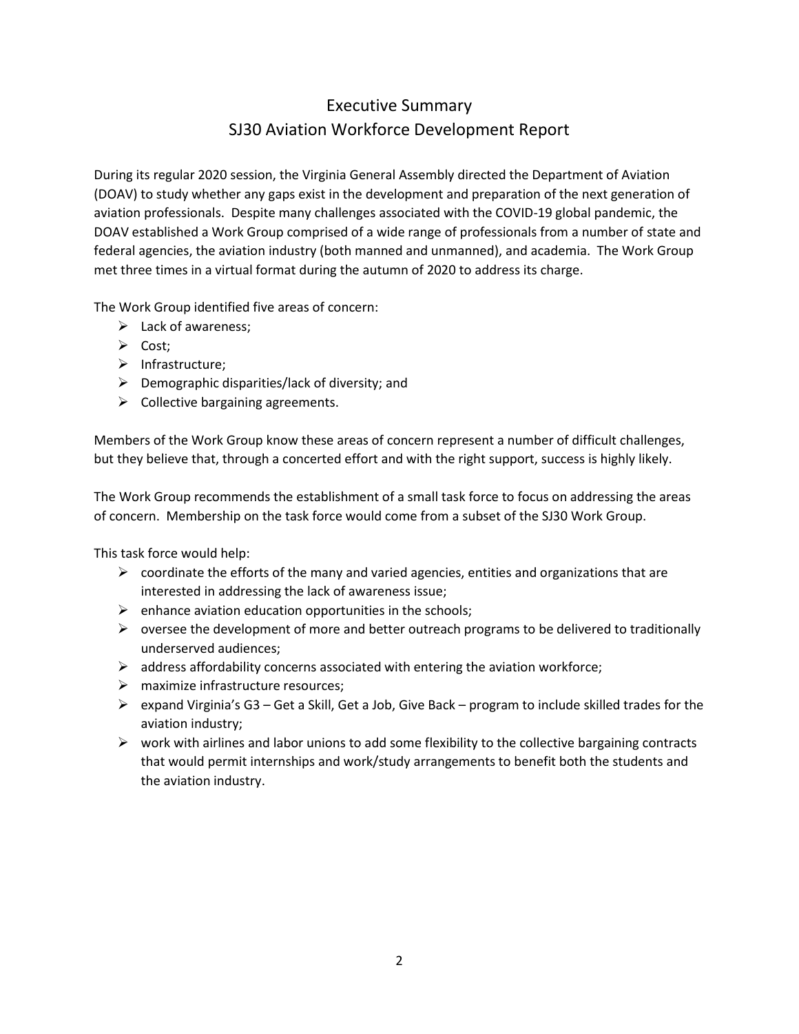# Executive Summary
# SJ30 Aviation Workforce Development Report

During its regular 2020 session, the Virginia General Assembly directed the Department of Aviation (DOAV) to study whether any gaps exist in the development and preparation of the next generation of aviation professionals. Despite many challenges associated with the COVID-19 global pandemic, the DOAV established a Work Group comprised of a wide range of professionals from a number of state and federal agencies, the aviation industry (both manned and unmanned), and academia. The Work Group met three times in a virtual format during the autumn of 2020 to address its charge.

The Work Group identified five areas of concern:

- Lack of awareness;
- Cost;
- Infrastructure;
- Demographic disparities/lack of diversity; and
- Collective bargaining agreements.

Members of the Work Group know these areas of concern represent a number of difficult challenges, but they believe that, through a concerted effort and with the right support, success is highly likely.

The Work Group recommends the establishment of a small task force to focus on addressing the areas of concern. Membership on the task force would come from a subset of the SJ30 Work Group.

This task force would help:

- coordinate the efforts of the many and varied agencies, entities and organizations that are interested in addressing the lack of awareness issue;
- enhance aviation education opportunities in the schools;
- oversee the development of more and better outreach programs to be delivered to traditionally underserved audiences;
- address affordability concerns associated with entering the aviation workforce;
- maximize infrastructure resources;
- expand Virginia's G3 – Get a Skill, Get a Job, Give Back – program to include skilled trades for the aviation industry;
- work with airlines and labor unions to add some flexibility to the collective bargaining contracts that would permit internships and work/study arrangements to benefit both the students and the aviation industry.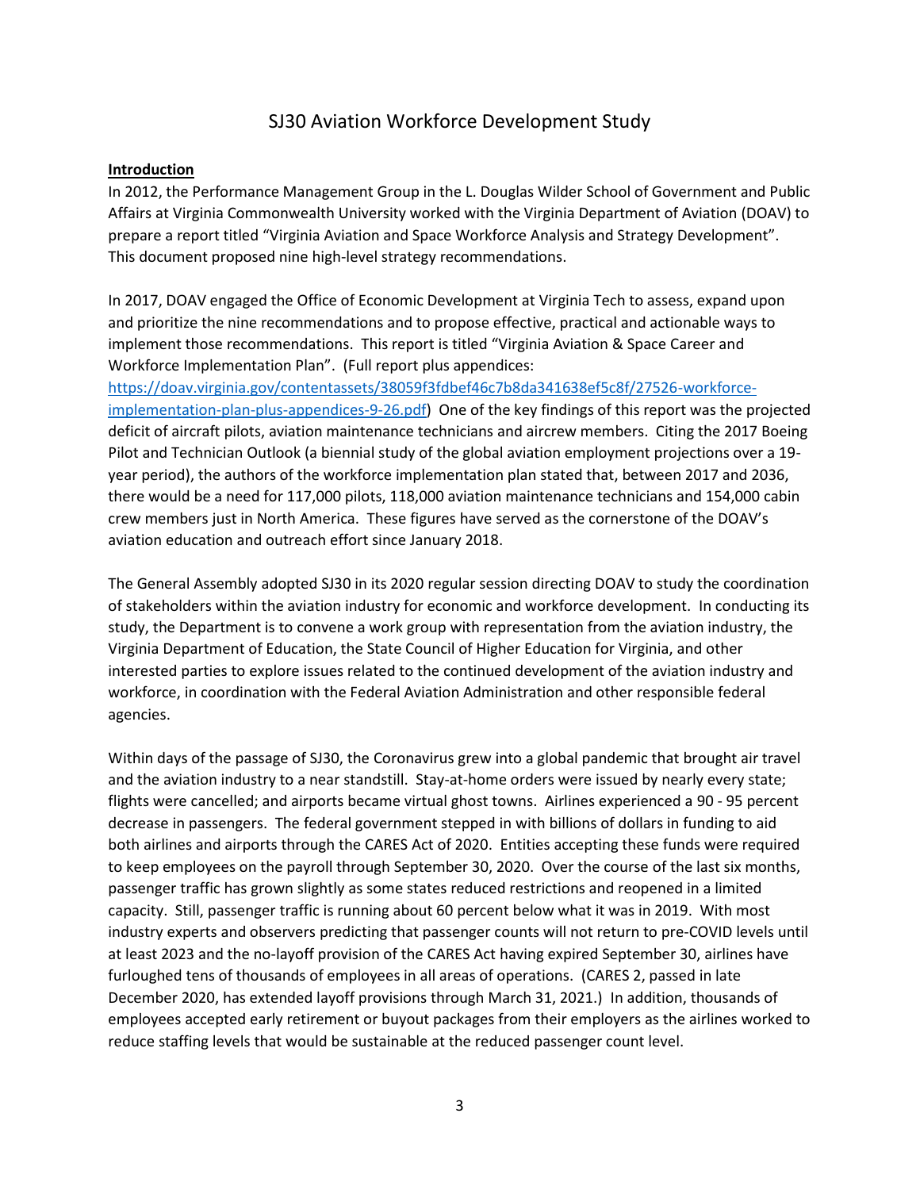# SJ30 Aviation Workforce Development Study

**Introduction**

In 2012, the Performance Management Group in the L. Douglas Wilder School of Government and Public Affairs at Virginia Commonwealth University worked with the Virginia Department of Aviation (DOAV) to prepare a report titled "Virginia Aviation and Space Workforce Analysis and Strategy Development". This document proposed nine high-level strategy recommendations.

In 2017, DOAV engaged the Office of Economic Development at Virginia Tech to assess, expand upon and prioritize the nine recommendations and to propose effective, practical and actionable ways to implement those recommendations. This report is titled "Virginia Aviation & Space Career and Workforce Implementation Plan". (Full report plus appendices: [https://doav.virginia.gov/contentassets/38059f3fdbef46c7b8da341638ef5c8f/27526-workforce-implementation-plan-plus-appendices-9-26.pdf](https://doav.virginia.gov/contentassets/38059f3fdbef46c7b8da341638ef5c8f/27526-workforce-implementation-plan-plus-appendices-9-26.pdf)) One of the key findings of this report was the projected deficit of aircraft pilots, aviation maintenance technicians and aircrew members. Citing the 2017 Boeing Pilot and Technician Outlook (a biennial study of the global aviation employment projections over a 19-year period), the authors of the workforce implementation plan stated that, between 2017 and 2036, there would be a need for 117,000 pilots, 118,000 aviation maintenance technicians and 154,000 cabin crew members just in North America. These figures have served as the cornerstone of the DOAV's aviation education and outreach effort since January 2018.

The General Assembly adopted SJ30 in its 2020 regular session directing DOAV to study the coordination of stakeholders within the aviation industry for economic and workforce development. In conducting its study, the Department is to convene a work group with representation from the aviation industry, the Virginia Department of Education, the State Council of Higher Education for Virginia, and other interested parties to explore issues related to the continued development of the aviation industry and workforce, in coordination with the Federal Aviation Administration and other responsible federal agencies.

Within days of the passage of SJ30, the Coronavirus grew into a global pandemic that brought air travel and the aviation industry to a near standstill. Stay-at-home orders were issued by nearly every state; flights were cancelled; and airports became virtual ghost towns. Airlines experienced a 90 - 95 percent decrease in passengers. The federal government stepped in with billions of dollars in funding to aid both airlines and airports through the CARES Act of 2020. Entities accepting these funds were required to keep employees on the payroll through September 30, 2020. Over the course of the last six months, passenger traffic has grown slightly as some states reduced restrictions and reopened in a limited capacity. Still, passenger traffic is running about 60 percent below what it was in 2019. With most industry experts and observers predicting that passenger counts will not return to pre-COVID levels until at least 2023 and the no-layoff provision of the CARES Act having expired September 30, airlines have furloughed tens of thousands of employees in all areas of operations. (CARES 2, passed in late December 2020, has extended layoff provisions through March 31, 2021.) In addition, thousands of employees accepted early retirement or buyout packages from their employers as the airlines worked to reduce staffing levels that would be sustainable at the reduced passenger count level.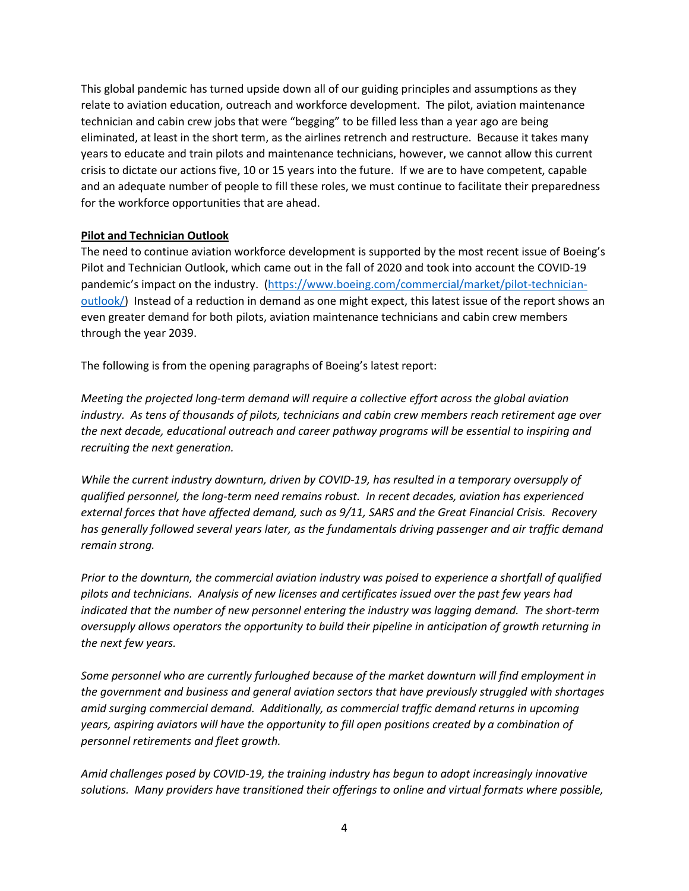This global pandemic has turned upside down all of our guiding principles and assumptions as they relate to aviation education, outreach and workforce development. The pilot, aviation maintenance technician and cabin crew jobs that were "begging" to be filled less than a year ago are being eliminated, at least in the short term, as the airlines retrench and restructure. Because it takes many years to educate and train pilots and maintenance technicians, however, we cannot allow this current crisis to dictate our actions five, 10 or 15 years into the future. If we are to have competent, capable and an adequate number of people to fill these roles, we must continue to facilitate their preparedness for the workforce opportunities that are ahead.

**Pilot and Technician Outlook**

The need to continue aviation workforce development is supported by the most recent issue of Boeing's Pilot and Technician Outlook, which came out in the fall of 2020 and took into account the COVID-19 pandemic's impact on the industry. ([https://www.boeing.com/commercial/market/pilot-technician-outlook/](https://www.boeing.com/commercial/market/pilot-technician-outlook/)) Instead of a reduction in demand as one might expect, this latest issue of the report shows an even greater demand for both pilots, aviation maintenance technicians and cabin crew members through the year 2039.

The following is from the opening paragraphs of Boeing's latest report:

*Meeting the projected long-term demand will require a collective effort across the global aviation industry. As tens of thousands of pilots, technicians and cabin crew members reach retirement age over the next decade, educational outreach and career pathway programs will be essential to inspiring and recruiting the next generation.*

*While the current industry downturn, driven by COVID-19, has resulted in a temporary oversupply of qualified personnel, the long-term need remains robust. In recent decades, aviation has experienced external forces that have affected demand, such as 9/11, SARS and the Great Financial Crisis. Recovery has generally followed several years later, as the fundamentals driving passenger and air traffic demand remain strong.*

*Prior to the downturn, the commercial aviation industry was poised to experience a shortfall of qualified pilots and technicians. Analysis of new licenses and certificates issued over the past few years had indicated that the number of new personnel entering the industry was lagging demand. The short-term oversupply allows operators the opportunity to build their pipeline in anticipation of growth returning in the next few years.*

*Some personnel who are currently furloughed because of the market downturn will find employment in the government and business and general aviation sectors that have previously struggled with shortages amid surging commercial demand. Additionally, as commercial traffic demand returns in upcoming years, aspiring aviators will have the opportunity to fill open positions created by a combination of personnel retirements and fleet growth.*

*Amid challenges posed by COVID-19, the training industry has begun to adopt increasingly innovative solutions. Many providers have transitioned their offerings to online and virtual formats where possible,*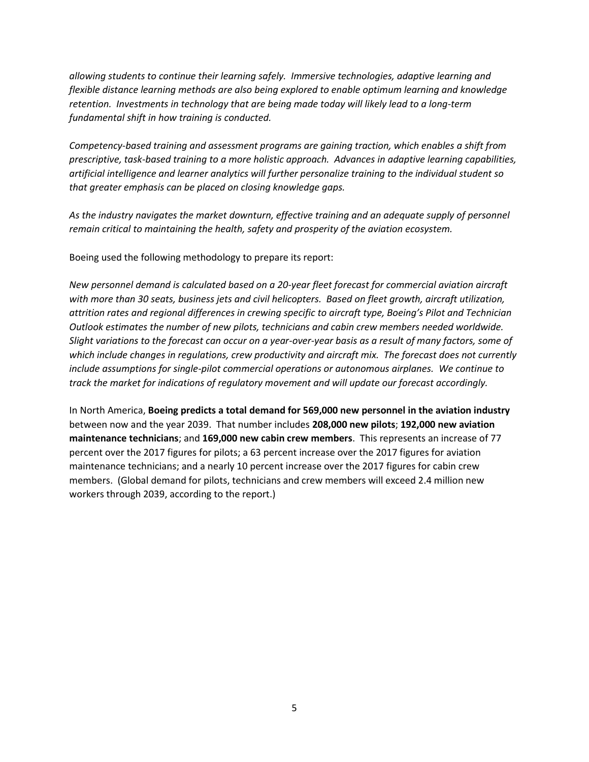*allowing students to continue their learning safely. Immersive technologies, adaptive learning and flexible distance learning methods are also being explored to enable optimum learning and knowledge retention. Investments in technology that are being made today will likely lead to a long-term fundamental shift in how training is conducted.*

*Competency-based training and assessment programs are gaining traction, which enables a shift from prescriptive, task-based training to a more holistic approach. Advances in adaptive learning capabilities, artificial intelligence and learner analytics will further personalize training to the individual student so that greater emphasis can be placed on closing knowledge gaps.*

*As the industry navigates the market downturn, effective training and an adequate supply of personnel remain critical to maintaining the health, safety and prosperity of the aviation ecosystem.*

Boeing used the following methodology to prepare its report:

*New personnel demand is calculated based on a 20-year fleet forecast for commercial aviation aircraft with more than 30 seats, business jets and civil helicopters. Based on fleet growth, aircraft utilization, attrition rates and regional differences in crewing specific to aircraft type, Boeing's Pilot and Technician Outlook estimates the number of new pilots, technicians and cabin crew members needed worldwide. Slight variations to the forecast can occur on a year-over-year basis as a result of many factors, some of which include changes in regulations, crew productivity and aircraft mix. The forecast does not currently include assumptions for single-pilot commercial operations or autonomous airplanes. We continue to track the market for indications of regulatory movement and will update our forecast accordingly.*

In North America, **Boeing predicts a total demand for 569,000 new personnel in the aviation industry** between now and the year 2039. That number includes **208,000 new pilots**; **192,000 new aviation maintenance technicians**; and **169,000 new cabin crew members**. This represents an increase of 77 percent over the 2017 figures for pilots; a 63 percent increase over the 2017 figures for aviation maintenance technicians; and a nearly 10 percent increase over the 2017 figures for cabin crew members. (Global demand for pilots, technicians and crew members will exceed 2.4 million new workers through 2039, according to the report.)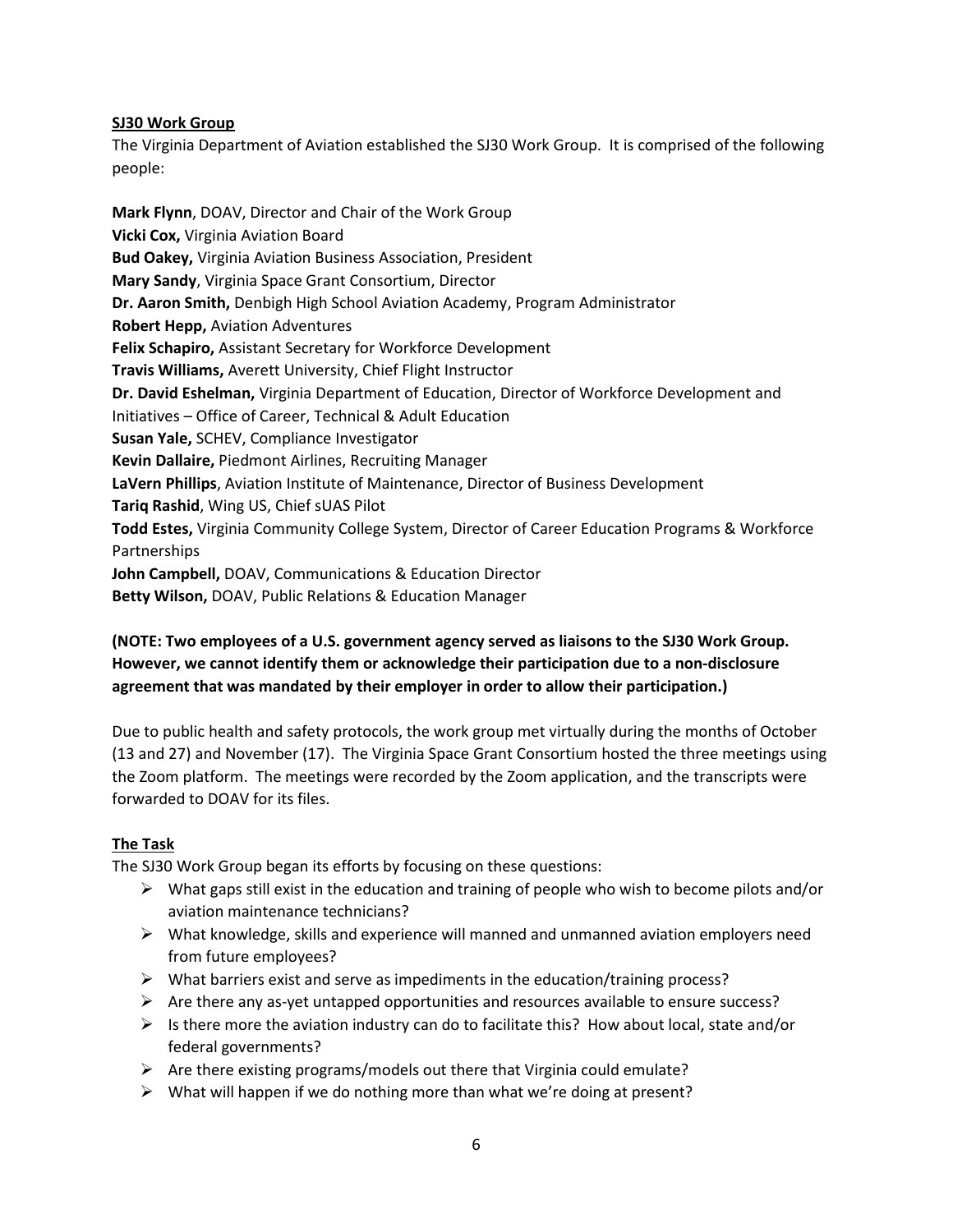**SJ30 Work Group**

The Virginia Department of Aviation established the SJ30 Work Group. It is comprised of the following people:

**Mark Flynn**, DOAV, Director and Chair of the Work Group
**Vicki Cox,** Virginia Aviation Board
**Bud Oakey,** Virginia Aviation Business Association, President
**Mary Sandy**, Virginia Space Grant Consortium, Director
**Dr. Aaron Smith,** Denbigh High School Aviation Academy, Program Administrator
**Robert Hepp,** Aviation Adventures
**Felix Schapiro,** Assistant Secretary for Workforce Development
**Travis Williams,** Averett University, Chief Flight Instructor
**Dr. David Eshelman,** Virginia Department of Education, Director of Workforce Development and Initiatives – Office of Career, Technical & Adult Education
**Susan Yale,** SCHEV, Compliance Investigator
**Kevin Dallaire,** Piedmont Airlines, Recruiting Manager
**LaVern Phillips**, Aviation Institute of Maintenance, Director of Business Development
**Tariq Rashid**, Wing US, Chief sUAS Pilot
**Todd Estes,** Virginia Community College System, Director of Career Education Programs & Workforce Partnerships
**John Campbell,** DOAV, Communications & Education Director
**Betty Wilson,** DOAV, Public Relations & Education Manager

**(NOTE: Two employees of a U.S. government agency served as liaisons to the SJ30 Work Group. However, we cannot identify them or acknowledge their participation due to a non-disclosure agreement that was mandated by their employer in order to allow their participation.)**

Due to public health and safety protocols, the work group met virtually during the months of October (13 and 27) and November (17). The Virginia Space Grant Consortium hosted the three meetings using the Zoom platform. The meetings were recorded by the Zoom application, and the transcripts were forwarded to DOAV for its files.

**The Task**

The SJ30 Work Group began its efforts by focusing on these questions:

- What gaps still exist in the education and training of people who wish to become pilots and/or aviation maintenance technicians?
- What knowledge, skills and experience will manned and unmanned aviation employers need from future employees?
- What barriers exist and serve as impediments in the education/training process?
- Are there any as-yet untapped opportunities and resources available to ensure success?
- Is there more the aviation industry can do to facilitate this? How about local, state and/or federal governments?
- Are there existing programs/models out there that Virginia could emulate?
- What will happen if we do nothing more than what we're doing at present?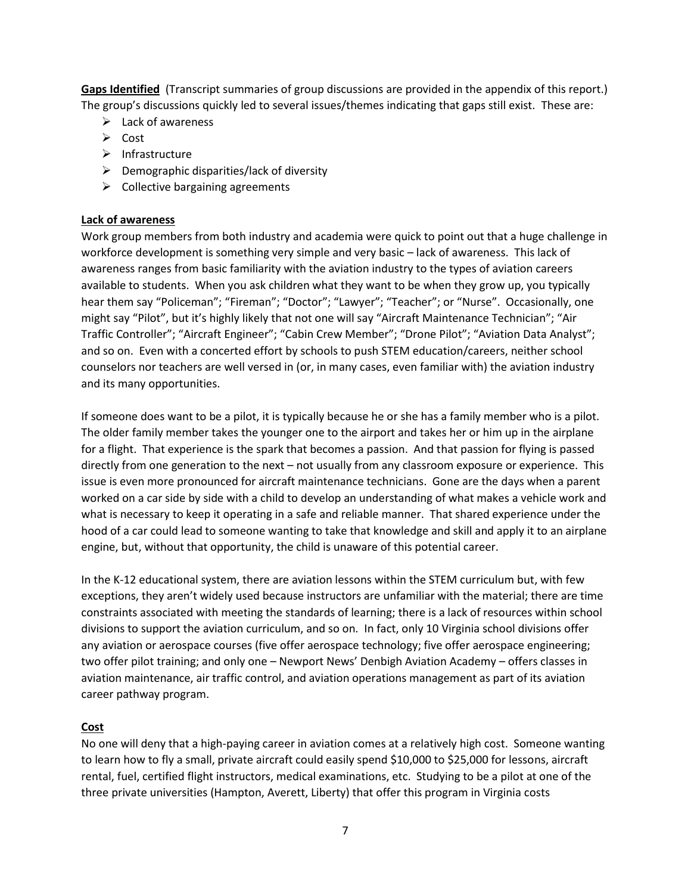**Gaps Identified** (Transcript summaries of group discussions are provided in the appendix of this report.) The group's discussions quickly led to several issues/themes indicating that gaps still exist. These are:

- Lack of awareness
- Cost
- Infrastructure
- Demographic disparities/lack of diversity
- Collective bargaining agreements

**Lack of awareness**

Work group members from both industry and academia were quick to point out that a huge challenge in workforce development is something very simple and very basic – lack of awareness. This lack of awareness ranges from basic familiarity with the aviation industry to the types of aviation careers available to students. When you ask children what they want to be when they grow up, you typically hear them say "Policeman"; "Fireman"; "Doctor"; "Lawyer"; "Teacher"; or "Nurse". Occasionally, one might say "Pilot", but it's highly likely that not one will say "Aircraft Maintenance Technician"; "Air Traffic Controller"; "Aircraft Engineer"; "Cabin Crew Member"; "Drone Pilot"; "Aviation Data Analyst"; and so on. Even with a concerted effort by schools to push STEM education/careers, neither school counselors nor teachers are well versed in (or, in many cases, even familiar with) the aviation industry and its many opportunities.

If someone does want to be a pilot, it is typically because he or she has a family member who is a pilot. The older family member takes the younger one to the airport and takes her or him up in the airplane for a flight. That experience is the spark that becomes a passion. And that passion for flying is passed directly from one generation to the next – not usually from any classroom exposure or experience. This issue is even more pronounced for aircraft maintenance technicians. Gone are the days when a parent worked on a car side by side with a child to develop an understanding of what makes a vehicle work and what is necessary to keep it operating in a safe and reliable manner. That shared experience under the hood of a car could lead to someone wanting to take that knowledge and skill and apply it to an airplane engine, but, without that opportunity, the child is unaware of this potential career.

In the K-12 educational system, there are aviation lessons within the STEM curriculum but, with few exceptions, they aren't widely used because instructors are unfamiliar with the material; there are time constraints associated with meeting the standards of learning; there is a lack of resources within school divisions to support the aviation curriculum, and so on. In fact, only 10 Virginia school divisions offer any aviation or aerospace courses (five offer aerospace technology; five offer aerospace engineering; two offer pilot training; and only one – Newport News' Denbigh Aviation Academy – offers classes in aviation maintenance, air traffic control, and aviation operations management as part of its aviation career pathway program.

**Cost**

No one will deny that a high-paying career in aviation comes at a relatively high cost. Someone wanting to learn how to fly a small, private aircraft could easily spend $10,000 to $25,000 for lessons, aircraft rental, fuel, certified flight instructors, medical examinations, etc. Studying to be a pilot at one of the three private universities (Hampton, Averett, Liberty) that offer this program in Virginia costs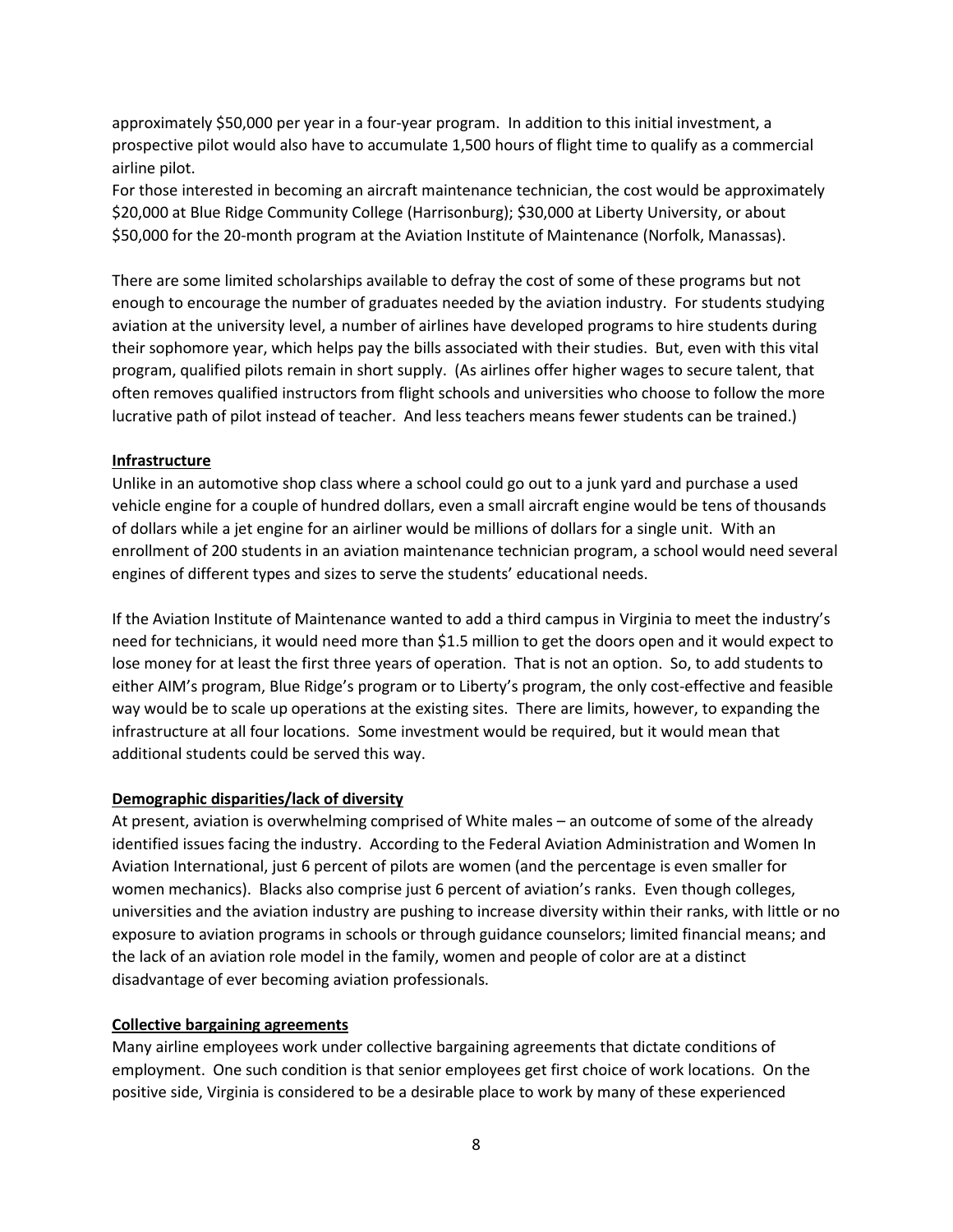approximately $50,000 per year in a four-year program. In addition to this initial investment, a prospective pilot would also have to accumulate 1,500 hours of flight time to qualify as a commercial airline pilot.

For those interested in becoming an aircraft maintenance technician, the cost would be approximately $20,000 at Blue Ridge Community College (Harrisonburg); $30,000 at Liberty University, or about $50,000 for the 20-month program at the Aviation Institute of Maintenance (Norfolk, Manassas).

There are some limited scholarships available to defray the cost of some of these programs but not enough to encourage the number of graduates needed by the aviation industry. For students studying aviation at the university level, a number of airlines have developed programs to hire students during their sophomore year, which helps pay the bills associated with their studies. But, even with this vital program, qualified pilots remain in short supply. (As airlines offer higher wages to secure talent, that often removes qualified instructors from flight schools and universities who choose to follow the more lucrative path of pilot instead of teacher. And less teachers means fewer students can be trained.)

**Infrastructure**

Unlike in an automotive shop class where a school could go out to a junk yard and purchase a used vehicle engine for a couple of hundred dollars, even a small aircraft engine would be tens of thousands of dollars while a jet engine for an airliner would be millions of dollars for a single unit. With an enrollment of 200 students in an aviation maintenance technician program, a school would need several engines of different types and sizes to serve the students' educational needs.

If the Aviation Institute of Maintenance wanted to add a third campus in Virginia to meet the industry's need for technicians, it would need more than $1.5 million to get the doors open and it would expect to lose money for at least the first three years of operation. That is not an option. So, to add students to either AIM's program, Blue Ridge's program or to Liberty's program, the only cost-effective and feasible way would be to scale up operations at the existing sites. There are limits, however, to expanding the infrastructure at all four locations. Some investment would be required, but it would mean that additional students could be served this way.

**Demographic disparities/lack of diversity**

At present, aviation is overwhelming comprised of White males – an outcome of some of the already identified issues facing the industry. According to the Federal Aviation Administration and Women In Aviation International, just 6 percent of pilots are women (and the percentage is even smaller for women mechanics). Blacks also comprise just 6 percent of aviation's ranks. Even though colleges, universities and the aviation industry are pushing to increase diversity within their ranks, with little or no exposure to aviation programs in schools or through guidance counselors; limited financial means; and the lack of an aviation role model in the family, women and people of color are at a distinct disadvantage of ever becoming aviation professionals.

**Collective bargaining agreements**

Many airline employees work under collective bargaining agreements that dictate conditions of employment. One such condition is that senior employees get first choice of work locations. On the positive side, Virginia is considered to be a desirable place to work by many of these experienced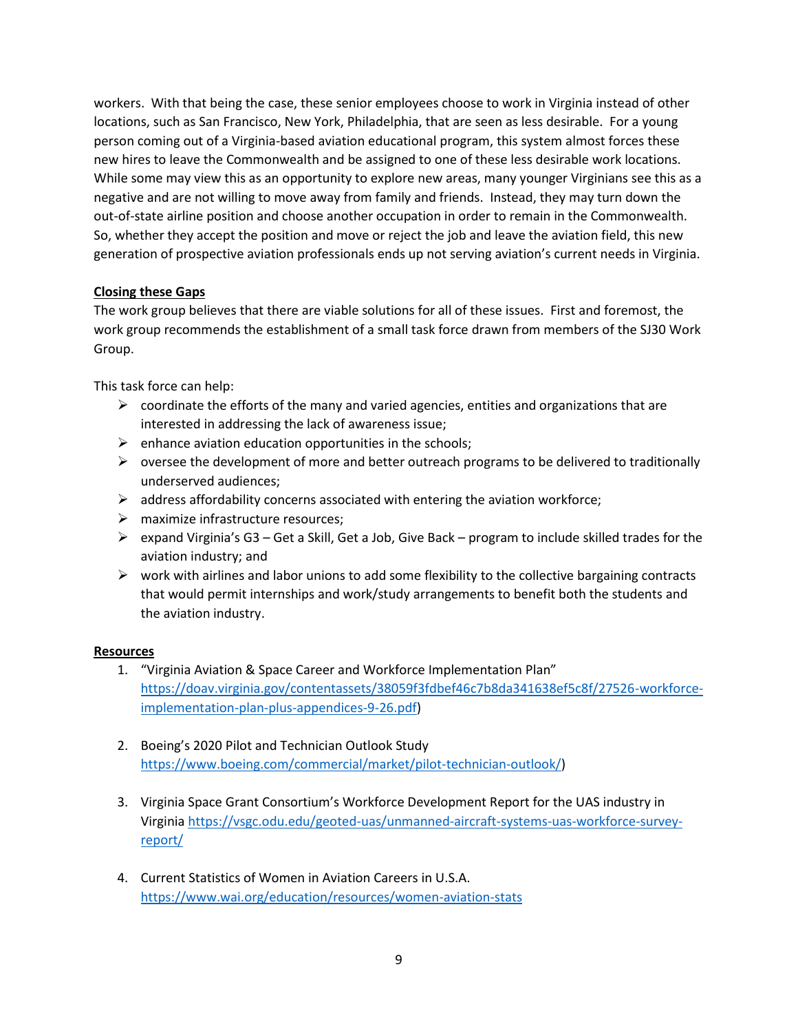workers. With that being the case, these senior employees choose to work in Virginia instead of other locations, such as San Francisco, New York, Philadelphia, that are seen as less desirable. For a young person coming out of a Virginia-based aviation educational program, this system almost forces these new hires to leave the Commonwealth and be assigned to one of these less desirable work locations. While some may view this as an opportunity to explore new areas, many younger Virginians see this as a negative and are not willing to move away from family and friends. Instead, they may turn down the out-of-state airline position and choose another occupation in order to remain in the Commonwealth. So, whether they accept the position and move or reject the job and leave the aviation field, this new generation of prospective aviation professionals ends up not serving aviation's current needs in Virginia.

**Closing these Gaps**

The work group believes that there are viable solutions for all of these issues. First and foremost, the work group recommends the establishment of a small task force drawn from members of the SJ30 Work Group.

This task force can help:

- coordinate the efforts of the many and varied agencies, entities and organizations that are interested in addressing the lack of awareness issue;
- enhance aviation education opportunities in the schools;
- oversee the development of more and better outreach programs to be delivered to traditionally underserved audiences;
- address affordability concerns associated with entering the aviation workforce;
- maximize infrastructure resources;
- expand Virginia's G3 – Get a Skill, Get a Job, Give Back – program to include skilled trades for the aviation industry; and
- work with airlines and labor unions to add some flexibility to the collective bargaining contracts that would permit internships and work/study arrangements to benefit both the students and the aviation industry.

**Resources**

1. "Virginia Aviation & Space Career and Workforce Implementation Plan" https://doav.virginia.gov/contentassets/38059f3fdbef46c7b8da341638ef5c8f/27526-workforce-implementation-plan-plus-appendices-9-26.pdf)

2. Boeing's 2020 Pilot and Technician Outlook Study https://www.boeing.com/commercial/market/pilot-technician-outlook/)

3. Virginia Space Grant Consortium's Workforce Development Report for the UAS industry in Virginia https://vsgc.odu.edu/geoted-uas/unmanned-aircraft-systems-uas-workforce-survey-report/

4. Current Statistics of Women in Aviation Careers in U.S.A. https://www.wai.org/education/resources/women-aviation-stats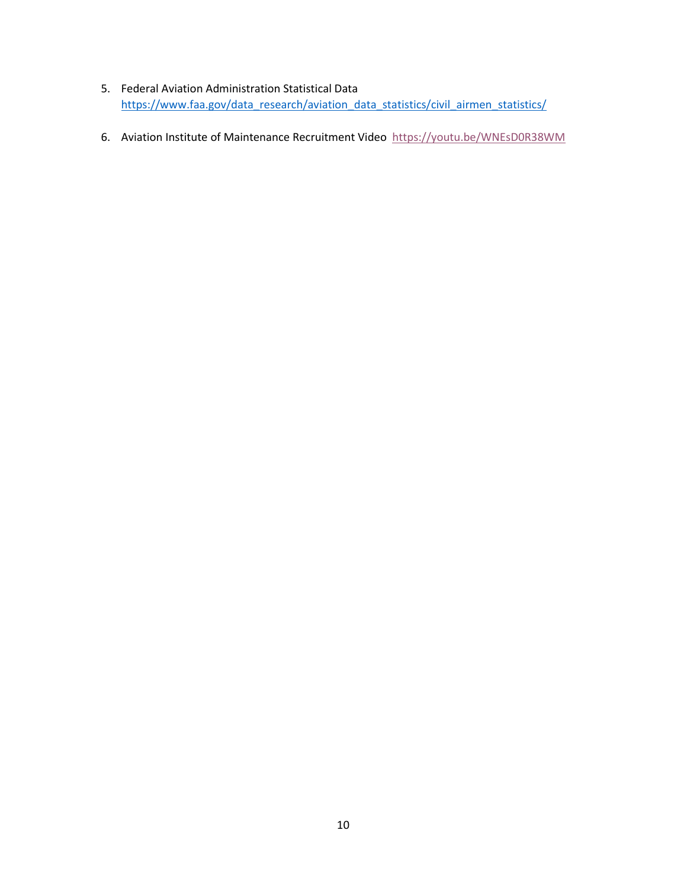5. Federal Aviation Administration Statistical Data
   https://www.faa.gov/data_research/aviation_data_statistics/civil_airmen_statistics/

6. Aviation Institute of Maintenance Recruitment Video https://youtu.be/WNEsD0R38WM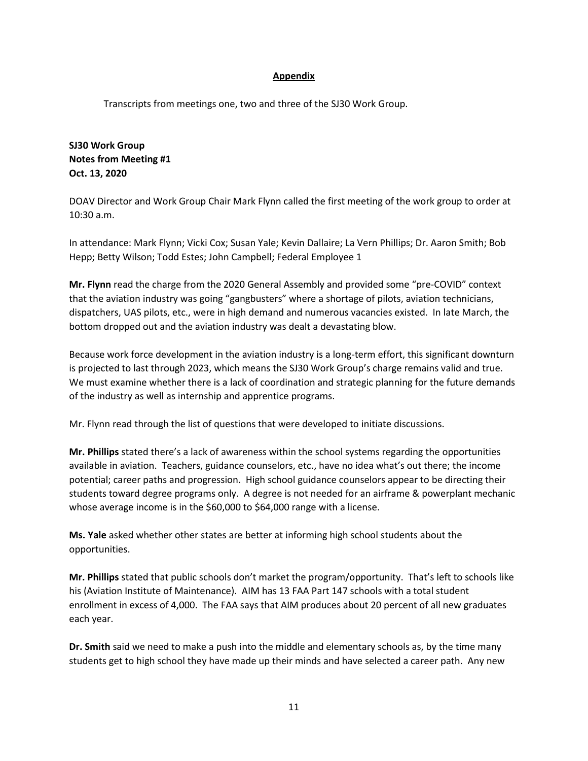## Appendix

Transcripts from meetings one, two and three of the SJ30 Work Group.

**SJ30 Work Group**
**Notes from Meeting #1**
**Oct. 13, 2020**

DOAV Director and Work Group Chair Mark Flynn called the first meeting of the work group to order at 10:30 a.m.

In attendance: Mark Flynn; Vicki Cox; Susan Yale; Kevin Dallaire; La Vern Phillips; Dr. Aaron Smith; Bob Hepp; Betty Wilson; Todd Estes; John Campbell; Federal Employee 1

**Mr. Flynn** read the charge from the 2020 General Assembly and provided some "pre-COVID" context that the aviation industry was going "gangbusters" where a shortage of pilots, aviation technicians, dispatchers, UAS pilots, etc., were in high demand and numerous vacancies existed. In late March, the bottom dropped out and the aviation industry was dealt a devastating blow.

Because work force development in the aviation industry is a long-term effort, this significant downturn is projected to last through 2023, which means the SJ30 Work Group's charge remains valid and true. We must examine whether there is a lack of coordination and strategic planning for the future demands of the industry as well as internship and apprentice programs.

Mr. Flynn read through the list of questions that were developed to initiate discussions.

**Mr. Phillips** stated there's a lack of awareness within the school systems regarding the opportunities available in aviation. Teachers, guidance counselors, etc., have no idea what's out there; the income potential; career paths and progression. High school guidance counselors appear to be directing their students toward degree programs only. A degree is not needed for an airframe & powerplant mechanic whose average income is in the $60,000 to $64,000 range with a license.

**Ms. Yale** asked whether other states are better at informing high school students about the opportunities.

**Mr. Phillips** stated that public schools don't market the program/opportunity. That's left to schools like his (Aviation Institute of Maintenance). AIM has 13 FAA Part 147 schools with a total student enrollment in excess of 4,000. The FAA says that AIM produces about 20 percent of all new graduates each year.

**Dr. Smith** said we need to make a push into the middle and elementary schools as, by the time many students get to high school they have made up their minds and have selected a career path. Any new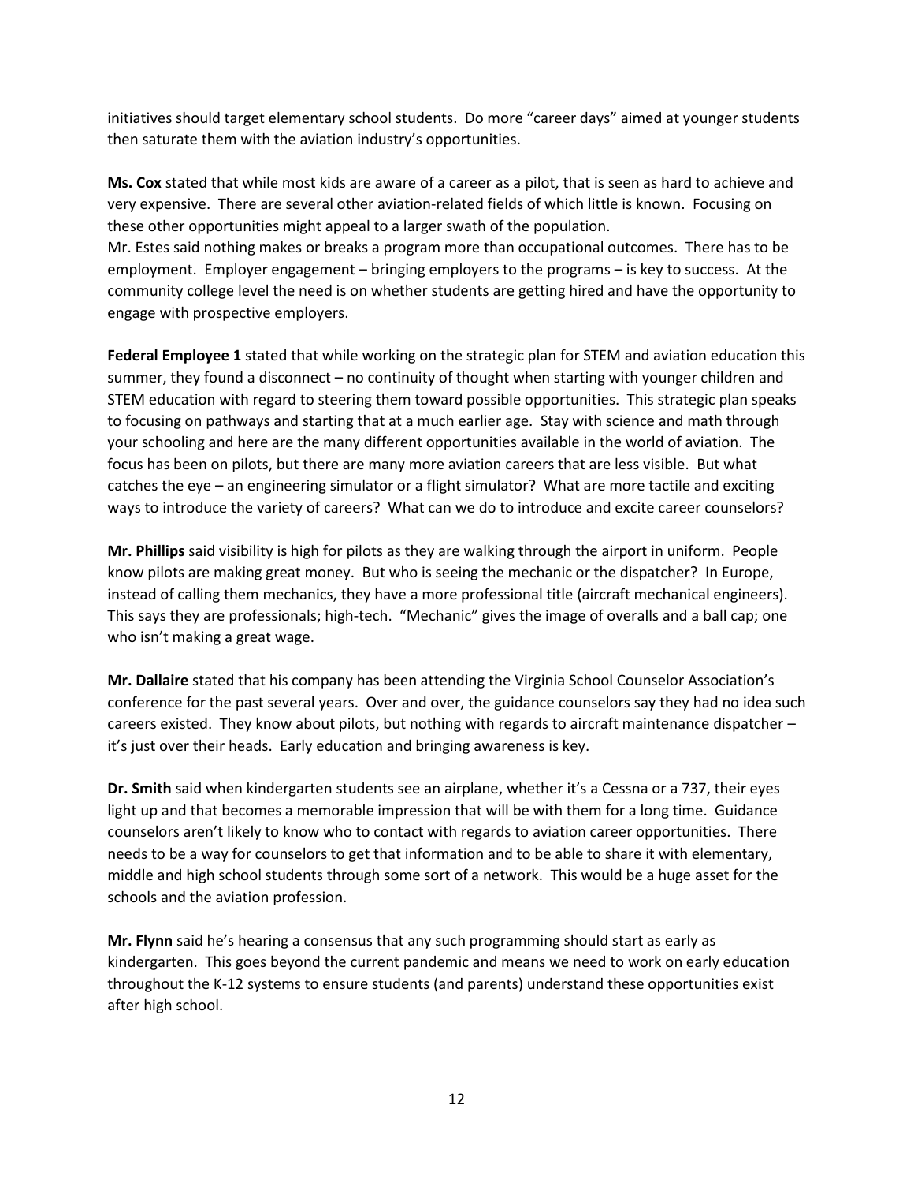initiatives should target elementary school students. Do more "career days" aimed at younger students then saturate them with the aviation industry's opportunities.

**Ms. Cox** stated that while most kids are aware of a career as a pilot, that is seen as hard to achieve and very expensive. There are several other aviation-related fields of which little is known. Focusing on these other opportunities might appeal to a larger swath of the population.
Mr. Estes said nothing makes or breaks a program more than occupational outcomes. There has to be employment. Employer engagement – bringing employers to the programs – is key to success. At the community college level the need is on whether students are getting hired and have the opportunity to engage with prospective employers.

**Federal Employee 1** stated that while working on the strategic plan for STEM and aviation education this summer, they found a disconnect – no continuity of thought when starting with younger children and STEM education with regard to steering them toward possible opportunities. This strategic plan speaks to focusing on pathways and starting that at a much earlier age. Stay with science and math through your schooling and here are the many different opportunities available in the world of aviation. The focus has been on pilots, but there are many more aviation careers that are less visible. But what catches the eye – an engineering simulator or a flight simulator? What are more tactile and exciting ways to introduce the variety of careers? What can we do to introduce and excite career counselors?

**Mr. Phillips** said visibility is high for pilots as they are walking through the airport in uniform. People know pilots are making great money. But who is seeing the mechanic or the dispatcher? In Europe, instead of calling them mechanics, they have a more professional title (aircraft mechanical engineers). This says they are professionals; high-tech. "Mechanic" gives the image of overalls and a ball cap; one who isn't making a great wage.

**Mr. Dallaire** stated that his company has been attending the Virginia School Counselor Association's conference for the past several years. Over and over, the guidance counselors say they had no idea such careers existed. They know about pilots, but nothing with regards to aircraft maintenance dispatcher – it's just over their heads. Early education and bringing awareness is key.

**Dr. Smith** said when kindergarten students see an airplane, whether it's a Cessna or a 737, their eyes light up and that becomes a memorable impression that will be with them for a long time. Guidance counselors aren't likely to know who to contact with regards to aviation career opportunities. There needs to be a way for counselors to get that information and to be able to share it with elementary, middle and high school students through some sort of a network. This would be a huge asset for the schools and the aviation profession.

**Mr. Flynn** said he's hearing a consensus that any such programming should start as early as kindergarten. This goes beyond the current pandemic and means we need to work on early education throughout the K-12 systems to ensure students (and parents) understand these opportunities exist after high school.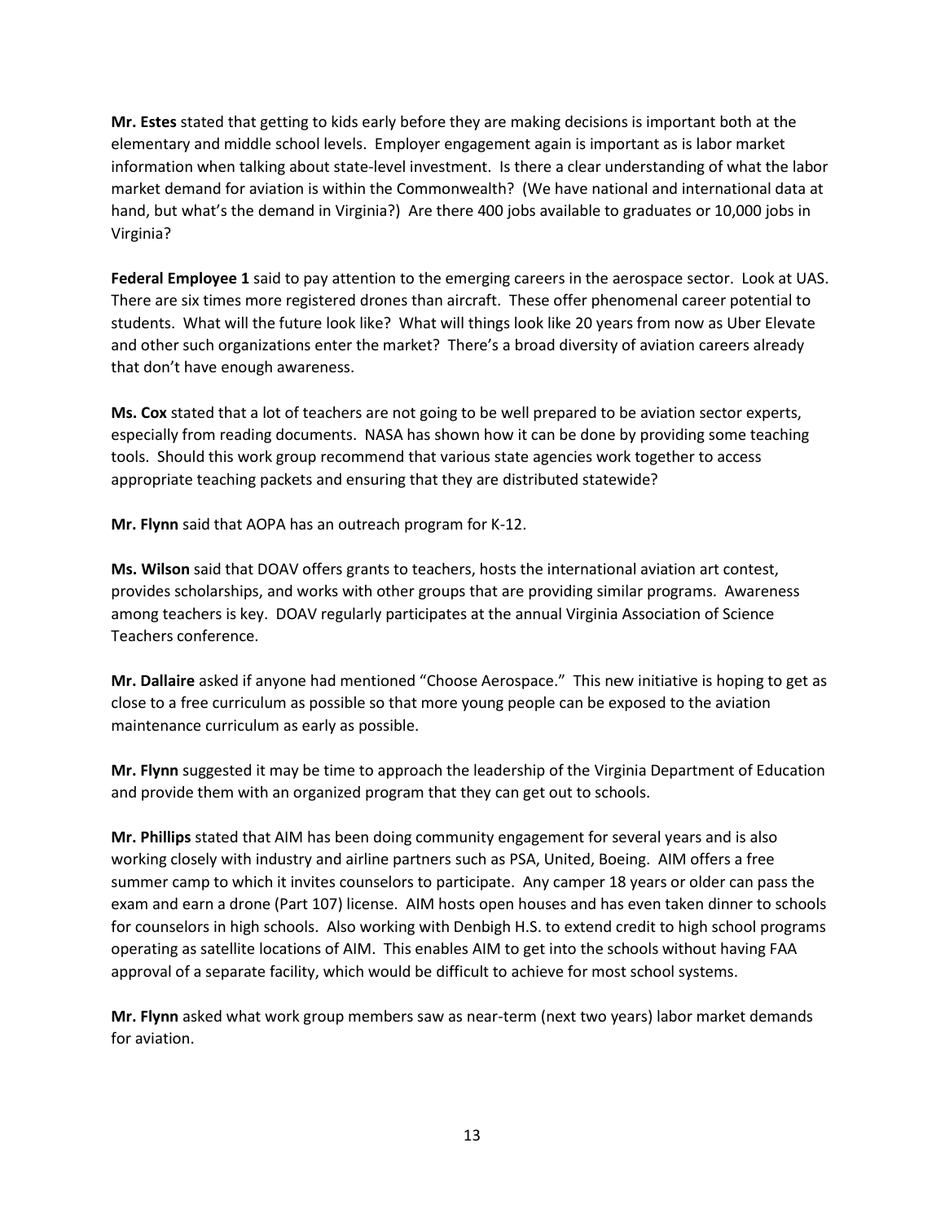**Mr. Estes** stated that getting to kids early before they are making decisions is important both at the elementary and middle school levels. Employer engagement again is important as is labor market information when talking about state-level investment. Is there a clear understanding of what the labor market demand for aviation is within the Commonwealth? (We have national and international data at hand, but what's the demand in Virginia?) Are there 400 jobs available to graduates or 10,000 jobs in Virginia?

**Federal Employee 1** said to pay attention to the emerging careers in the aerospace sector. Look at UAS. There are six times more registered drones than aircraft. These offer phenomenal career potential to students. What will the future look like? What will things look like 20 years from now as Uber Elevate and other such organizations enter the market? There's a broad diversity of aviation careers already that don't have enough awareness.

**Ms. Cox** stated that a lot of teachers are not going to be well prepared to be aviation sector experts, especially from reading documents. NASA has shown how it can be done by providing some teaching tools. Should this work group recommend that various state agencies work together to access appropriate teaching packets and ensuring that they are distributed statewide?

**Mr. Flynn** said that AOPA has an outreach program for K-12.

**Ms. Wilson** said that DOAV offers grants to teachers, hosts the international aviation art contest, provides scholarships, and works with other groups that are providing similar programs. Awareness among teachers is key. DOAV regularly participates at the annual Virginia Association of Science Teachers conference.

**Mr. Dallaire** asked if anyone had mentioned "Choose Aerospace." This new initiative is hoping to get as close to a free curriculum as possible so that more young people can be exposed to the aviation maintenance curriculum as early as possible.

**Mr. Flynn** suggested it may be time to approach the leadership of the Virginia Department of Education and provide them with an organized program that they can get out to schools.

**Mr. Phillips** stated that AIM has been doing community engagement for several years and is also working closely with industry and airline partners such as PSA, United, Boeing. AIM offers a free summer camp to which it invites counselors to participate. Any camper 18 years or older can pass the exam and earn a drone (Part 107) license. AIM hosts open houses and has even taken dinner to schools for counselors in high schools. Also working with Denbigh H.S. to extend credit to high school programs operating as satellite locations of AIM. This enables AIM to get into the schools without having FAA approval of a separate facility, which would be difficult to achieve for most school systems.

**Mr. Flynn** asked what work group members saw as near-term (next two years) labor market demands for aviation.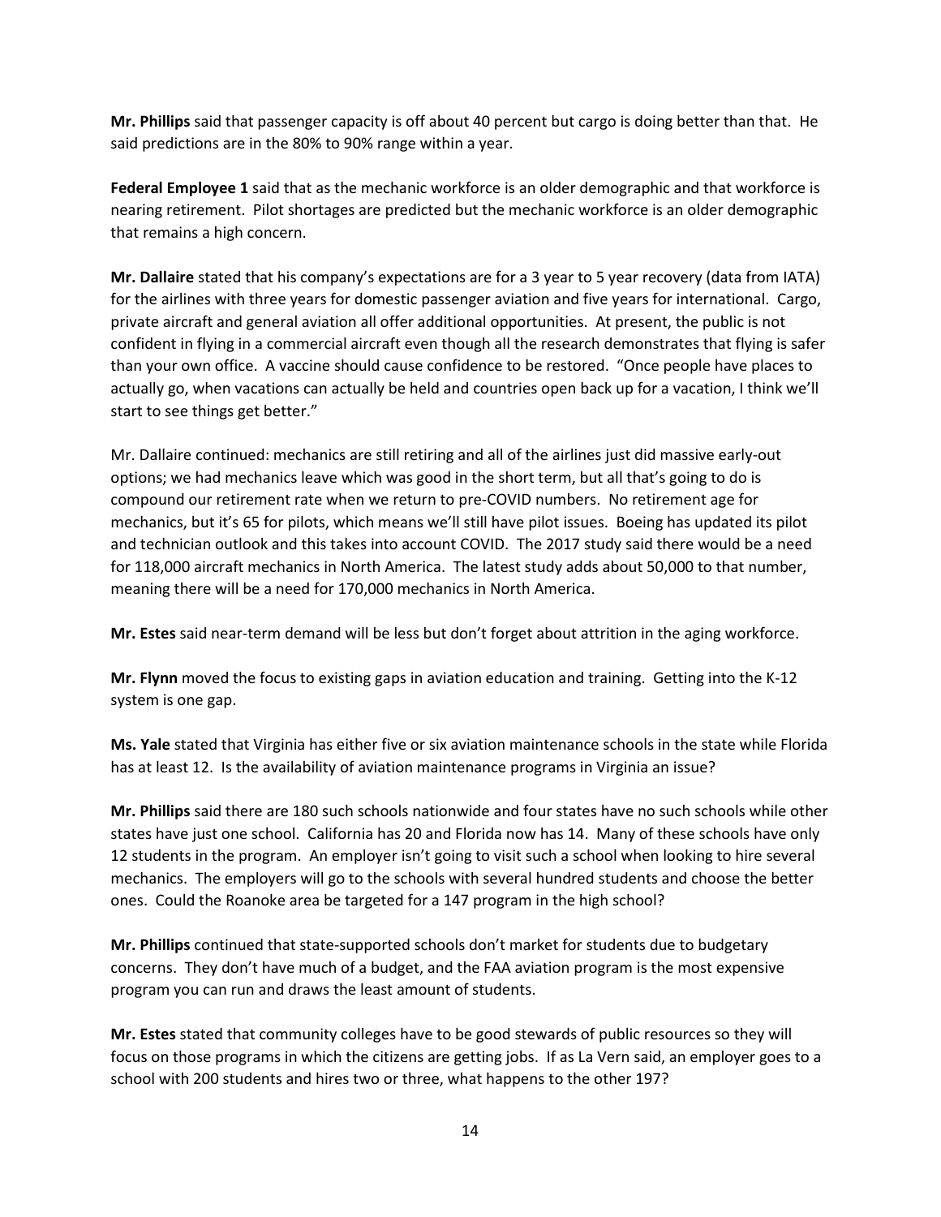**Mr. Phillips** said that passenger capacity is off about 40 percent but cargo is doing better than that. He said predictions are in the 80% to 90% range within a year.

**Federal Employee 1** said that as the mechanic workforce is an older demographic and that workforce is nearing retirement. Pilot shortages are predicted but the mechanic workforce is an older demographic that remains a high concern.

**Mr. Dallaire** stated that his company's expectations are for a 3 year to 5 year recovery (data from IATA) for the airlines with three years for domestic passenger aviation and five years for international. Cargo, private aircraft and general aviation all offer additional opportunities. At present, the public is not confident in flying in a commercial aircraft even though all the research demonstrates that flying is safer than your own office. A vaccine should cause confidence to be restored. "Once people have places to actually go, when vacations can actually be held and countries open back up for a vacation, I think we'll start to see things get better."

Mr. Dallaire continued: mechanics are still retiring and all of the airlines just did massive early-out options; we had mechanics leave which was good in the short term, but all that's going to do is compound our retirement rate when we return to pre-COVID numbers. No retirement age for mechanics, but it's 65 for pilots, which means we'll still have pilot issues. Boeing has updated its pilot and technician outlook and this takes into account COVID. The 2017 study said there would be a need for 118,000 aircraft mechanics in North America. The latest study adds about 50,000 to that number, meaning there will be a need for 170,000 mechanics in North America.

**Mr. Estes** said near-term demand will be less but don't forget about attrition in the aging workforce.

**Mr. Flynn** moved the focus to existing gaps in aviation education and training. Getting into the K-12 system is one gap.

**Ms. Yale** stated that Virginia has either five or six aviation maintenance schools in the state while Florida has at least 12. Is the availability of aviation maintenance programs in Virginia an issue?

**Mr. Phillips** said there are 180 such schools nationwide and four states have no such schools while other states have just one school. California has 20 and Florida now has 14. Many of these schools have only 12 students in the program. An employer isn't going to visit such a school when looking to hire several mechanics. The employers will go to the schools with several hundred students and choose the better ones. Could the Roanoke area be targeted for a 147 program in the high school?

**Mr. Phillips** continued that state-supported schools don't market for students due to budgetary concerns. They don't have much of a budget, and the FAA aviation program is the most expensive program you can run and draws the least amount of students.

**Mr. Estes** stated that community colleges have to be good stewards of public resources so they will focus on those programs in which the citizens are getting jobs. If as La Vern said, an employer goes to a school with 200 students and hires two or three, what happens to the other 197?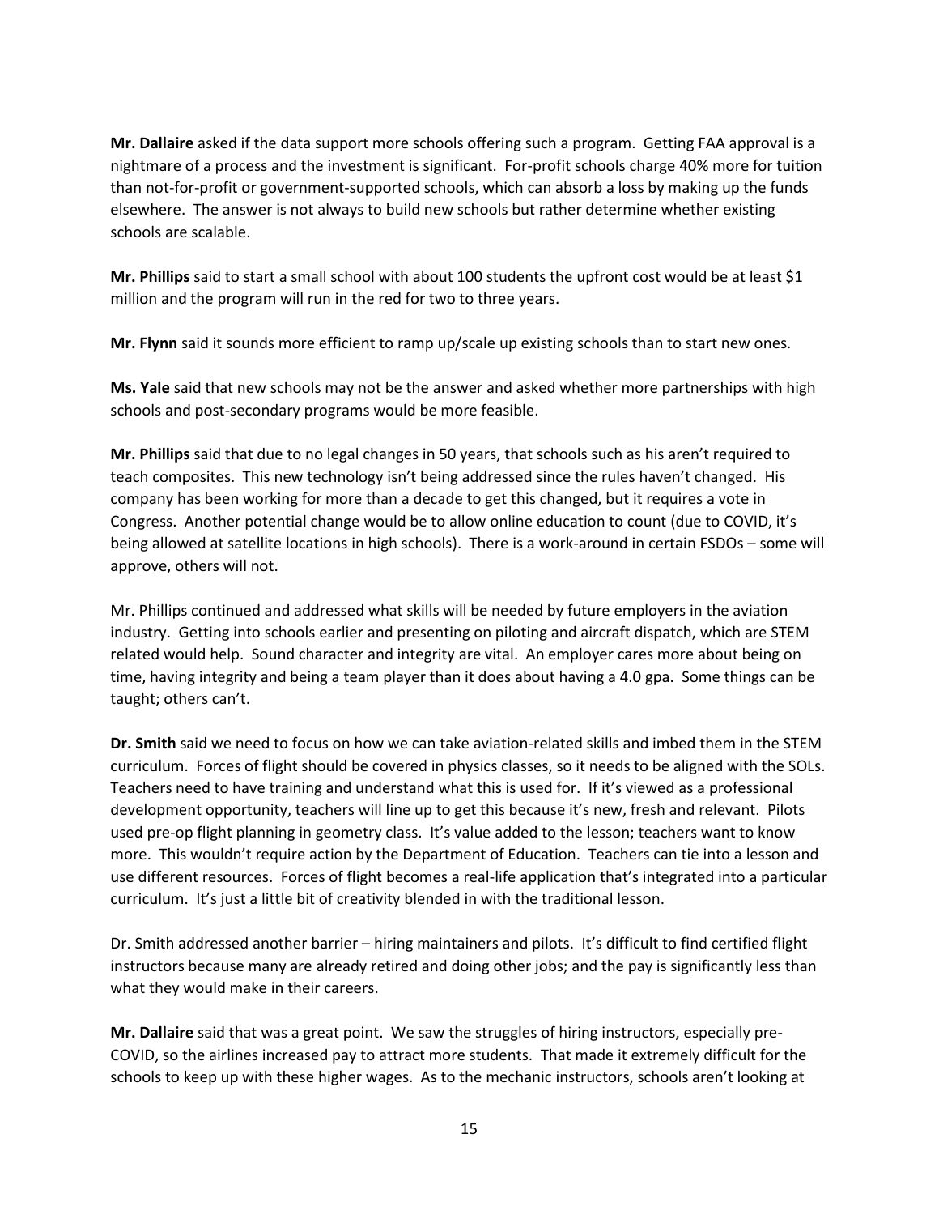**Mr. Dallaire** asked if the data support more schools offering such a program. Getting FAA approval is a nightmare of a process and the investment is significant. For-profit schools charge 40% more for tuition than not-for-profit or government-supported schools, which can absorb a loss by making up the funds elsewhere. The answer is not always to build new schools but rather determine whether existing schools are scalable.

**Mr. Phillips** said to start a small school with about 100 students the upfront cost would be at least $1 million and the program will run in the red for two to three years.

**Mr. Flynn** said it sounds more efficient to ramp up/scale up existing schools than to start new ones.

**Ms. Yale** said that new schools may not be the answer and asked whether more partnerships with high schools and post-secondary programs would be more feasible.

**Mr. Phillips** said that due to no legal changes in 50 years, that schools such as his aren't required to teach composites. This new technology isn't being addressed since the rules haven't changed. His company has been working for more than a decade to get this changed, but it requires a vote in Congress. Another potential change would be to allow online education to count (due to COVID, it's being allowed at satellite locations in high schools). There is a work-around in certain FSDOs – some will approve, others will not.

Mr. Phillips continued and addressed what skills will be needed by future employers in the aviation industry. Getting into schools earlier and presenting on piloting and aircraft dispatch, which are STEM related would help. Sound character and integrity are vital. An employer cares more about being on time, having integrity and being a team player than it does about having a 4.0 gpa. Some things can be taught; others can't.

**Dr. Smith** said we need to focus on how we can take aviation-related skills and imbed them in the STEM curriculum. Forces of flight should be covered in physics classes, so it needs to be aligned with the SOLs. Teachers need to have training and understand what this is used for. If it's viewed as a professional development opportunity, teachers will line up to get this because it's new, fresh and relevant. Pilots used pre-op flight planning in geometry class. It's value added to the lesson; teachers want to know more. This wouldn't require action by the Department of Education. Teachers can tie into a lesson and use different resources. Forces of flight becomes a real-life application that's integrated into a particular curriculum. It's just a little bit of creativity blended in with the traditional lesson.

Dr. Smith addressed another barrier – hiring maintainers and pilots. It's difficult to find certified flight instructors because many are already retired and doing other jobs; and the pay is significantly less than what they would make in their careers.

**Mr. Dallaire** said that was a great point. We saw the struggles of hiring instructors, especially pre-COVID, so the airlines increased pay to attract more students. That made it extremely difficult for the schools to keep up with these higher wages. As to the mechanic instructors, schools aren't looking at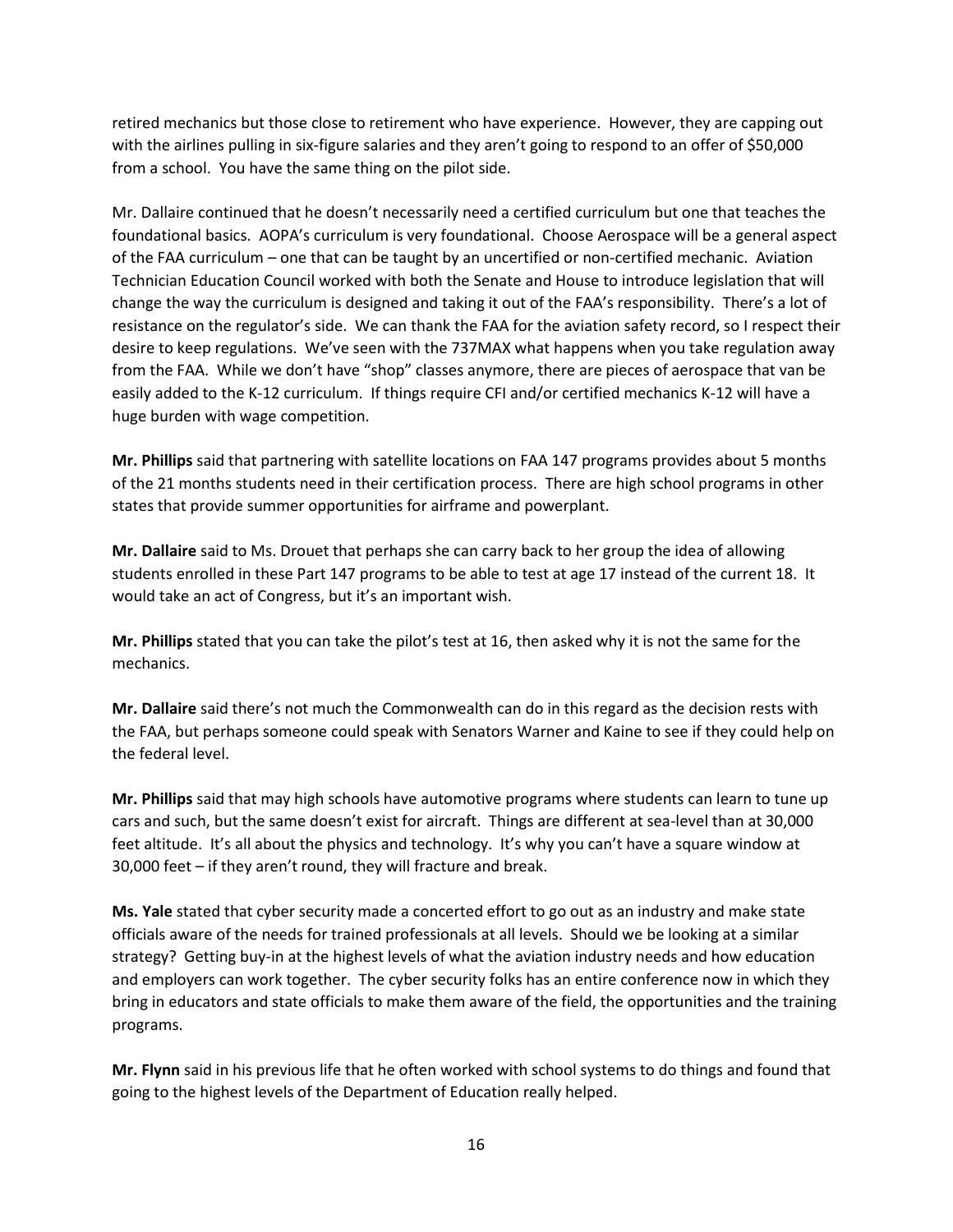retired mechanics but those close to retirement who have experience. However, they are capping out with the airlines pulling in six-figure salaries and they aren't going to respond to an offer of $50,000 from a school. You have the same thing on the pilot side.

Mr. Dallaire continued that he doesn't necessarily need a certified curriculum but one that teaches the foundational basics. AOPA's curriculum is very foundational. Choose Aerospace will be a general aspect of the FAA curriculum – one that can be taught by an uncertified or non-certified mechanic. Aviation Technician Education Council worked with both the Senate and House to introduce legislation that will change the way the curriculum is designed and taking it out of the FAA's responsibility. There's a lot of resistance on the regulator's side. We can thank the FAA for the aviation safety record, so I respect their desire to keep regulations. We've seen with the 737MAX what happens when you take regulation away from the FAA. While we don't have "shop" classes anymore, there are pieces of aerospace that van be easily added to the K-12 curriculum. If things require CFI and/or certified mechanics K-12 will have a huge burden with wage competition.

**Mr. Phillips** said that partnering with satellite locations on FAA 147 programs provides about 5 months of the 21 months students need in their certification process. There are high school programs in other states that provide summer opportunities for airframe and powerplant.

**Mr. Dallaire** said to Ms. Drouet that perhaps she can carry back to her group the idea of allowing students enrolled in these Part 147 programs to be able to test at age 17 instead of the current 18. It would take an act of Congress, but it's an important wish.

**Mr. Phillips** stated that you can take the pilot's test at 16, then asked why it is not the same for the mechanics.

**Mr. Dallaire** said there's not much the Commonwealth can do in this regard as the decision rests with the FAA, but perhaps someone could speak with Senators Warner and Kaine to see if they could help on the federal level.

**Mr. Phillips** said that may high schools have automotive programs where students can learn to tune up cars and such, but the same doesn't exist for aircraft. Things are different at sea-level than at 30,000 feet altitude. It's all about the physics and technology. It's why you can't have a square window at 30,000 feet – if they aren't round, they will fracture and break.

**Ms. Yale** stated that cyber security made a concerted effort to go out as an industry and make state officials aware of the needs for trained professionals at all levels. Should we be looking at a similar strategy? Getting buy-in at the highest levels of what the aviation industry needs and how education and employers can work together. The cyber security folks has an entire conference now in which they bring in educators and state officials to make them aware of the field, the opportunities and the training programs.

**Mr. Flynn** said in his previous life that he often worked with school systems to do things and found that going to the highest levels of the Department of Education really helped.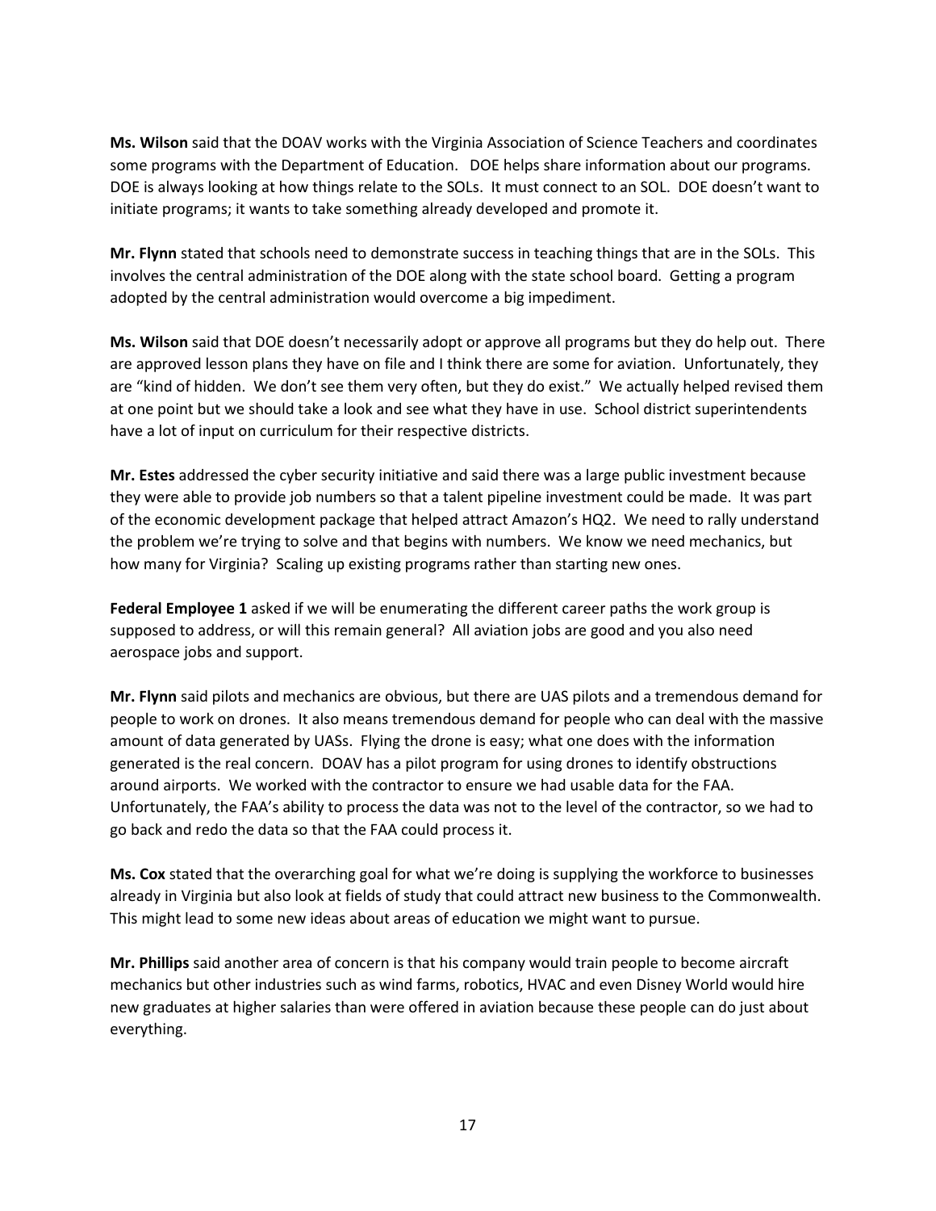**Ms. Wilson** said that the DOAV works with the Virginia Association of Science Teachers and coordinates some programs with the Department of Education. DOE helps share information about our programs. DOE is always looking at how things relate to the SOLs. It must connect to an SOL. DOE doesn't want to initiate programs; it wants to take something already developed and promote it.

**Mr. Flynn** stated that schools need to demonstrate success in teaching things that are in the SOLs. This involves the central administration of the DOE along with the state school board. Getting a program adopted by the central administration would overcome a big impediment.

**Ms. Wilson** said that DOE doesn't necessarily adopt or approve all programs but they do help out. There are approved lesson plans they have on file and I think there are some for aviation. Unfortunately, they are "kind of hidden. We don't see them very often, but they do exist." We actually helped revised them at one point but we should take a look and see what they have in use. School district superintendents have a lot of input on curriculum for their respective districts.

**Mr. Estes** addressed the cyber security initiative and said there was a large public investment because they were able to provide job numbers so that a talent pipeline investment could be made. It was part of the economic development package that helped attract Amazon's HQ2. We need to rally understand the problem we're trying to solve and that begins with numbers. We know we need mechanics, but how many for Virginia? Scaling up existing programs rather than starting new ones.

**Federal Employee 1** asked if we will be enumerating the different career paths the work group is supposed to address, or will this remain general? All aviation jobs are good and you also need aerospace jobs and support.

**Mr. Flynn** said pilots and mechanics are obvious, but there are UAS pilots and a tremendous demand for people to work on drones. It also means tremendous demand for people who can deal with the massive amount of data generated by UASs. Flying the drone is easy; what one does with the information generated is the real concern. DOAV has a pilot program for using drones to identify obstructions around airports. We worked with the contractor to ensure we had usable data for the FAA. Unfortunately, the FAA's ability to process the data was not to the level of the contractor, so we had to go back and redo the data so that the FAA could process it.

**Ms. Cox** stated that the overarching goal for what we're doing is supplying the workforce to businesses already in Virginia but also look at fields of study that could attract new business to the Commonwealth. This might lead to some new ideas about areas of education we might want to pursue.

**Mr. Phillips** said another area of concern is that his company would train people to become aircraft mechanics but other industries such as wind farms, robotics, HVAC and even Disney World would hire new graduates at higher salaries than were offered in aviation because these people can do just about everything.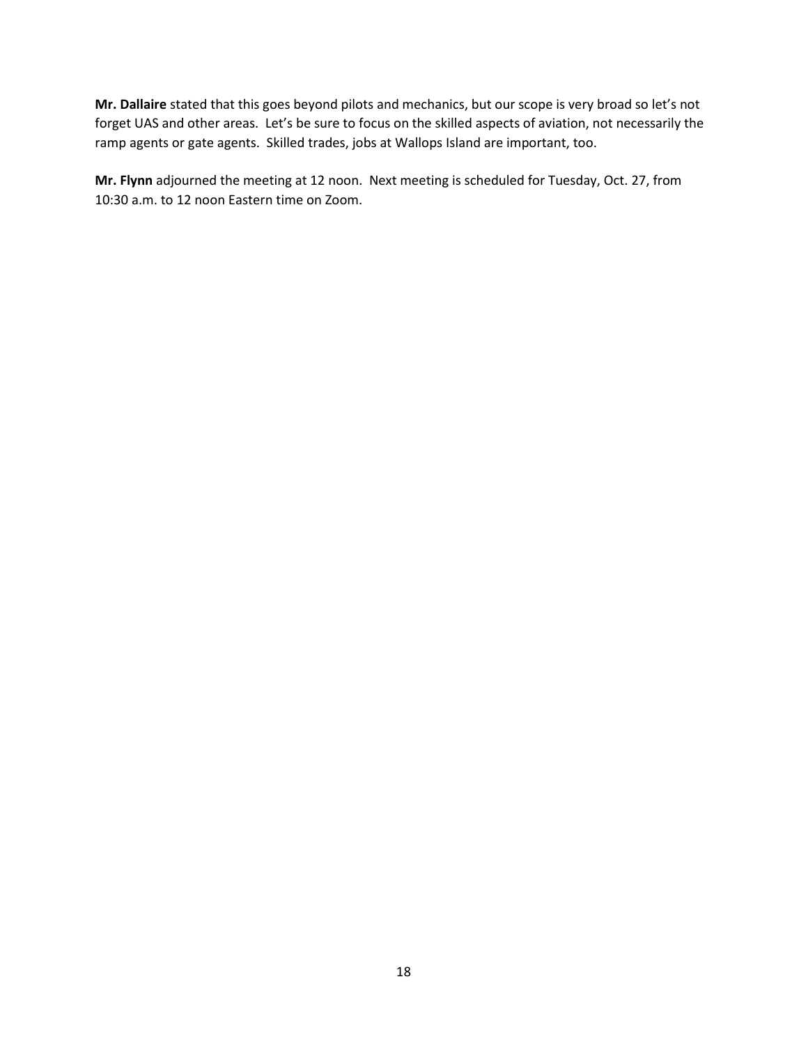**Mr. Dallaire** stated that this goes beyond pilots and mechanics, but our scope is very broad so let's not forget UAS and other areas. Let's be sure to focus on the skilled aspects of aviation, not necessarily the ramp agents or gate agents. Skilled trades, jobs at Wallops Island are important, too.

**Mr. Flynn** adjourned the meeting at 12 noon. Next meeting is scheduled for Tuesday, Oct. 27, from 10:30 a.m. to 12 noon Eastern time on Zoom.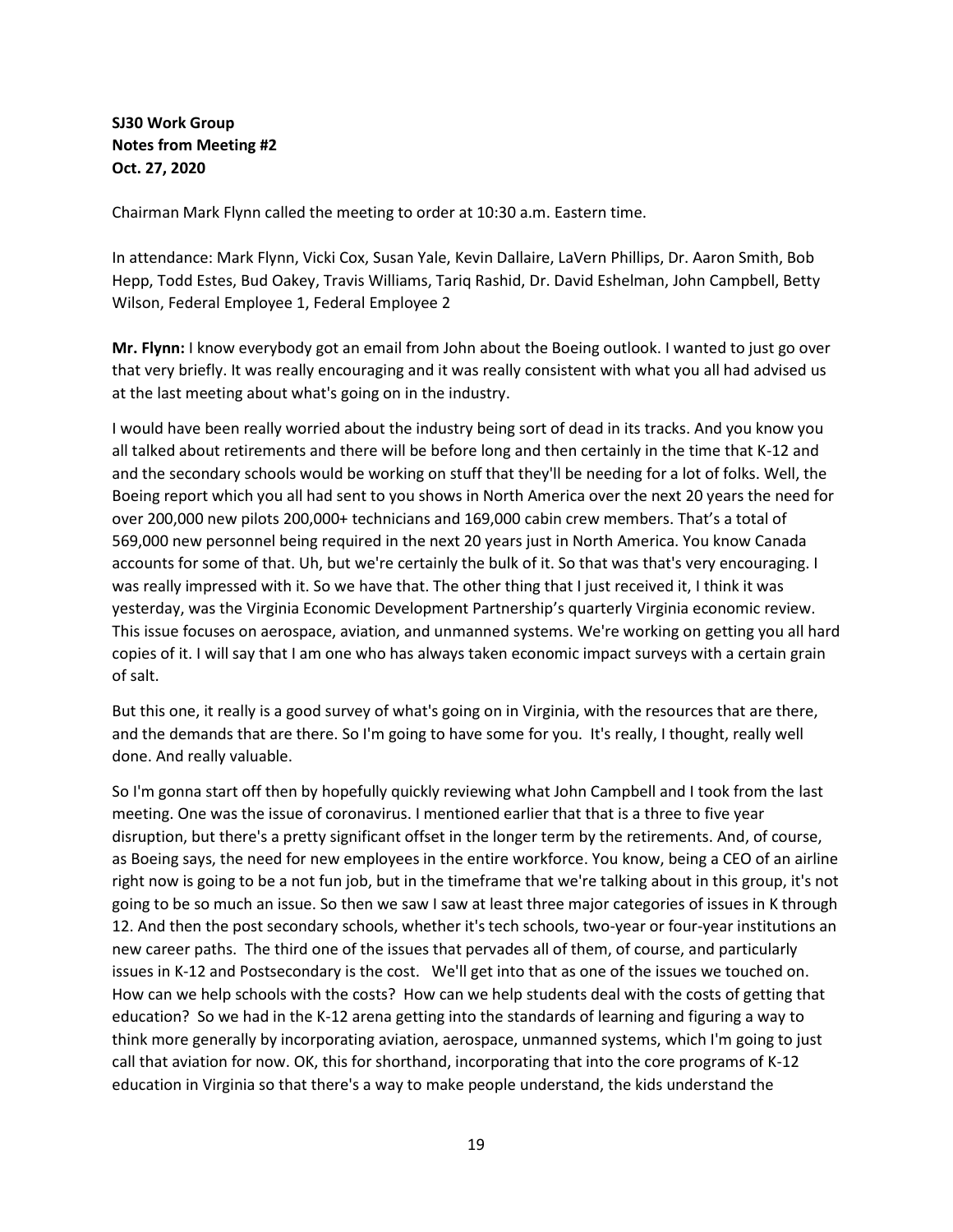**SJ30 Work Group**
**Notes from Meeting #2**
**Oct. 27, 2020**

Chairman Mark Flynn called the meeting to order at 10:30 a.m. Eastern time.

In attendance: Mark Flynn, Vicki Cox, Susan Yale, Kevin Dallaire, LaVern Phillips, Dr. Aaron Smith, Bob Hepp, Todd Estes, Bud Oakey, Travis Williams, Tariq Rashid, Dr. David Eshelman, John Campbell, Betty Wilson, Federal Employee 1, Federal Employee 2

**Mr. Flynn:** I know everybody got an email from John about the Boeing outlook. I wanted to just go over that very briefly. It was really encouraging and it was really consistent with what you all had advised us at the last meeting about what's going on in the industry.

I would have been really worried about the industry being sort of dead in its tracks. And you know you all talked about retirements and there will be before long and then certainly in the time that K-12 and and the secondary schools would be working on stuff that they'll be needing for a lot of folks. Well, the Boeing report which you all had sent to you shows in North America over the next 20 years the need for over 200,000 new pilots 200,000+ technicians and 169,000 cabin crew members. That's a total of 569,000 new personnel being required in the next 20 years just in North America. You know Canada accounts for some of that. Uh, but we're certainly the bulk of it. So that was that's very encouraging. I was really impressed with it. So we have that. The other thing that I just received it, I think it was yesterday, was the Virginia Economic Development Partnership's quarterly Virginia economic review. This issue focuses on aerospace, aviation, and unmanned systems. We're working on getting you all hard copies of it. I will say that I am one who has always taken economic impact surveys with a certain grain of salt.

But this one, it really is a good survey of what's going on in Virginia, with the resources that are there, and the demands that are there. So I'm going to have some for you. It's really, I thought, really well done. And really valuable.

So I'm gonna start off then by hopefully quickly reviewing what John Campbell and I took from the last meeting. One was the issue of coronavirus. I mentioned earlier that that is a three to five year disruption, but there's a pretty significant offset in the longer term by the retirements. And, of course, as Boeing says, the need for new employees in the entire workforce. You know, being a CEO of an airline right now is going to be a not fun job, but in the timeframe that we're talking about in this group, it's not going to be so much an issue. So then we saw I saw at least three major categories of issues in K through 12. And then the post secondary schools, whether it's tech schools, two-year or four-year institutions an new career paths. The third one of the issues that pervades all of them, of course, and particularly issues in K-12 and Postsecondary is the cost. We'll get into that as one of the issues we touched on. How can we help schools with the costs? How can we help students deal with the costs of getting that education? So we had in the K-12 arena getting into the standards of learning and figuring a way to think more generally by incorporating aviation, aerospace, unmanned systems, which I'm going to just call that aviation for now. OK, this for shorthand, incorporating that into the core programs of K-12 education in Virginia so that there's a way to make people understand, the kids understand the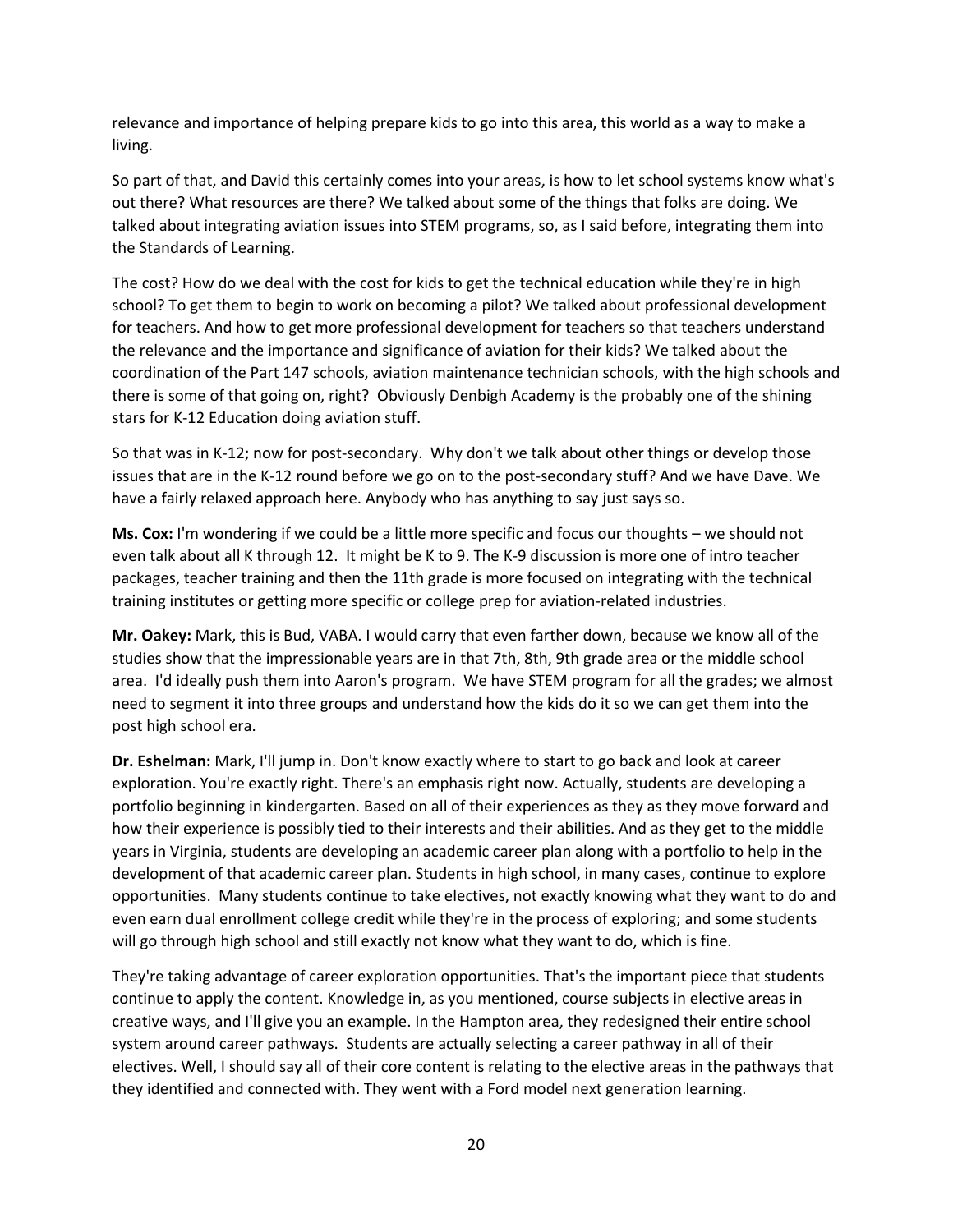relevance and importance of helping prepare kids to go into this area, this world as a way to make a living.

So part of that, and David this certainly comes into your areas, is how to let school systems know what's out there? What resources are there? We talked about some of the things that folks are doing. We talked about integrating aviation issues into STEM programs, so, as I said before, integrating them into the Standards of Learning.

The cost? How do we deal with the cost for kids to get the technical education while they're in high school? To get them to begin to work on becoming a pilot? We talked about professional development for teachers. And how to get more professional development for teachers so that teachers understand the relevance and the importance and significance of aviation for their kids? We talked about the coordination of the Part 147 schools, aviation maintenance technician schools, with the high schools and there is some of that going on, right? Obviously Denbigh Academy is the probably one of the shining stars for K-12 Education doing aviation stuff.

So that was in K-12; now for post-secondary. Why don't we talk about other things or develop those issues that are in the K-12 round before we go on to the post-secondary stuff? And we have Dave. We have a fairly relaxed approach here. Anybody who has anything to say just says so.

**Ms. Cox:** I'm wondering if we could be a little more specific and focus our thoughts – we should not even talk about all K through 12. It might be K to 9. The K-9 discussion is more one of intro teacher packages, teacher training and then the 11th grade is more focused on integrating with the technical training institutes or getting more specific or college prep for aviation-related industries.

**Mr. Oakey:** Mark, this is Bud, VABA. I would carry that even farther down, because we know all of the studies show that the impressionable years are in that 7th, 8th, 9th grade area or the middle school area. I'd ideally push them into Aaron's program. We have STEM program for all the grades; we almost need to segment it into three groups and understand how the kids do it so we can get them into the post high school era.

**Dr. Eshelman:** Mark, I'll jump in. Don't know exactly where to start to go back and look at career exploration. You're exactly right. There's an emphasis right now. Actually, students are developing a portfolio beginning in kindergarten. Based on all of their experiences as they as they move forward and how their experience is possibly tied to their interests and their abilities. And as they get to the middle years in Virginia, students are developing an academic career plan along with a portfolio to help in the development of that academic career plan. Students in high school, in many cases, continue to explore opportunities. Many students continue to take electives, not exactly knowing what they want to do and even earn dual enrollment college credit while they're in the process of exploring; and some students will go through high school and still exactly not know what they want to do, which is fine.

They're taking advantage of career exploration opportunities. That's the important piece that students continue to apply the content. Knowledge in, as you mentioned, course subjects in elective areas in creative ways, and I'll give you an example. In the Hampton area, they redesigned their entire school system around career pathways. Students are actually selecting a career pathway in all of their electives. Well, I should say all of their core content is relating to the elective areas in the pathways that they identified and connected with. They went with a Ford model next generation learning.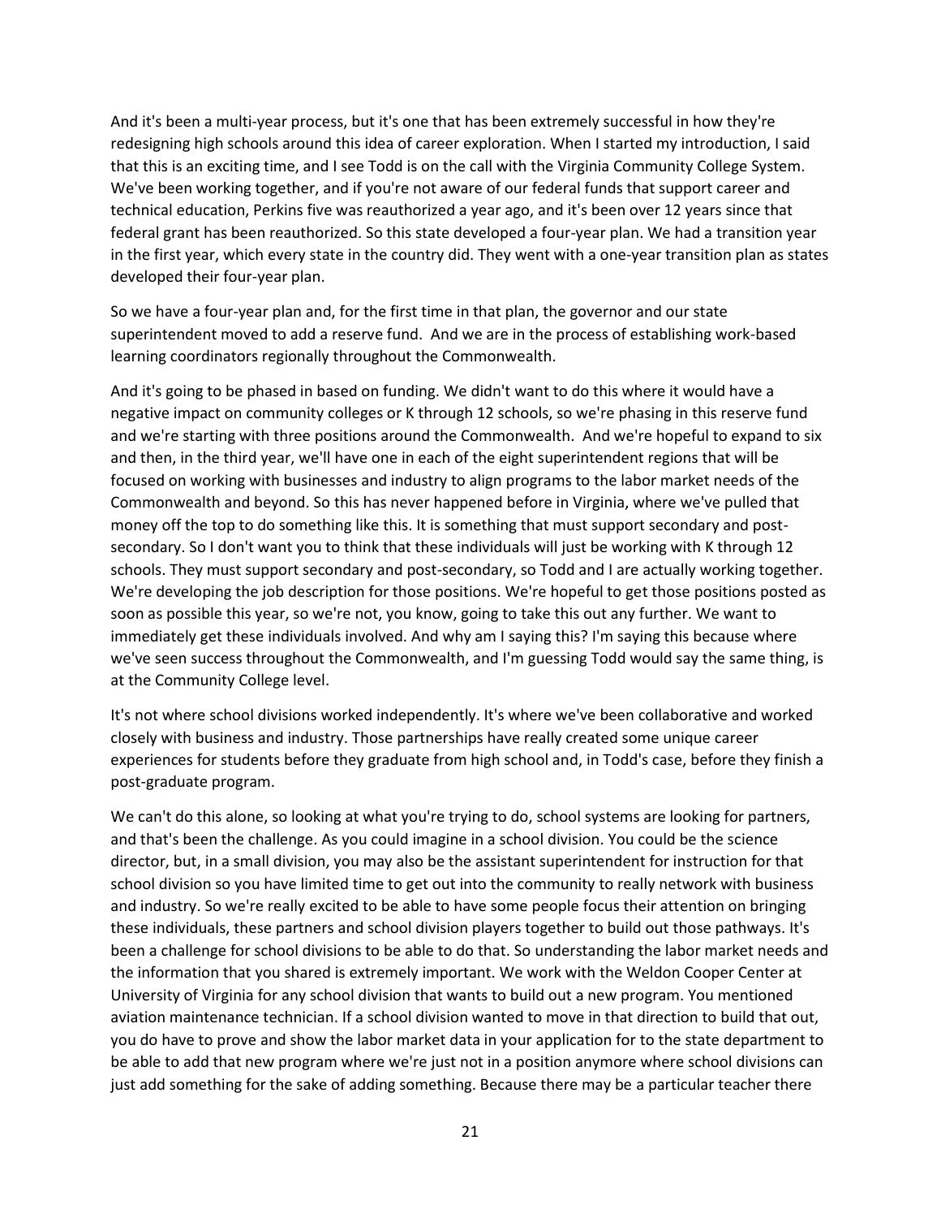And it's been a multi-year process, but it's one that has been extremely successful in how they're redesigning high schools around this idea of career exploration. When I started my introduction, I said that this is an exciting time, and I see Todd is on the call with the Virginia Community College System. We've been working together, and if you're not aware of our federal funds that support career and technical education, Perkins five was reauthorized a year ago, and it's been over 12 years since that federal grant has been reauthorized. So this state developed a four-year plan. We had a transition year in the first year, which every state in the country did. They went with a one-year transition plan as states developed their four-year plan.

So we have a four-year plan and, for the first time in that plan, the governor and our state superintendent moved to add a reserve fund. And we are in the process of establishing work-based learning coordinators regionally throughout the Commonwealth.

And it's going to be phased in based on funding. We didn't want to do this where it would have a negative impact on community colleges or K through 12 schools, so we're phasing in this reserve fund and we're starting with three positions around the Commonwealth. And we're hopeful to expand to six and then, in the third year, we'll have one in each of the eight superintendent regions that will be focused on working with businesses and industry to align programs to the labor market needs of the Commonwealth and beyond. So this has never happened before in Virginia, where we've pulled that money off the top to do something like this. It is something that must support secondary and post-secondary. So I don't want you to think that these individuals will just be working with K through 12 schools. They must support secondary and post-secondary, so Todd and I are actually working together. We're developing the job description for those positions. We're hopeful to get those positions posted as soon as possible this year, so we're not, you know, going to take this out any further. We want to immediately get these individuals involved. And why am I saying this? I'm saying this because where we've seen success throughout the Commonwealth, and I'm guessing Todd would say the same thing, is at the Community College level.

It's not where school divisions worked independently. It's where we've been collaborative and worked closely with business and industry. Those partnerships have really created some unique career experiences for students before they graduate from high school and, in Todd's case, before they finish a post-graduate program.

We can't do this alone, so looking at what you're trying to do, school systems are looking for partners, and that's been the challenge. As you could imagine in a school division. You could be the science director, but, in a small division, you may also be the assistant superintendent for instruction for that school division so you have limited time to get out into the community to really network with business and industry. So we're really excited to be able to have some people focus their attention on bringing these individuals, these partners and school division players together to build out those pathways. It's been a challenge for school divisions to be able to do that. So understanding the labor market needs and the information that you shared is extremely important. We work with the Weldon Cooper Center at University of Virginia for any school division that wants to build out a new program. You mentioned aviation maintenance technician. If a school division wanted to move in that direction to build that out, you do have to prove and show the labor market data in your application for to the state department to be able to add that new program where we're just not in a position anymore where school divisions can just add something for the sake of adding something. Because there may be a particular teacher there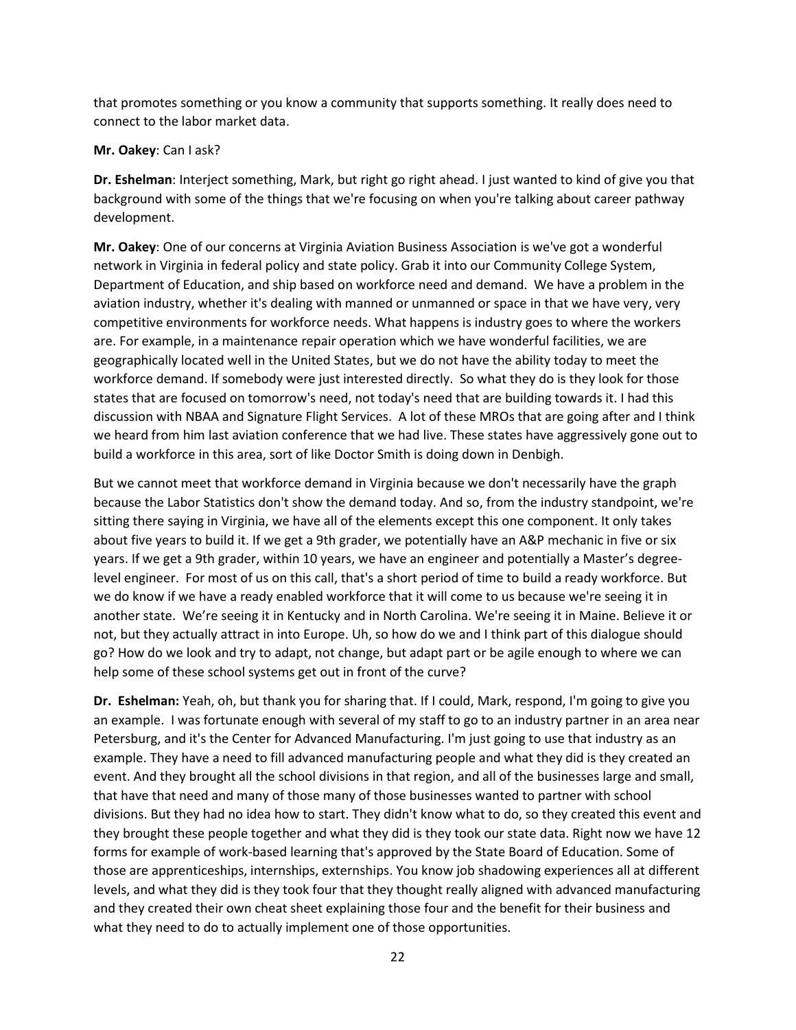that promotes something or you know a community that supports something. It really does need to connect to the labor market data.

**Mr. Oakey**: Can I ask?

**Dr. Eshelman**: Interject something, Mark, but right go right ahead. I just wanted to kind of give you that background with some of the things that we're focusing on when you're talking about career pathway development.

**Mr. Oakey**: One of our concerns at Virginia Aviation Business Association is we've got a wonderful network in Virginia in federal policy and state policy. Grab it into our Community College System, Department of Education, and ship based on workforce need and demand. We have a problem in the aviation industry, whether it's dealing with manned or unmanned or space in that we have very, very competitive environments for workforce needs. What happens is industry goes to where the workers are. For example, in a maintenance repair operation which we have wonderful facilities, we are geographically located well in the United States, but we do not have the ability today to meet the workforce demand. If somebody were just interested directly. So what they do is they look for those states that are focused on tomorrow's need, not today's need that are building towards it. I had this discussion with NBAA and Signature Flight Services. A lot of these MROs that are going after and I think we heard from him last aviation conference that we had live. These states have aggressively gone out to build a workforce in this area, sort of like Doctor Smith is doing down in Denbigh.

But we cannot meet that workforce demand in Virginia because we don't necessarily have the graph because the Labor Statistics don't show the demand today. And so, from the industry standpoint, we're sitting there saying in Virginia, we have all of the elements except this one component. It only takes about five years to build it. If we get a 9th grader, we potentially have an A&P mechanic in five or six years. If we get a 9th grader, within 10 years, we have an engineer and potentially a Master's degree-level engineer. For most of us on this call, that's a short period of time to build a ready workforce. But we do know if we have a ready enabled workforce that it will come to us because we're seeing it in another state. We're seeing it in Kentucky and in North Carolina. We're seeing it in Maine. Believe it or not, but they actually attract in into Europe. Uh, so how do we and I think part of this dialogue should go? How do we look and try to adapt, not change, but adapt part or be agile enough to where we can help some of these school systems get out in front of the curve?

**Dr. Eshelman:** Yeah, oh, but thank you for sharing that. If I could, Mark, respond, I'm going to give you an example. I was fortunate enough with several of my staff to go to an industry partner in an area near Petersburg, and it's the Center for Advanced Manufacturing. I'm just going to use that industry as an example. They have a need to fill advanced manufacturing people and what they did is they created an event. And they brought all the school divisions in that region, and all of the businesses large and small, that have that need and many of those many of those businesses wanted to partner with school divisions. But they had no idea how to start. They didn't know what to do, so they created this event and they brought these people together and what they did is they took our state data. Right now we have 12 forms for example of work-based learning that's approved by the State Board of Education. Some of those are apprenticeships, internships, externships. You know job shadowing experiences all at different levels, and what they did is they took four that they thought really aligned with advanced manufacturing and they created their own cheat sheet explaining those four and the benefit for their business and what they need to do to actually implement one of those opportunities.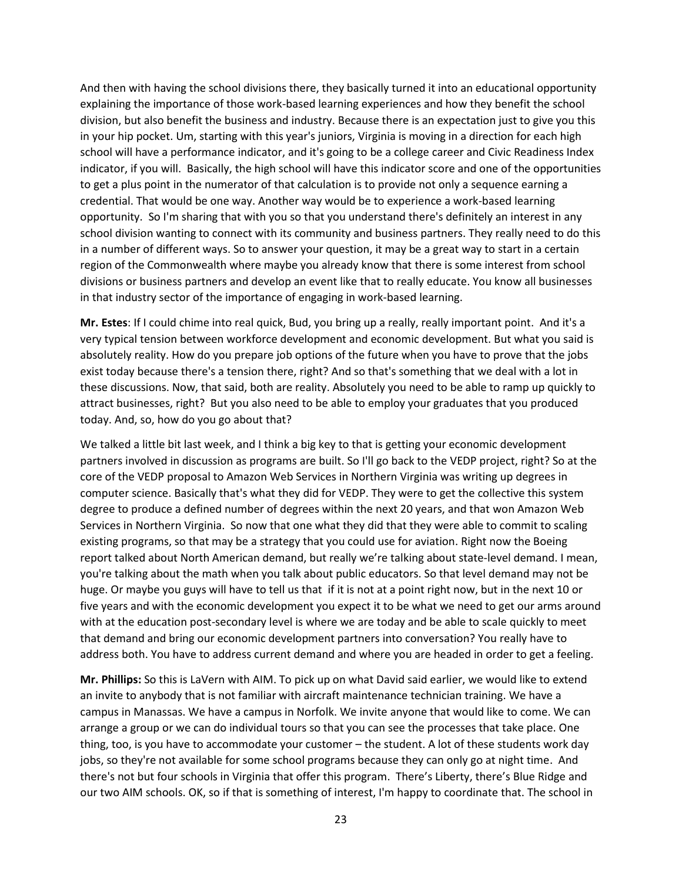And then with having the school divisions there, they basically turned it into an educational opportunity explaining the importance of those work-based learning experiences and how they benefit the school division, but also benefit the business and industry. Because there is an expectation just to give you this in your hip pocket. Um, starting with this year's juniors, Virginia is moving in a direction for each high school will have a performance indicator, and it's going to be a college career and Civic Readiness Index indicator, if you will. Basically, the high school will have this indicator score and one of the opportunities to get a plus point in the numerator of that calculation is to provide not only a sequence earning a credential. That would be one way. Another way would be to experience a work-based learning opportunity. So I'm sharing that with you so that you understand there's definitely an interest in any school division wanting to connect with its community and business partners. They really need to do this in a number of different ways. So to answer your question, it may be a great way to start in a certain region of the Commonwealth where maybe you already know that there is some interest from school divisions or business partners and develop an event like that to really educate. You know all businesses in that industry sector of the importance of engaging in work-based learning.

**Mr. Estes**: If I could chime into real quick, Bud, you bring up a really, really important point. And it's a very typical tension between workforce development and economic development. But what you said is absolutely reality. How do you prepare job options of the future when you have to prove that the jobs exist today because there's a tension there, right? And so that's something that we deal with a lot in these discussions. Now, that said, both are reality. Absolutely you need to be able to ramp up quickly to attract businesses, right? But you also need to be able to employ your graduates that you produced today. And, so, how do you go about that?

We talked a little bit last week, and I think a big key to that is getting your economic development partners involved in discussion as programs are built. So I'll go back to the VEDP project, right? So at the core of the VEDP proposal to Amazon Web Services in Northern Virginia was writing up degrees in computer science. Basically that's what they did for VEDP. They were to get the collective this system degree to produce a defined number of degrees within the next 20 years, and that won Amazon Web Services in Northern Virginia. So now that one what they did that they were able to commit to scaling existing programs, so that may be a strategy that you could use for aviation. Right now the Boeing report talked about North American demand, but really we're talking about state-level demand. I mean, you're talking about the math when you talk about public educators. So that level demand may not be huge. Or maybe you guys will have to tell us that if it is not at a point right now, but in the next 10 or five years and with the economic development you expect it to be what we need to get our arms around with at the education post-secondary level is where we are today and be able to scale quickly to meet that demand and bring our economic development partners into conversation? You really have to address both. You have to address current demand and where you are headed in order to get a feeling.

**Mr. Phillips:** So this is LaVern with AIM. To pick up on what David said earlier, we would like to extend an invite to anybody that is not familiar with aircraft maintenance technician training. We have a campus in Manassas. We have a campus in Norfolk. We invite anyone that would like to come. We can arrange a group or we can do individual tours so that you can see the processes that take place. One thing, too, is you have to accommodate your customer – the student. A lot of these students work day jobs, so they're not available for some school programs because they can only go at night time. And there's not but four schools in Virginia that offer this program. There's Liberty, there's Blue Ridge and our two AIM schools. OK, so if that is something of interest, I'm happy to coordinate that. The school in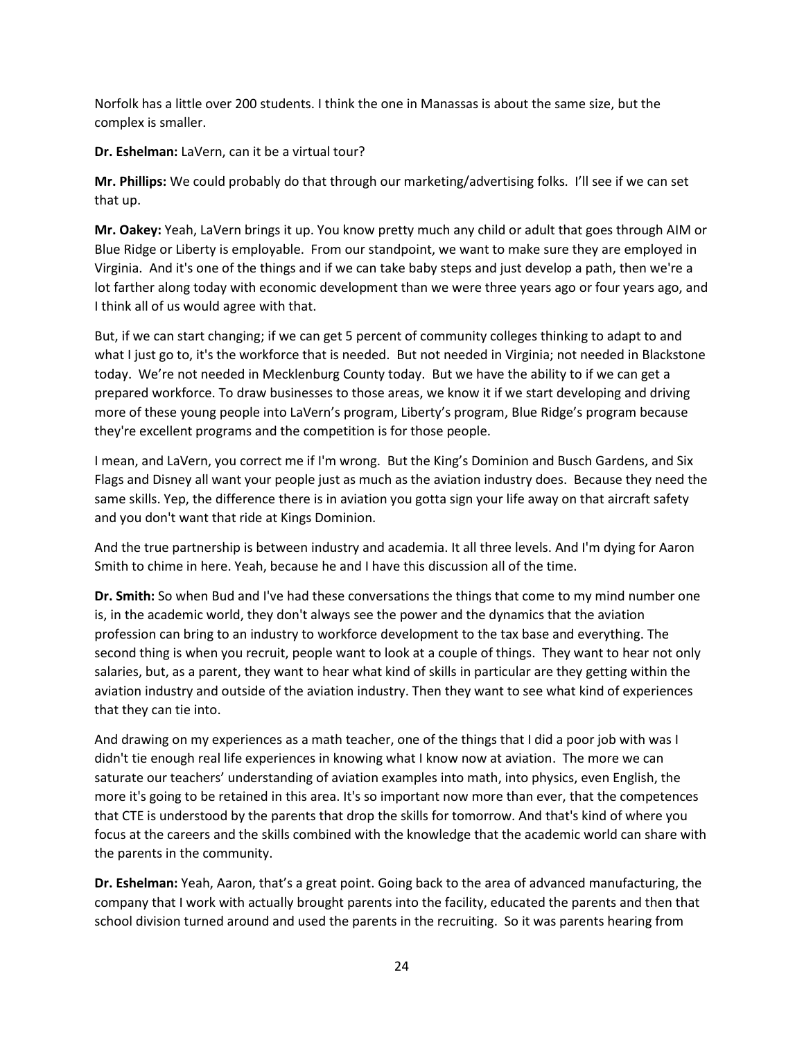Norfolk has a little over 200 students. I think the one in Manassas is about the same size, but the complex is smaller.

**Dr. Eshelman:** LaVern, can it be a virtual tour?

**Mr. Phillips:** We could probably do that through our marketing/advertising folks. I'll see if we can set that up.

**Mr. Oakey:** Yeah, LaVern brings it up. You know pretty much any child or adult that goes through AIM or Blue Ridge or Liberty is employable. From our standpoint, we want to make sure they are employed in Virginia. And it's one of the things and if we can take baby steps and just develop a path, then we're a lot farther along today with economic development than we were three years ago or four years ago, and I think all of us would agree with that.

But, if we can start changing; if we can get 5 percent of community colleges thinking to adapt to and what I just go to, it's the workforce that is needed. But not needed in Virginia; not needed in Blackstone today. We're not needed in Mecklenburg County today. But we have the ability to if we can get a prepared workforce. To draw businesses to those areas, we know it if we start developing and driving more of these young people into LaVern's program, Liberty's program, Blue Ridge's program because they're excellent programs and the competition is for those people.

I mean, and LaVern, you correct me if I'm wrong. But the King's Dominion and Busch Gardens, and Six Flags and Disney all want your people just as much as the aviation industry does. Because they need the same skills. Yep, the difference there is in aviation you gotta sign your life away on that aircraft safety and you don't want that ride at Kings Dominion.

And the true partnership is between industry and academia. It all three levels. And I'm dying for Aaron Smith to chime in here. Yeah, because he and I have this discussion all of the time.

**Dr. Smith:** So when Bud and I've had these conversations the things that come to my mind number one is, in the academic world, they don't always see the power and the dynamics that the aviation profession can bring to an industry to workforce development to the tax base and everything. The second thing is when you recruit, people want to look at a couple of things. They want to hear not only salaries, but, as a parent, they want to hear what kind of skills in particular are they getting within the aviation industry and outside of the aviation industry. Then they want to see what kind of experiences that they can tie into.

And drawing on my experiences as a math teacher, one of the things that I did a poor job with was I didn't tie enough real life experiences in knowing what I know now at aviation. The more we can saturate our teachers' understanding of aviation examples into math, into physics, even English, the more it's going to be retained in this area. It's so important now more than ever, that the competences that CTE is understood by the parents that drop the skills for tomorrow. And that's kind of where you focus at the careers and the skills combined with the knowledge that the academic world can share with the parents in the community.

**Dr. Eshelman:** Yeah, Aaron, that's a great point. Going back to the area of advanced manufacturing, the company that I work with actually brought parents into the facility, educated the parents and then that school division turned around and used the parents in the recruiting. So it was parents hearing from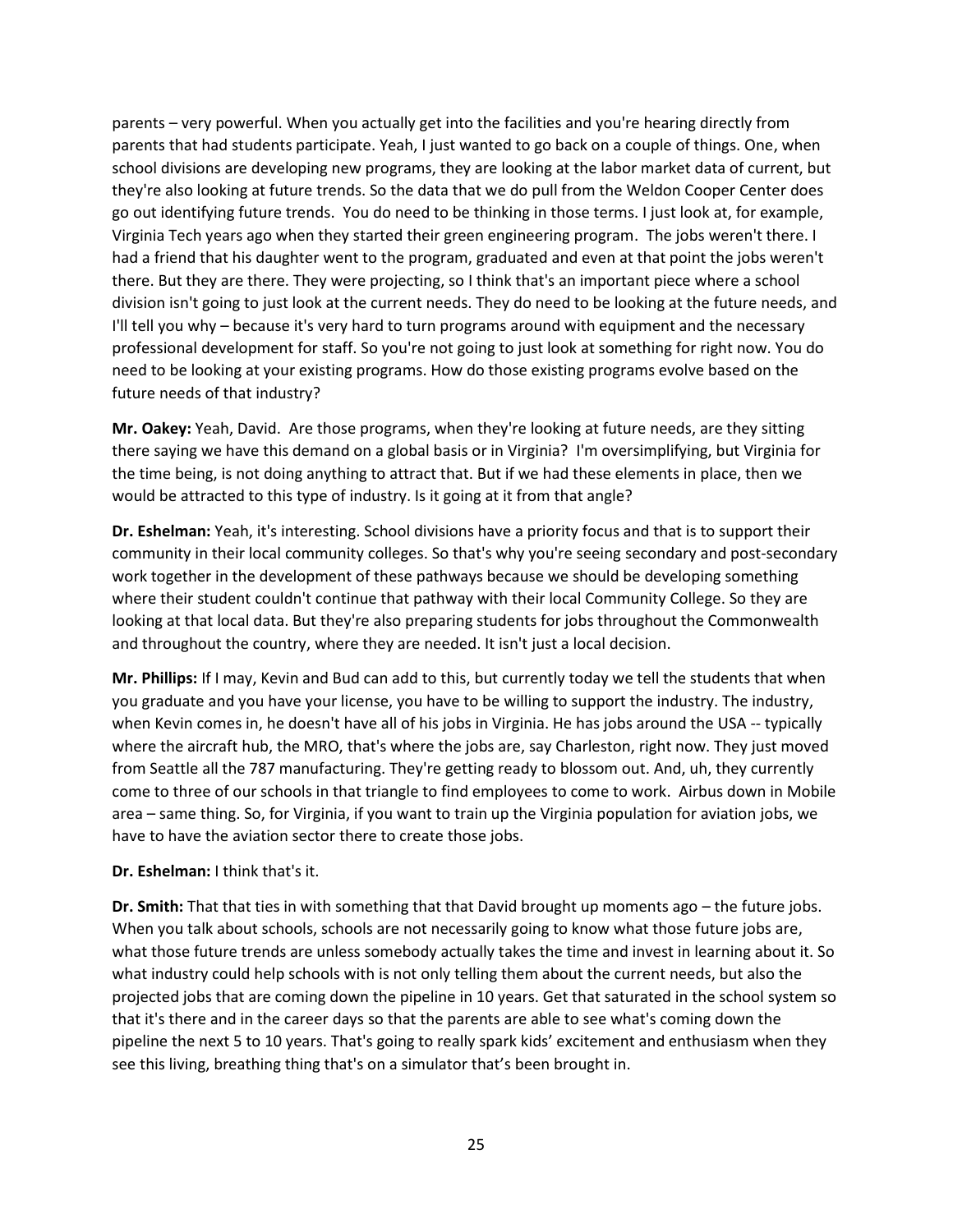parents – very powerful. When you actually get into the facilities and you're hearing directly from parents that had students participate. Yeah, I just wanted to go back on a couple of things. One, when school divisions are developing new programs, they are looking at the labor market data of current, but they're also looking at future trends. So the data that we do pull from the Weldon Cooper Center does go out identifying future trends. You do need to be thinking in those terms. I just look at, for example, Virginia Tech years ago when they started their green engineering program. The jobs weren't there. I had a friend that his daughter went to the program, graduated and even at that point the jobs weren't there. But they are there. They were projecting, so I think that's an important piece where a school division isn't going to just look at the current needs. They do need to be looking at the future needs, and I'll tell you why – because it's very hard to turn programs around with equipment and the necessary professional development for staff. So you're not going to just look at something for right now. You do need to be looking at your existing programs. How do those existing programs evolve based on the future needs of that industry?

**Mr. Oakey:** Yeah, David. Are those programs, when they're looking at future needs, are they sitting there saying we have this demand on a global basis or in Virginia? I'm oversimplifying, but Virginia for the time being, is not doing anything to attract that. But if we had these elements in place, then we would be attracted to this type of industry. Is it going at it from that angle?

**Dr. Eshelman:** Yeah, it's interesting. School divisions have a priority focus and that is to support their community in their local community colleges. So that's why you're seeing secondary and post-secondary work together in the development of these pathways because we should be developing something where their student couldn't continue that pathway with their local Community College. So they are looking at that local data. But they're also preparing students for jobs throughout the Commonwealth and throughout the country, where they are needed. It isn't just a local decision.

**Mr. Phillips:** If I may, Kevin and Bud can add to this, but currently today we tell the students that when you graduate and you have your license, you have to be willing to support the industry. The industry, when Kevin comes in, he doesn't have all of his jobs in Virginia. He has jobs around the USA -- typically where the aircraft hub, the MRO, that's where the jobs are, say Charleston, right now. They just moved from Seattle all the 787 manufacturing. They're getting ready to blossom out. And, uh, they currently come to three of our schools in that triangle to find employees to come to work. Airbus down in Mobile area – same thing. So, for Virginia, if you want to train up the Virginia population for aviation jobs, we have to have the aviation sector there to create those jobs.

**Dr. Eshelman:** I think that's it.

**Dr. Smith:** That that ties in with something that that David brought up moments ago – the future jobs. When you talk about schools, schools are not necessarily going to know what those future jobs are, what those future trends are unless somebody actually takes the time and invest in learning about it. So what industry could help schools with is not only telling them about the current needs, but also the projected jobs that are coming down the pipeline in 10 years. Get that saturated in the school system so that it's there and in the career days so that the parents are able to see what's coming down the pipeline the next 5 to 10 years. That's going to really spark kids' excitement and enthusiasm when they see this living, breathing thing that's on a simulator that's been brought in.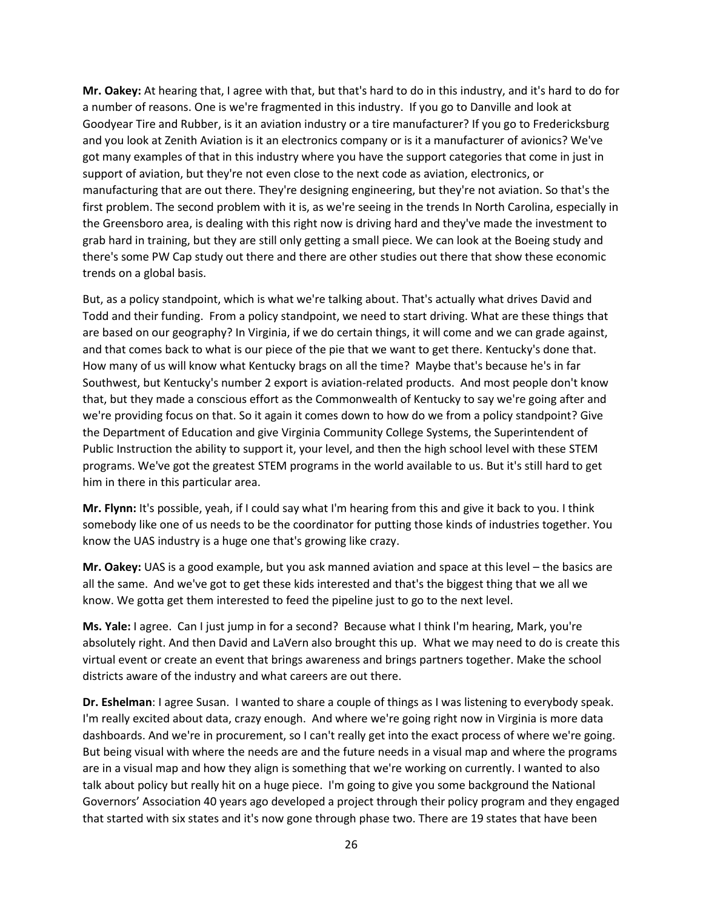**Mr. Oakey:** At hearing that, I agree with that, but that's hard to do in this industry, and it's hard to do for a number of reasons. One is we're fragmented in this industry. If you go to Danville and look at Goodyear Tire and Rubber, is it an aviation industry or a tire manufacturer? If you go to Fredericksburg and you look at Zenith Aviation is it an electronics company or is it a manufacturer of avionics? We've got many examples of that in this industry where you have the support categories that come in just in support of aviation, but they're not even close to the next code as aviation, electronics, or manufacturing that are out there. They're designing engineering, but they're not aviation. So that's the first problem. The second problem with it is, as we're seeing in the trends In North Carolina, especially in the Greensboro area, is dealing with this right now is driving hard and they've made the investment to grab hard in training, but they are still only getting a small piece. We can look at the Boeing study and there's some PW Cap study out there and there are other studies out there that show these economic trends on a global basis.

But, as a policy standpoint, which is what we're talking about. That's actually what drives David and Todd and their funding. From a policy standpoint, we need to start driving. What are these things that are based on our geography? In Virginia, if we do certain things, it will come and we can grade against, and that comes back to what is our piece of the pie that we want to get there. Kentucky's done that. How many of us will know what Kentucky brags on all the time? Maybe that's because he's in far Southwest, but Kentucky's number 2 export is aviation-related products. And most people don't know that, but they made a conscious effort as the Commonwealth of Kentucky to say we're going after and we're providing focus on that. So it again it comes down to how do we from a policy standpoint? Give the Department of Education and give Virginia Community College Systems, the Superintendent of Public Instruction the ability to support it, your level, and then the high school level with these STEM programs. We've got the greatest STEM programs in the world available to us. But it's still hard to get him in there in this particular area.

**Mr. Flynn:** It's possible, yeah, if I could say what I'm hearing from this and give it back to you. I think somebody like one of us needs to be the coordinator for putting those kinds of industries together. You know the UAS industry is a huge one that's growing like crazy.

**Mr. Oakey:** UAS is a good example, but you ask manned aviation and space at this level – the basics are all the same. And we've got to get these kids interested and that's the biggest thing that we all we know. We gotta get them interested to feed the pipeline just to go to the next level.

**Ms. Yale:** I agree. Can I just jump in for a second? Because what I think I'm hearing, Mark, you're absolutely right. And then David and LaVern also brought this up. What we may need to do is create this virtual event or create an event that brings awareness and brings partners together. Make the school districts aware of the industry and what careers are out there.

**Dr. Eshelman**: I agree Susan. I wanted to share a couple of things as I was listening to everybody speak. I'm really excited about data, crazy enough. And where we're going right now in Virginia is more data dashboards. And we're in procurement, so I can't really get into the exact process of where we're going. But being visual with where the needs are and the future needs in a visual map and where the programs are in a visual map and how they align is something that we're working on currently. I wanted to also talk about policy but really hit on a huge piece. I'm going to give you some background the National Governors' Association 40 years ago developed a project through their policy program and they engaged that started with six states and it's now gone through phase two. There are 19 states that have been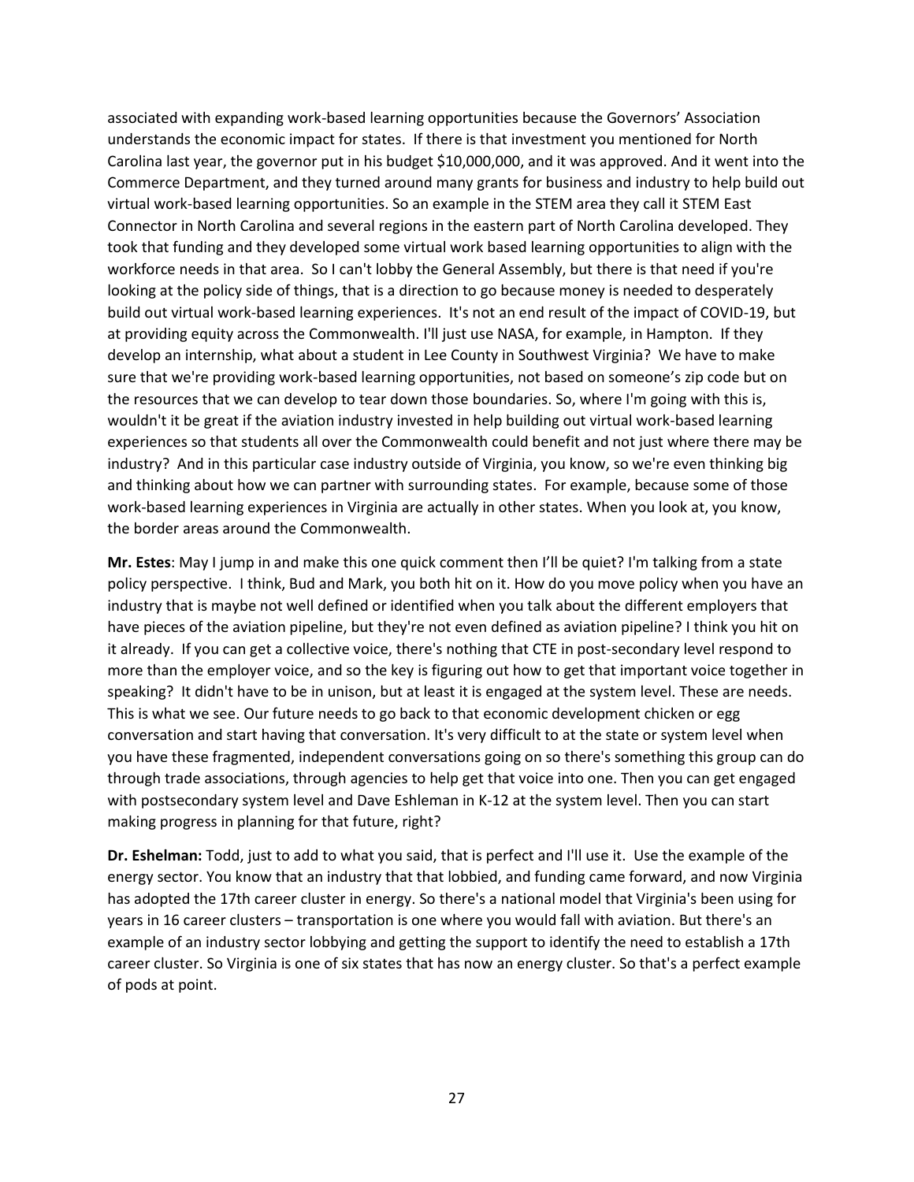associated with expanding work-based learning opportunities because the Governors' Association understands the economic impact for states. If there is that investment you mentioned for North Carolina last year, the governor put in his budget $10,000,000, and it was approved. And it went into the Commerce Department, and they turned around many grants for business and industry to help build out virtual work-based learning opportunities. So an example in the STEM area they call it STEM East Connector in North Carolina and several regions in the eastern part of North Carolina developed. They took that funding and they developed some virtual work based learning opportunities to align with the workforce needs in that area. So I can't lobby the General Assembly, but there is that need if you're looking at the policy side of things, that is a direction to go because money is needed to desperately build out virtual work-based learning experiences. It's not an end result of the impact of COVID-19, but at providing equity across the Commonwealth. I'll just use NASA, for example, in Hampton. If they develop an internship, what about a student in Lee County in Southwest Virginia? We have to make sure that we're providing work-based learning opportunities, not based on someone's zip code but on the resources that we can develop to tear down those boundaries. So, where I'm going with this is, wouldn't it be great if the aviation industry invested in help building out virtual work-based learning experiences so that students all over the Commonwealth could benefit and not just where there may be industry? And in this particular case industry outside of Virginia, you know, so we're even thinking big and thinking about how we can partner with surrounding states. For example, because some of those work-based learning experiences in Virginia are actually in other states. When you look at, you know, the border areas around the Commonwealth.

**Mr. Estes**: May I jump in and make this one quick comment then I'll be quiet? I'm talking from a state policy perspective. I think, Bud and Mark, you both hit on it. How do you move policy when you have an industry that is maybe not well defined or identified when you talk about the different employers that have pieces of the aviation pipeline, but they're not even defined as aviation pipeline? I think you hit on it already. If you can get a collective voice, there's nothing that CTE in post-secondary level respond to more than the employer voice, and so the key is figuring out how to get that important voice together in speaking? It didn't have to be in unison, but at least it is engaged at the system level. These are needs. This is what we see. Our future needs to go back to that economic development chicken or egg conversation and start having that conversation. It's very difficult to at the state or system level when you have these fragmented, independent conversations going on so there's something this group can do through trade associations, through agencies to help get that voice into one. Then you can get engaged with postsecondary system level and Dave Eshleman in K-12 at the system level. Then you can start making progress in planning for that future, right?

**Dr. Eshelman:** Todd, just to add to what you said, that is perfect and I'll use it. Use the example of the energy sector. You know that an industry that that lobbied, and funding came forward, and now Virginia has adopted the 17th career cluster in energy. So there's a national model that Virginia's been using for years in 16 career clusters – transportation is one where you would fall with aviation. But there's an example of an industry sector lobbying and getting the support to identify the need to establish a 17th career cluster. So Virginia is one of six states that has now an energy cluster. So that's a perfect example of pods at point.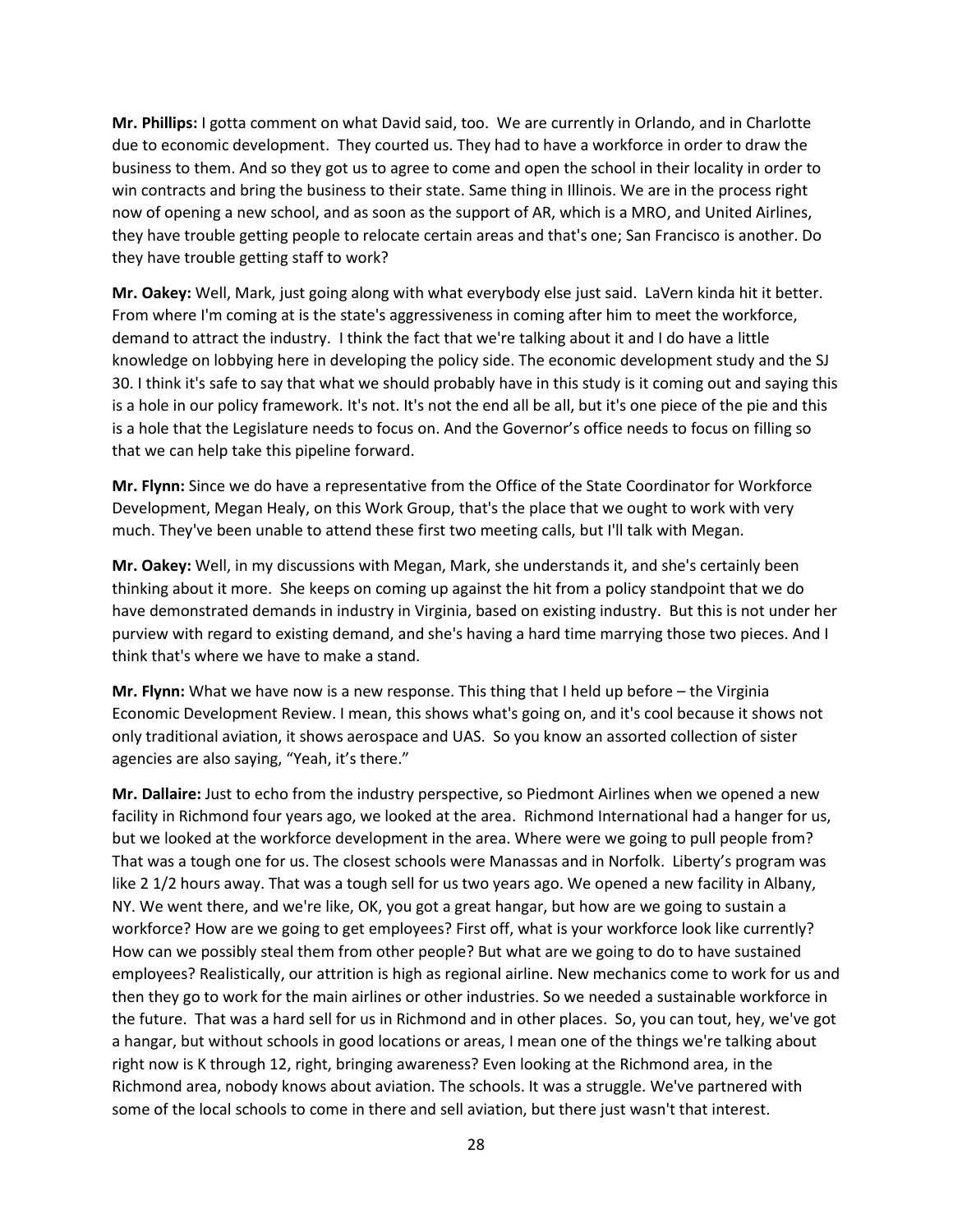**Mr. Phillips:** I gotta comment on what David said, too. We are currently in Orlando, and in Charlotte due to economic development. They courted us. They had to have a workforce in order to draw the business to them. And so they got us to agree to come and open the school in their locality in order to win contracts and bring the business to their state. Same thing in Illinois. We are in the process right now of opening a new school, and as soon as the support of AR, which is a MRO, and United Airlines, they have trouble getting people to relocate certain areas and that's one; San Francisco is another. Do they have trouble getting staff to work?

**Mr. Oakey:** Well, Mark, just going along with what everybody else just said. LaVern kinda hit it better. From where I'm coming at is the state's aggressiveness in coming after him to meet the workforce, demand to attract the industry. I think the fact that we're talking about it and I do have a little knowledge on lobbying here in developing the policy side. The economic development study and the SJ 30. I think it's safe to say that what we should probably have in this study is it coming out and saying this is a hole in our policy framework. It's not. It's not the end all be all, but it's one piece of the pie and this is a hole that the Legislature needs to focus on. And the Governor's office needs to focus on filling so that we can help take this pipeline forward.

**Mr. Flynn:** Since we do have a representative from the Office of the State Coordinator for Workforce Development, Megan Healy, on this Work Group, that's the place that we ought to work with very much. They've been unable to attend these first two meeting calls, but I'll talk with Megan.

**Mr. Oakey:** Well, in my discussions with Megan, Mark, she understands it, and she's certainly been thinking about it more. She keeps on coming up against the hit from a policy standpoint that we do have demonstrated demands in industry in Virginia, based on existing industry. But this is not under her purview with regard to existing demand, and she's having a hard time marrying those two pieces. And I think that's where we have to make a stand.

**Mr. Flynn:** What we have now is a new response. This thing that I held up before – the Virginia Economic Development Review. I mean, this shows what's going on, and it's cool because it shows not only traditional aviation, it shows aerospace and UAS. So you know an assorted collection of sister agencies are also saying, "Yeah, it's there."

**Mr. Dallaire:** Just to echo from the industry perspective, so Piedmont Airlines when we opened a new facility in Richmond four years ago, we looked at the area. Richmond International had a hanger for us, but we looked at the workforce development in the area. Where were we going to pull people from? That was a tough one for us. The closest schools were Manassas and in Norfolk. Liberty's program was like 2 1/2 hours away. That was a tough sell for us two years ago. We opened a new facility in Albany, NY. We went there, and we're like, OK, you got a great hangar, but how are we going to sustain a workforce? How are we going to get employees? First off, what is your workforce look like currently? How can we possibly steal them from other people? But what are we going to do to have sustained employees? Realistically, our attrition is high as regional airline. New mechanics come to work for us and then they go to work for the main airlines or other industries. So we needed a sustainable workforce in the future. That was a hard sell for us in Richmond and in other places. So, you can tout, hey, we've got a hangar, but without schools in good locations or areas, I mean one of the things we're talking about right now is K through 12, right, bringing awareness? Even looking at the Richmond area, in the Richmond area, nobody knows about aviation. The schools. It was a struggle. We've partnered with some of the local schools to come in there and sell aviation, but there just wasn't that interest.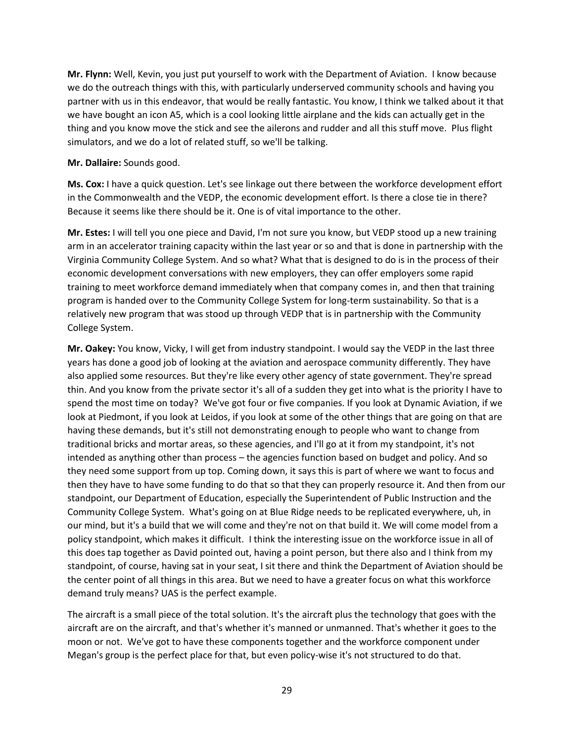**Mr. Flynn:** Well, Kevin, you just put yourself to work with the Department of Aviation. I know because we do the outreach things with this, with particularly underserved community schools and having you partner with us in this endeavor, that would be really fantastic. You know, I think we talked about it that we have bought an icon A5, which is a cool looking little airplane and the kids can actually get in the thing and you know move the stick and see the ailerons and rudder and all this stuff move. Plus flight simulators, and we do a lot of related stuff, so we'll be talking.

**Mr. Dallaire:** Sounds good.

**Ms. Cox:** I have a quick question. Let's see linkage out there between the workforce development effort in the Commonwealth and the VEDP, the economic development effort. Is there a close tie in there? Because it seems like there should be it. One is of vital importance to the other.

**Mr. Estes:** I will tell you one piece and David, I'm not sure you know, but VEDP stood up a new training arm in an accelerator training capacity within the last year or so and that is done in partnership with the Virginia Community College System. And so what? What that is designed to do is in the process of their economic development conversations with new employers, they can offer employers some rapid training to meet workforce demand immediately when that company comes in, and then that training program is handed over to the Community College System for long-term sustainability. So that is a relatively new program that was stood up through VEDP that is in partnership with the Community College System.

**Mr. Oakey:** You know, Vicky, I will get from industry standpoint. I would say the VEDP in the last three years has done a good job of looking at the aviation and aerospace community differently. They have also applied some resources. But they're like every other agency of state government. They're spread thin. And you know from the private sector it's all of a sudden they get into what is the priority I have to spend the most time on today? We've got four or five companies. If you look at Dynamic Aviation, if we look at Piedmont, if you look at Leidos, if you look at some of the other things that are going on that are having these demands, but it's still not demonstrating enough to people who want to change from traditional bricks and mortar areas, so these agencies, and I'll go at it from my standpoint, it's not intended as anything other than process – the agencies function based on budget and policy. And so they need some support from up top. Coming down, it says this is part of where we want to focus and then they have to have some funding to do that so that they can properly resource it. And then from our standpoint, our Department of Education, especially the Superintendent of Public Instruction and the Community College System. What's going on at Blue Ridge needs to be replicated everywhere, uh, in our mind, but it's a build that we will come and they're not on that build it. We will come model from a policy standpoint, which makes it difficult. I think the interesting issue on the workforce issue in all of this does tap together as David pointed out, having a point person, but there also and I think from my standpoint, of course, having sat in your seat, I sit there and think the Department of Aviation should be the center point of all things in this area. But we need to have a greater focus on what this workforce demand truly means? UAS is the perfect example.

The aircraft is a small piece of the total solution. It's the aircraft plus the technology that goes with the aircraft are on the aircraft, and that's whether it's manned or unmanned. That's whether it goes to the moon or not. We've got to have these components together and the workforce component under Megan's group is the perfect place for that, but even policy-wise it's not structured to do that.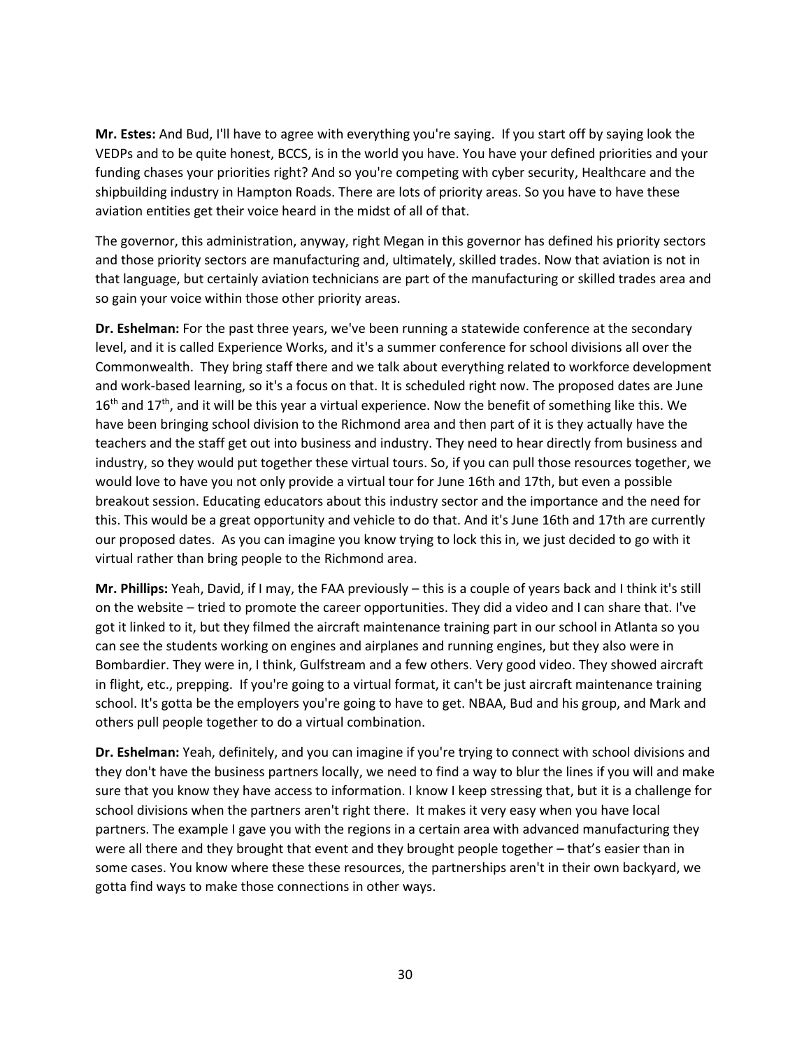**Mr. Estes:** And Bud, I'll have to agree with everything you're saying. If you start off by saying look the VEDPs and to be quite honest, BCCS, is in the world you have. You have your defined priorities and your funding chases your priorities right? And so you're competing with cyber security, Healthcare and the shipbuilding industry in Hampton Roads. There are lots of priority areas. So you have to have these aviation entities get their voice heard in the midst of all of that.

The governor, this administration, anyway, right Megan in this governor has defined his priority sectors and those priority sectors are manufacturing and, ultimately, skilled trades. Now that aviation is not in that language, but certainly aviation technicians are part of the manufacturing or skilled trades area and so gain your voice within those other priority areas.

**Dr. Eshelman:** For the past three years, we've been running a statewide conference at the secondary level, and it is called Experience Works, and it's a summer conference for school divisions all over the Commonwealth. They bring staff there and we talk about everything related to workforce development and work-based learning, so it's a focus on that. It is scheduled right now. The proposed dates are June 16th and 17th, and it will be this year a virtual experience. Now the benefit of something like this. We have been bringing school division to the Richmond area and then part of it is they actually have the teachers and the staff get out into business and industry. They need to hear directly from business and industry, so they would put together these virtual tours. So, if you can pull those resources together, we would love to have you not only provide a virtual tour for June 16th and 17th, but even a possible breakout session. Educating educators about this industry sector and the importance and the need for this. This would be a great opportunity and vehicle to do that. And it's June 16th and 17th are currently our proposed dates. As you can imagine you know trying to lock this in, we just decided to go with it virtual rather than bring people to the Richmond area.

**Mr. Phillips:** Yeah, David, if I may, the FAA previously – this is a couple of years back and I think it's still on the website – tried to promote the career opportunities. They did a video and I can share that. I've got it linked to it, but they filmed the aircraft maintenance training part in our school in Atlanta so you can see the students working on engines and airplanes and running engines, but they also were in Bombardier. They were in, I think, Gulfstream and a few others. Very good video. They showed aircraft in flight, etc., prepping. If you're going to a virtual format, it can't be just aircraft maintenance training school. It's gotta be the employers you're going to have to get. NBAA, Bud and his group, and Mark and others pull people together to do a virtual combination.

**Dr. Eshelman:** Yeah, definitely, and you can imagine if you're trying to connect with school divisions and they don't have the business partners locally, we need to find a way to blur the lines if you will and make sure that you know they have access to information. I know I keep stressing that, but it is a challenge for school divisions when the partners aren't right there. It makes it very easy when you have local partners. The example I gave you with the regions in a certain area with advanced manufacturing they were all there and they brought that event and they brought people together – that's easier than in some cases. You know where these these resources, the partnerships aren't in their own backyard, we gotta find ways to make those connections in other ways.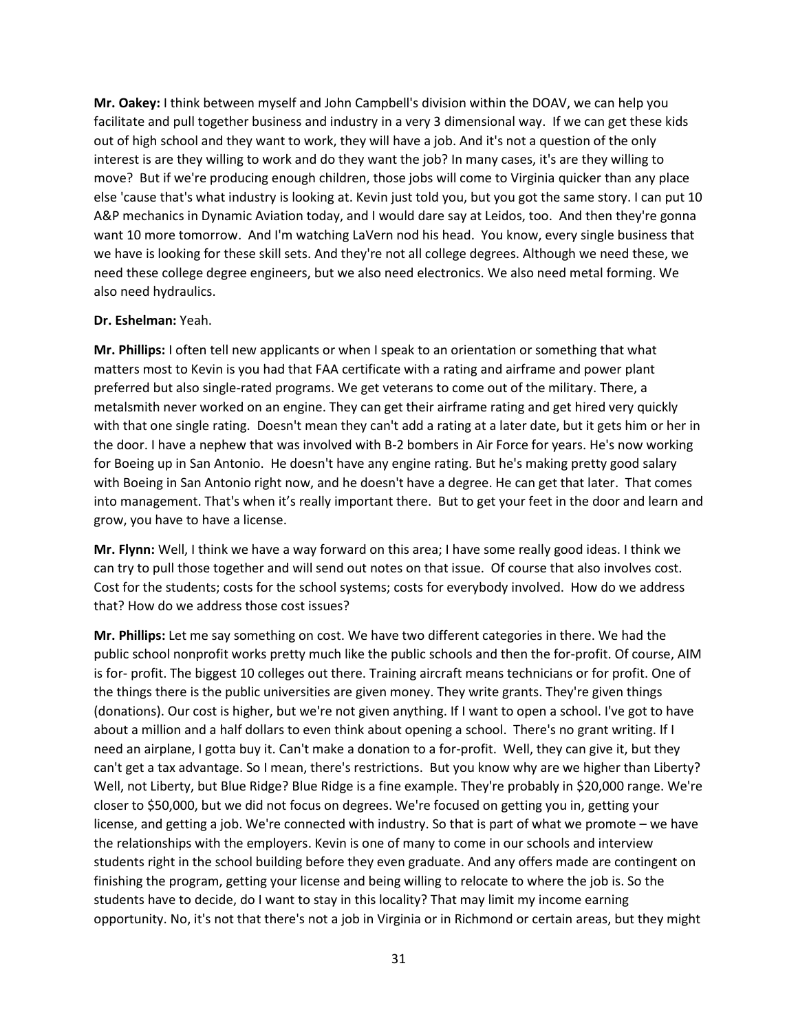**Mr. Oakey:** I think between myself and John Campbell's division within the DOAV, we can help you facilitate and pull together business and industry in a very 3 dimensional way. If we can get these kids out of high school and they want to work, they will have a job. And it's not a question of the only interest is are they willing to work and do they want the job? In many cases, it's are they willing to move? But if we're producing enough children, those jobs will come to Virginia quicker than any place else 'cause that's what industry is looking at. Kevin just told you, but you got the same story. I can put 10 A&P mechanics in Dynamic Aviation today, and I would dare say at Leidos, too. And then they're gonna want 10 more tomorrow. And I'm watching LaVern nod his head. You know, every single business that we have is looking for these skill sets. And they're not all college degrees. Although we need these, we need these college degree engineers, but we also need electronics. We also need metal forming. We also need hydraulics.

**Dr. Eshelman:** Yeah.

**Mr. Phillips:** I often tell new applicants or when I speak to an orientation or something that what matters most to Kevin is you had that FAA certificate with a rating and airframe and power plant preferred but also single-rated programs. We get veterans to come out of the military. There, a metalsmith never worked on an engine. They can get their airframe rating and get hired very quickly with that one single rating. Doesn't mean they can't add a rating at a later date, but it gets him or her in the door. I have a nephew that was involved with B-2 bombers in Air Force for years. He's now working for Boeing up in San Antonio. He doesn't have any engine rating. But he's making pretty good salary with Boeing in San Antonio right now, and he doesn't have a degree. He can get that later. That comes into management. That's when it's really important there. But to get your feet in the door and learn and grow, you have to have a license.

**Mr. Flynn:** Well, I think we have a way forward on this area; I have some really good ideas. I think we can try to pull those together and will send out notes on that issue. Of course that also involves cost. Cost for the students; costs for the school systems; costs for everybody involved. How do we address that? How do we address those cost issues?

**Mr. Phillips:** Let me say something on cost. We have two different categories in there. We had the public school nonprofit works pretty much like the public schools and then the for-profit. Of course, AIM is for- profit. The biggest 10 colleges out there. Training aircraft means technicians or for profit. One of the things there is the public universities are given money. They write grants. They're given things (donations). Our cost is higher, but we're not given anything. If I want to open a school. I've got to have about a million and a half dollars to even think about opening a school. There's no grant writing. If I need an airplane, I gotta buy it. Can't make a donation to a for-profit. Well, they can give it, but they can't get a tax advantage. So I mean, there's restrictions. But you know why are we higher than Liberty? Well, not Liberty, but Blue Ridge? Blue Ridge is a fine example. They're probably in $20,000 range. We're closer to $50,000, but we did not focus on degrees. We're focused on getting you in, getting your license, and getting a job. We're connected with industry. So that is part of what we promote – we have the relationships with the employers. Kevin is one of many to come in our schools and interview students right in the school building before they even graduate. And any offers made are contingent on finishing the program, getting your license and being willing to relocate to where the job is. So the students have to decide, do I want to stay in this locality? That may limit my income earning opportunity. No, it's not that there's not a job in Virginia or in Richmond or certain areas, but they might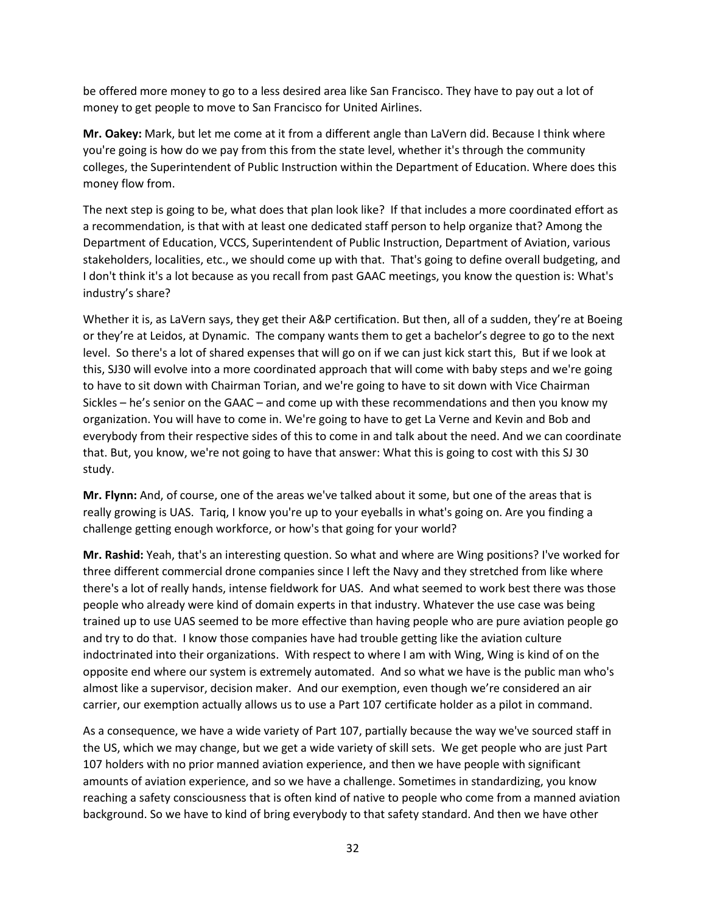be offered more money to go to a less desired area like San Francisco. They have to pay out a lot of money to get people to move to San Francisco for United Airlines.

**Mr. Oakey:** Mark, but let me come at it from a different angle than LaVern did. Because I think where you're going is how do we pay from this from the state level, whether it's through the community colleges, the Superintendent of Public Instruction within the Department of Education. Where does this money flow from.

The next step is going to be, what does that plan look like? If that includes a more coordinated effort as a recommendation, is that with at least one dedicated staff person to help organize that? Among the Department of Education, VCCS, Superintendent of Public Instruction, Department of Aviation, various stakeholders, localities, etc., we should come up with that. That's going to define overall budgeting, and I don't think it's a lot because as you recall from past GAAC meetings, you know the question is: What's industry's share?

Whether it is, as LaVern says, they get their A&P certification. But then, all of a sudden, they're at Boeing or they're at Leidos, at Dynamic. The company wants them to get a bachelor's degree to go to the next level. So there's a lot of shared expenses that will go on if we can just kick start this, But if we look at this, SJ30 will evolve into a more coordinated approach that will come with baby steps and we're going to have to sit down with Chairman Torian, and we're going to have to sit down with Vice Chairman Sickles – he's senior on the GAAC – and come up with these recommendations and then you know my organization. You will have to come in. We're going to have to get La Verne and Kevin and Bob and everybody from their respective sides of this to come in and talk about the need. And we can coordinate that. But, you know, we're not going to have that answer: What this is going to cost with this SJ 30 study.

**Mr. Flynn:** And, of course, one of the areas we've talked about it some, but one of the areas that is really growing is UAS. Tariq, I know you're up to your eyeballs in what's going on. Are you finding a challenge getting enough workforce, or how's that going for your world?

**Mr. Rashid:** Yeah, that's an interesting question. So what and where are Wing positions? I've worked for three different commercial drone companies since I left the Navy and they stretched from like where there's a lot of really hands, intense fieldwork for UAS. And what seemed to work best there was those people who already were kind of domain experts in that industry. Whatever the use case was being trained up to use UAS seemed to be more effective than having people who are pure aviation people go and try to do that. I know those companies have had trouble getting like the aviation culture indoctrinated into their organizations. With respect to where I am with Wing, Wing is kind of on the opposite end where our system is extremely automated. And so what we have is the public man who's almost like a supervisor, decision maker. And our exemption, even though we're considered an air carrier, our exemption actually allows us to use a Part 107 certificate holder as a pilot in command.

As a consequence, we have a wide variety of Part 107, partially because the way we've sourced staff in the US, which we may change, but we get a wide variety of skill sets. We get people who are just Part 107 holders with no prior manned aviation experience, and then we have people with significant amounts of aviation experience, and so we have a challenge. Sometimes in standardizing, you know reaching a safety consciousness that is often kind of native to people who come from a manned aviation background. So we have to kind of bring everybody to that safety standard. And then we have other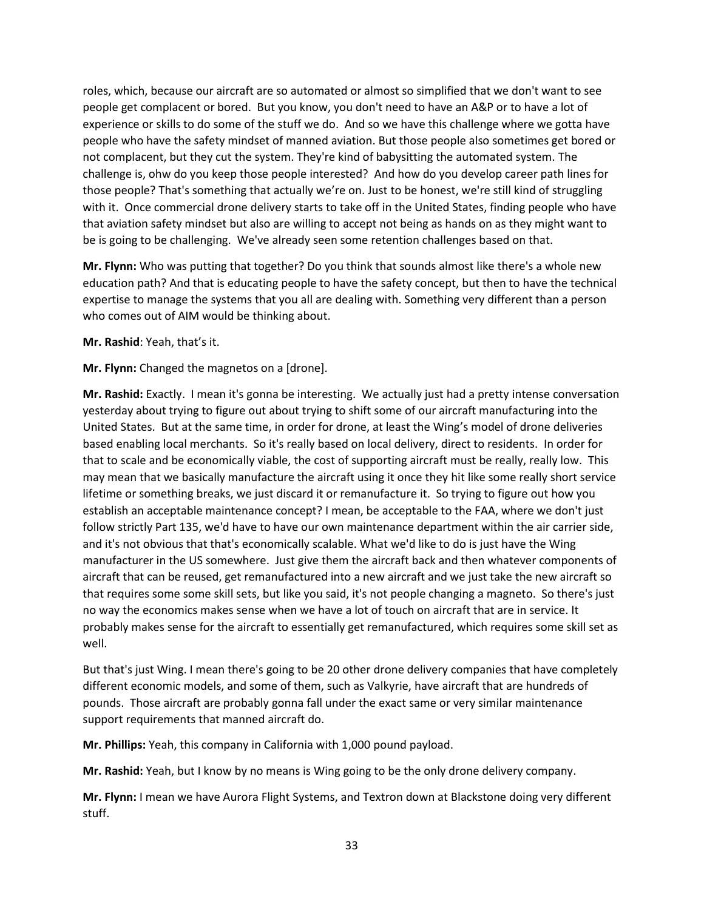roles, which, because our aircraft are so automated or almost so simplified that we don't want to see people get complacent or bored. But you know, you don't need to have an A&P or to have a lot of experience or skills to do some of the stuff we do. And so we have this challenge where we gotta have people who have the safety mindset of manned aviation. But those people also sometimes get bored or not complacent, but they cut the system. They're kind of babysitting the automated system. The challenge is, ohw do you keep those people interested? And how do you develop career path lines for those people? That's something that actually we're on. Just to be honest, we're still kind of struggling with it. Once commercial drone delivery starts to take off in the United States, finding people who have that aviation safety mindset but also are willing to accept not being as hands on as they might want to be is going to be challenging. We've already seen some retention challenges based on that.

**Mr. Flynn:** Who was putting that together? Do you think that sounds almost like there's a whole new education path? And that is educating people to have the safety concept, but then to have the technical expertise to manage the systems that you all are dealing with. Something very different than a person who comes out of AIM would be thinking about.

**Mr. Rashid**: Yeah, that's it.

**Mr. Flynn:** Changed the magnetos on a [drone].

**Mr. Rashid:** Exactly. I mean it's gonna be interesting. We actually just had a pretty intense conversation yesterday about trying to figure out about trying to shift some of our aircraft manufacturing into the United States. But at the same time, in order for drone, at least the Wing's model of drone deliveries based enabling local merchants. So it's really based on local delivery, direct to residents. In order for that to scale and be economically viable, the cost of supporting aircraft must be really, really low. This may mean that we basically manufacture the aircraft using it once they hit like some really short service lifetime or something breaks, we just discard it or remanufacture it. So trying to figure out how you establish an acceptable maintenance concept? I mean, be acceptable to the FAA, where we don't just follow strictly Part 135, we'd have to have our own maintenance department within the air carrier side, and it's not obvious that that's economically scalable. What we'd like to do is just have the Wing manufacturer in the US somewhere. Just give them the aircraft back and then whatever components of aircraft that can be reused, get remanufactured into a new aircraft and we just take the new aircraft so that requires some some skill sets, but like you said, it's not people changing a magneto. So there's just no way the economics makes sense when we have a lot of touch on aircraft that are in service. It probably makes sense for the aircraft to essentially get remanufactured, which requires some skill set as well.

But that's just Wing. I mean there's going to be 20 other drone delivery companies that have completely different economic models, and some of them, such as Valkyrie, have aircraft that are hundreds of pounds. Those aircraft are probably gonna fall under the exact same or very similar maintenance support requirements that manned aircraft do.

**Mr. Phillips:** Yeah, this company in California with 1,000 pound payload.

**Mr. Rashid:** Yeah, but I know by no means is Wing going to be the only drone delivery company.

**Mr. Flynn:** I mean we have Aurora Flight Systems, and Textron down at Blackstone doing very different stuff.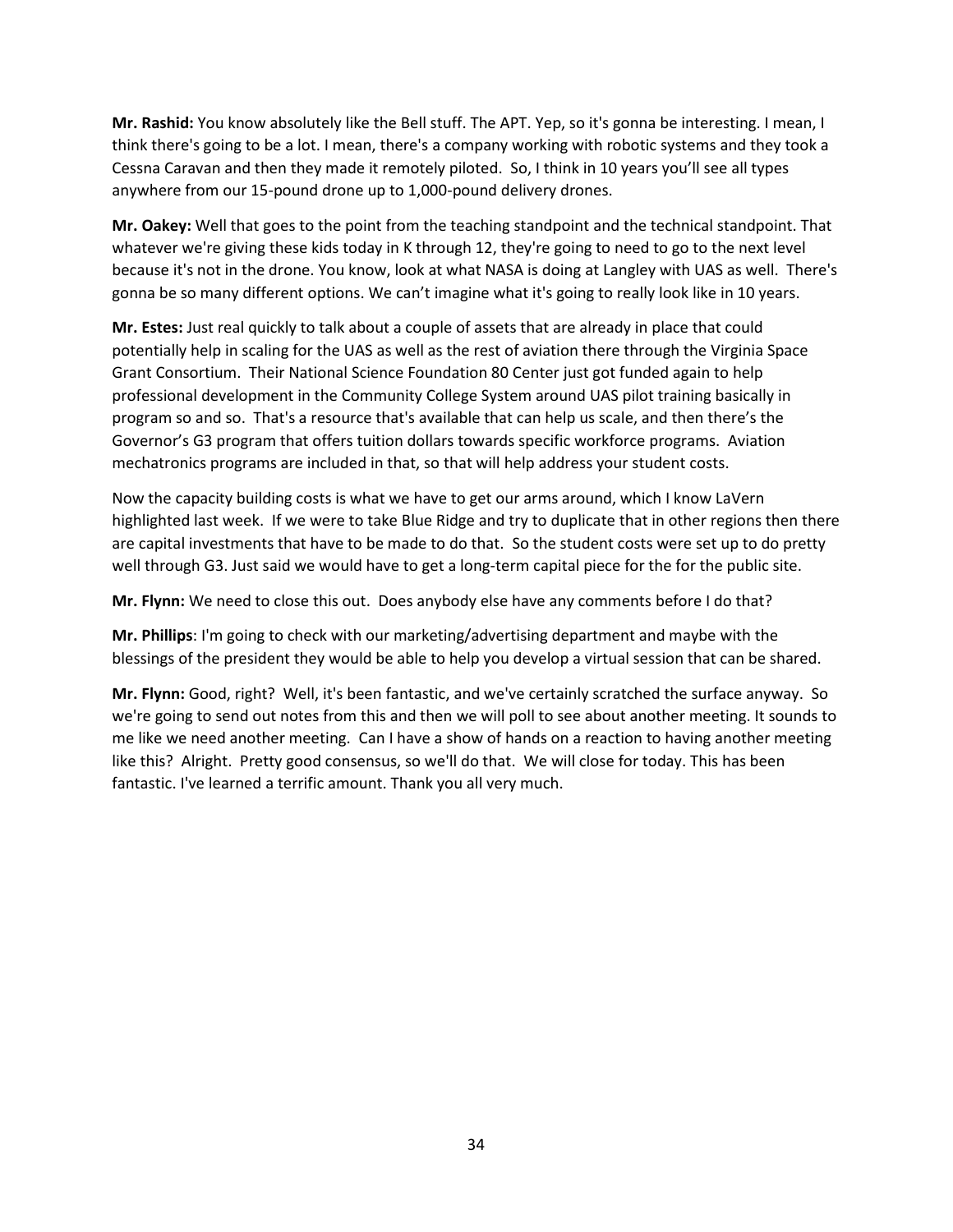**Mr. Rashid:** You know absolutely like the Bell stuff. The APT. Yep, so it's gonna be interesting. I mean, I think there's going to be a lot. I mean, there's a company working with robotic systems and they took a Cessna Caravan and then they made it remotely piloted. So, I think in 10 years you'll see all types anywhere from our 15-pound drone up to 1,000-pound delivery drones.

**Mr. Oakey:** Well that goes to the point from the teaching standpoint and the technical standpoint. That whatever we're giving these kids today in K through 12, they're going to need to go to the next level because it's not in the drone. You know, look at what NASA is doing at Langley with UAS as well. There's gonna be so many different options. We can't imagine what it's going to really look like in 10 years.

**Mr. Estes:** Just real quickly to talk about a couple of assets that are already in place that could potentially help in scaling for the UAS as well as the rest of aviation there through the Virginia Space Grant Consortium. Their National Science Foundation 80 Center just got funded again to help professional development in the Community College System around UAS pilot training basically in program so and so. That's a resource that's available that can help us scale, and then there's the Governor's G3 program that offers tuition dollars towards specific workforce programs. Aviation mechatronics programs are included in that, so that will help address your student costs.

Now the capacity building costs is what we have to get our arms around, which I know LaVern highlighted last week. If we were to take Blue Ridge and try to duplicate that in other regions then there are capital investments that have to be made to do that. So the student costs were set up to do pretty well through G3. Just said we would have to get a long-term capital piece for the for the public site.

**Mr. Flynn:** We need to close this out. Does anybody else have any comments before I do that?

**Mr. Phillips**: I'm going to check with our marketing/advertising department and maybe with the blessings of the president they would be able to help you develop a virtual session that can be shared.

**Mr. Flynn:** Good, right? Well, it's been fantastic, and we've certainly scratched the surface anyway. So we're going to send out notes from this and then we will poll to see about another meeting. It sounds to me like we need another meeting. Can I have a show of hands on a reaction to having another meeting like this? Alright. Pretty good consensus, so we'll do that. We will close for today. This has been fantastic. I've learned a terrific amount. Thank you all very much.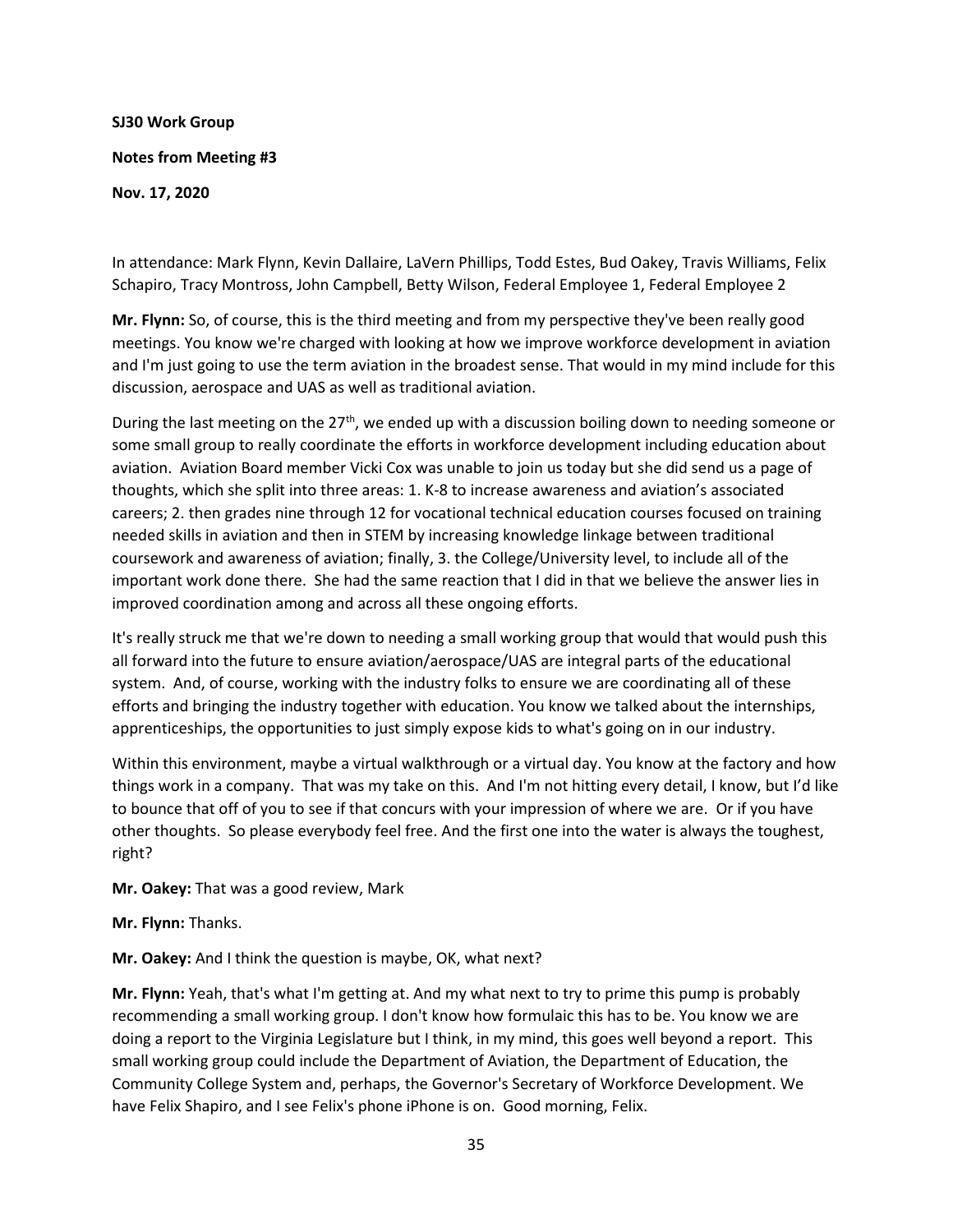**SJ30 Work Group**

**Notes from Meeting #3**

**Nov. 17, 2020**

In attendance: Mark Flynn, Kevin Dallaire, LaVern Phillips, Todd Estes, Bud Oakey, Travis Williams, Felix Schapiro, Tracy Montross, John Campbell, Betty Wilson, Federal Employee 1, Federal Employee 2

**Mr. Flynn:** So, of course, this is the third meeting and from my perspective they've been really good meetings. You know we're charged with looking at how we improve workforce development in aviation and I'm just going to use the term aviation in the broadest sense. That would in my mind include for this discussion, aerospace and UAS as well as traditional aviation.

During the last meeting on the 27th, we ended up with a discussion boiling down to needing someone or some small group to really coordinate the efforts in workforce development including education about aviation. Aviation Board member Vicki Cox was unable to join us today but she did send us a page of thoughts, which she split into three areas: 1. K-8 to increase awareness and aviation's associated careers; 2. then grades nine through 12 for vocational technical education courses focused on training needed skills in aviation and then in STEM by increasing knowledge linkage between traditional coursework and awareness of aviation; finally, 3. the College/University level, to include all of the important work done there. She had the same reaction that I did in that we believe the answer lies in improved coordination among and across all these ongoing efforts.

It's really struck me that we're down to needing a small working group that would that would push this all forward into the future to ensure aviation/aerospace/UAS are integral parts of the educational system. And, of course, working with the industry folks to ensure we are coordinating all of these efforts and bringing the industry together with education. You know we talked about the internships, apprenticeships, the opportunities to just simply expose kids to what's going on in our industry.

Within this environment, maybe a virtual walkthrough or a virtual day. You know at the factory and how things work in a company. That was my take on this. And I'm not hitting every detail, I know, but I'd like to bounce that off of you to see if that concurs with your impression of where we are. Or if you have other thoughts. So please everybody feel free. And the first one into the water is always the toughest, right?

**Mr. Oakey:** That was a good review, Mark

**Mr. Flynn:** Thanks.

**Mr. Oakey:** And I think the question is maybe, OK, what next?

**Mr. Flynn:** Yeah, that's what I'm getting at. And my what next to try to prime this pump is probably recommending a small working group. I don't know how formulaic this has to be. You know we are doing a report to the Virginia Legislature but I think, in my mind, this goes well beyond a report. This small working group could include the Department of Aviation, the Department of Education, the Community College System and, perhaps, the Governor's Secretary of Workforce Development. We have Felix Shapiro, and I see Felix's phone iPhone is on. Good morning, Felix.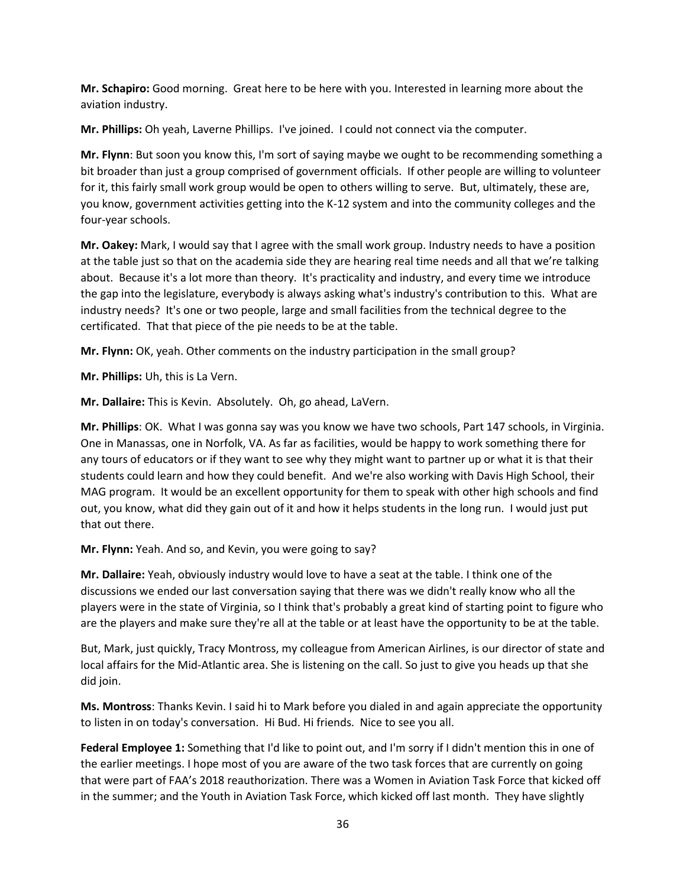**Mr. Schapiro:** Good morning. Great here to be here with you. Interested in learning more about the aviation industry.

**Mr. Phillips:** Oh yeah, Laverne Phillips. I've joined. I could not connect via the computer.

**Mr. Flynn**: But soon you know this, I'm sort of saying maybe we ought to be recommending something a bit broader than just a group comprised of government officials. If other people are willing to volunteer for it, this fairly small work group would be open to others willing to serve. But, ultimately, these are, you know, government activities getting into the K-12 system and into the community colleges and the four-year schools.

**Mr. Oakey:** Mark, I would say that I agree with the small work group. Industry needs to have a position at the table just so that on the academia side they are hearing real time needs and all that we're talking about. Because it's a lot more than theory. It's practicality and industry, and every time we introduce the gap into the legislature, everybody is always asking what's industry's contribution to this. What are industry needs? It's one or two people, large and small facilities from the technical degree to the certificated. That that piece of the pie needs to be at the table.

**Mr. Flynn:** OK, yeah. Other comments on the industry participation in the small group?

**Mr. Phillips:** Uh, this is La Vern.

**Mr. Dallaire:** This is Kevin. Absolutely. Oh, go ahead, LaVern.

**Mr. Phillips**: OK. What I was gonna say was you know we have two schools, Part 147 schools, in Virginia. One in Manassas, one in Norfolk, VA. As far as facilities, would be happy to work something there for any tours of educators or if they want to see why they might want to partner up or what it is that their students could learn and how they could benefit. And we're also working with Davis High School, their MAG program. It would be an excellent opportunity for them to speak with other high schools and find out, you know, what did they gain out of it and how it helps students in the long run. I would just put that out there.

**Mr. Flynn:** Yeah. And so, and Kevin, you were going to say?

**Mr. Dallaire:** Yeah, obviously industry would love to have a seat at the table. I think one of the discussions we ended our last conversation saying that there was we didn't really know who all the players were in the state of Virginia, so I think that's probably a great kind of starting point to figure who are the players and make sure they're all at the table or at least have the opportunity to be at the table.

But, Mark, just quickly, Tracy Montross, my colleague from American Airlines, is our director of state and local affairs for the Mid-Atlantic area. She is listening on the call. So just to give you heads up that she did join.

**Ms. Montross**: Thanks Kevin. I said hi to Mark before you dialed in and again appreciate the opportunity to listen in on today's conversation. Hi Bud. Hi friends. Nice to see you all.

**Federal Employee 1:** Something that I'd like to point out, and I'm sorry if I didn't mention this in one of the earlier meetings. I hope most of you are aware of the two task forces that are currently on going that were part of FAA's 2018 reauthorization. There was a Women in Aviation Task Force that kicked off in the summer; and the Youth in Aviation Task Force, which kicked off last month. They have slightly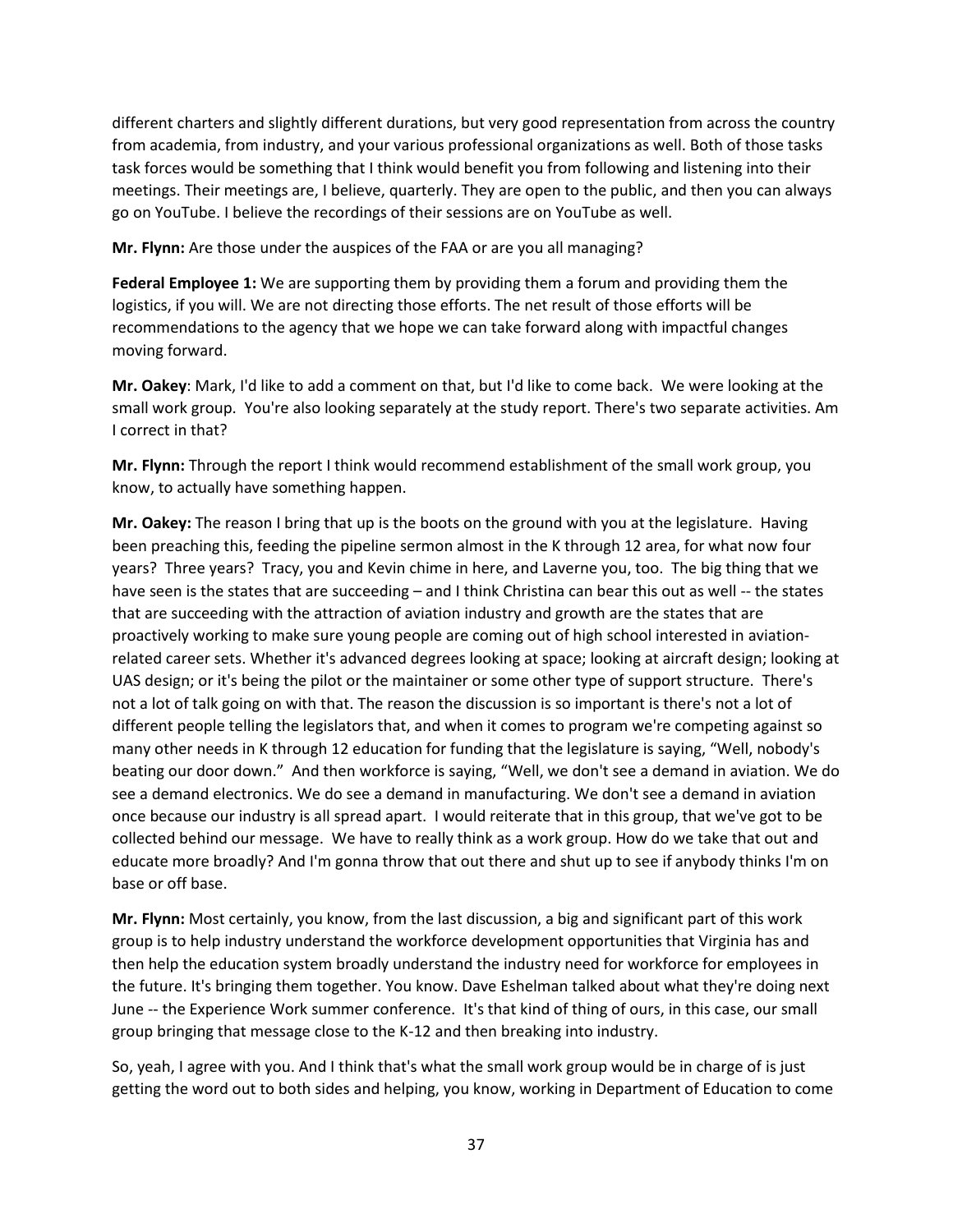different charters and slightly different durations, but very good representation from across the country from academia, from industry, and your various professional organizations as well. Both of those tasks task forces would be something that I think would benefit you from following and listening into their meetings. Their meetings are, I believe, quarterly. They are open to the public, and then you can always go on YouTube. I believe the recordings of their sessions are on YouTube as well.

**Mr. Flynn:** Are those under the auspices of the FAA or are you all managing?

**Federal Employee 1:** We are supporting them by providing them a forum and providing them the logistics, if you will. We are not directing those efforts. The net result of those efforts will be recommendations to the agency that we hope we can take forward along with impactful changes moving forward.

**Mr. Oakey**: Mark, I'd like to add a comment on that, but I'd like to come back. We were looking at the small work group. You're also looking separately at the study report. There's two separate activities. Am I correct in that?

**Mr. Flynn:** Through the report I think would recommend establishment of the small work group, you know, to actually have something happen.

**Mr. Oakey:** The reason I bring that up is the boots on the ground with you at the legislature. Having been preaching this, feeding the pipeline sermon almost in the K through 12 area, for what now four years? Three years? Tracy, you and Kevin chime in here, and Laverne you, too. The big thing that we have seen is the states that are succeeding – and I think Christina can bear this out as well -- the states that are succeeding with the attraction of aviation industry and growth are the states that are proactively working to make sure young people are coming out of high school interested in aviation-related career sets. Whether it's advanced degrees looking at space; looking at aircraft design; looking at UAS design; or it's being the pilot or the maintainer or some other type of support structure. There's not a lot of talk going on with that. The reason the discussion is so important is there's not a lot of different people telling the legislators that, and when it comes to program we're competing against so many other needs in K through 12 education for funding that the legislature is saying, "Well, nobody's beating our door down." And then workforce is saying, "Well, we don't see a demand in aviation. We do see a demand electronics. We do see a demand in manufacturing. We don't see a demand in aviation once because our industry is all spread apart. I would reiterate that in this group, that we've got to be collected behind our message. We have to really think as a work group. How do we take that out and educate more broadly? And I'm gonna throw that out there and shut up to see if anybody thinks I'm on base or off base.

**Mr. Flynn:** Most certainly, you know, from the last discussion, a big and significant part of this work group is to help industry understand the workforce development opportunities that Virginia has and then help the education system broadly understand the industry need for workforce for employees in the future. It's bringing them together. You know. Dave Eshelman talked about what they're doing next June -- the Experience Work summer conference. It's that kind of thing of ours, in this case, our small group bringing that message close to the K-12 and then breaking into industry.

So, yeah, I agree with you. And I think that's what the small work group would be in charge of is just getting the word out to both sides and helping, you know, working in Department of Education to come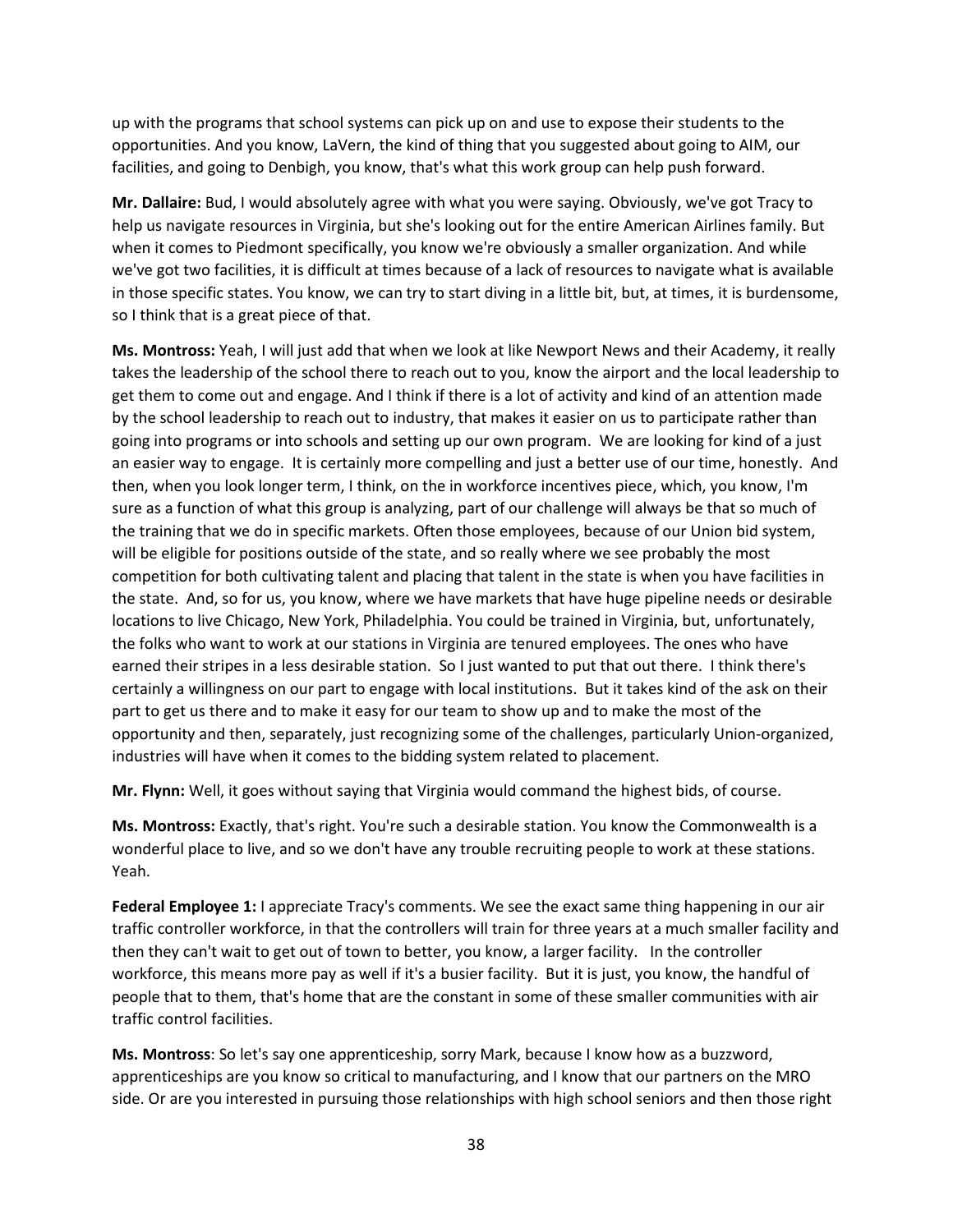up with the programs that school systems can pick up on and use to expose their students to the opportunities. And you know, LaVern, the kind of thing that you suggested about going to AIM, our facilities, and going to Denbigh, you know, that's what this work group can help push forward.

**Mr. Dallaire:** Bud, I would absolutely agree with what you were saying. Obviously, we've got Tracy to help us navigate resources in Virginia, but she's looking out for the entire American Airlines family. But when it comes to Piedmont specifically, you know we're obviously a smaller organization. And while we've got two facilities, it is difficult at times because of a lack of resources to navigate what is available in those specific states. You know, we can try to start diving in a little bit, but, at times, it is burdensome, so I think that is a great piece of that.

**Ms. Montross:** Yeah, I will just add that when we look at like Newport News and their Academy, it really takes the leadership of the school there to reach out to you, know the airport and the local leadership to get them to come out and engage. And I think if there is a lot of activity and kind of an attention made by the school leadership to reach out to industry, that makes it easier on us to participate rather than going into programs or into schools and setting up our own program. We are looking for kind of a just an easier way to engage. It is certainly more compelling and just a better use of our time, honestly. And then, when you look longer term, I think, on the in workforce incentives piece, which, you know, I'm sure as a function of what this group is analyzing, part of our challenge will always be that so much of the training that we do in specific markets. Often those employees, because of our Union bid system, will be eligible for positions outside of the state, and so really where we see probably the most competition for both cultivating talent and placing that talent in the state is when you have facilities in the state. And, so for us, you know, where we have markets that have huge pipeline needs or desirable locations to live Chicago, New York, Philadelphia. You could be trained in Virginia, but, unfortunately, the folks who want to work at our stations in Virginia are tenured employees. The ones who have earned their stripes in a less desirable station. So I just wanted to put that out there. I think there's certainly a willingness on our part to engage with local institutions. But it takes kind of the ask on their part to get us there and to make it easy for our team to show up and to make the most of the opportunity and then, separately, just recognizing some of the challenges, particularly Union-organized, industries will have when it comes to the bidding system related to placement.

**Mr. Flynn:** Well, it goes without saying that Virginia would command the highest bids, of course.

**Ms. Montross:** Exactly, that's right. You're such a desirable station. You know the Commonwealth is a wonderful place to live, and so we don't have any trouble recruiting people to work at these stations. Yeah.

**Federal Employee 1:** I appreciate Tracy's comments. We see the exact same thing happening in our air traffic controller workforce, in that the controllers will train for three years at a much smaller facility and then they can't wait to get out of town to better, you know, a larger facility. In the controller workforce, this means more pay as well if it's a busier facility. But it is just, you know, the handful of people that to them, that's home that are the constant in some of these smaller communities with air traffic control facilities.

**Ms. Montross**: So let's say one apprenticeship, sorry Mark, because I know how as a buzzword, apprenticeships are you know so critical to manufacturing, and I know that our partners on the MRO side. Or are you interested in pursuing those relationships with high school seniors and then those right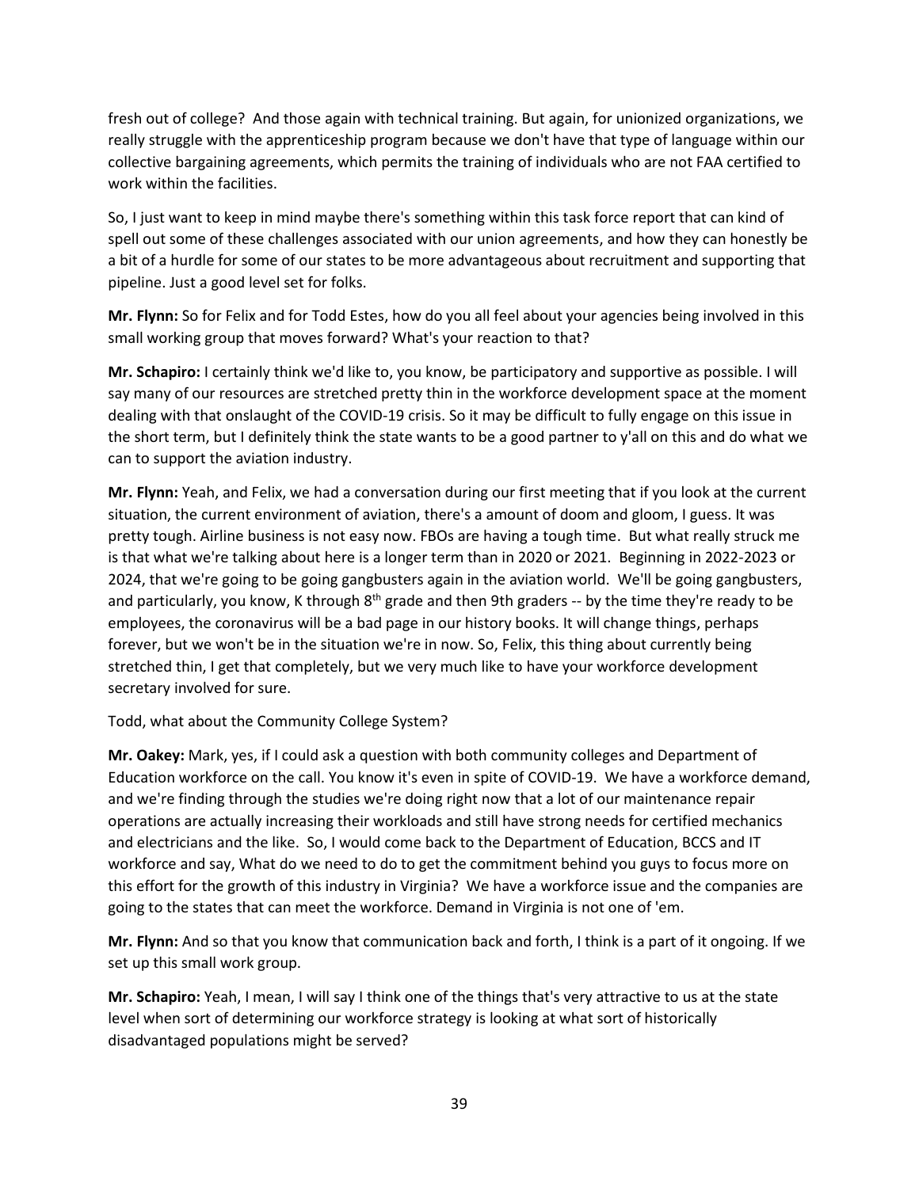fresh out of college? And those again with technical training. But again, for unionized organizations, we really struggle with the apprenticeship program because we don't have that type of language within our collective bargaining agreements, which permits the training of individuals who are not FAA certified to work within the facilities.

So, I just want to keep in mind maybe there's something within this task force report that can kind of spell out some of these challenges associated with our union agreements, and how they can honestly be a bit of a hurdle for some of our states to be more advantageous about recruitment and supporting that pipeline. Just a good level set for folks.

**Mr. Flynn:** So for Felix and for Todd Estes, how do you all feel about your agencies being involved in this small working group that moves forward? What's your reaction to that?

**Mr. Schapiro:** I certainly think we'd like to, you know, be participatory and supportive as possible. I will say many of our resources are stretched pretty thin in the workforce development space at the moment dealing with that onslaught of the COVID-19 crisis. So it may be difficult to fully engage on this issue in the short term, but I definitely think the state wants to be a good partner to y'all on this and do what we can to support the aviation industry.

**Mr. Flynn:** Yeah, and Felix, we had a conversation during our first meeting that if you look at the current situation, the current environment of aviation, there's a amount of doom and gloom, I guess. It was pretty tough. Airline business is not easy now. FBOs are having a tough time. But what really struck me is that what we're talking about here is a longer term than in 2020 or 2021. Beginning in 2022-2023 or 2024, that we're going to be going gangbusters again in the aviation world. We'll be going gangbusters, and particularly, you know, K through 8th grade and then 9th graders -- by the time they're ready to be employees, the coronavirus will be a bad page in our history books. It will change things, perhaps forever, but we won't be in the situation we're in now. So, Felix, this thing about currently being stretched thin, I get that completely, but we very much like to have your workforce development secretary involved for sure.

Todd, what about the Community College System?

**Mr. Oakey:** Mark, yes, if I could ask a question with both community colleges and Department of Education workforce on the call. You know it's even in spite of COVID-19. We have a workforce demand, and we're finding through the studies we're doing right now that a lot of our maintenance repair operations are actually increasing their workloads and still have strong needs for certified mechanics and electricians and the like. So, I would come back to the Department of Education, BCCS and IT workforce and say, What do we need to do to get the commitment behind you guys to focus more on this effort for the growth of this industry in Virginia? We have a workforce issue and the companies are going to the states that can meet the workforce. Demand in Virginia is not one of 'em.

**Mr. Flynn:** And so that you know that communication back and forth, I think is a part of it ongoing. If we set up this small work group.

**Mr. Schapiro:** Yeah, I mean, I will say I think one of the things that's very attractive to us at the state level when sort of determining our workforce strategy is looking at what sort of historically disadvantaged populations might be served?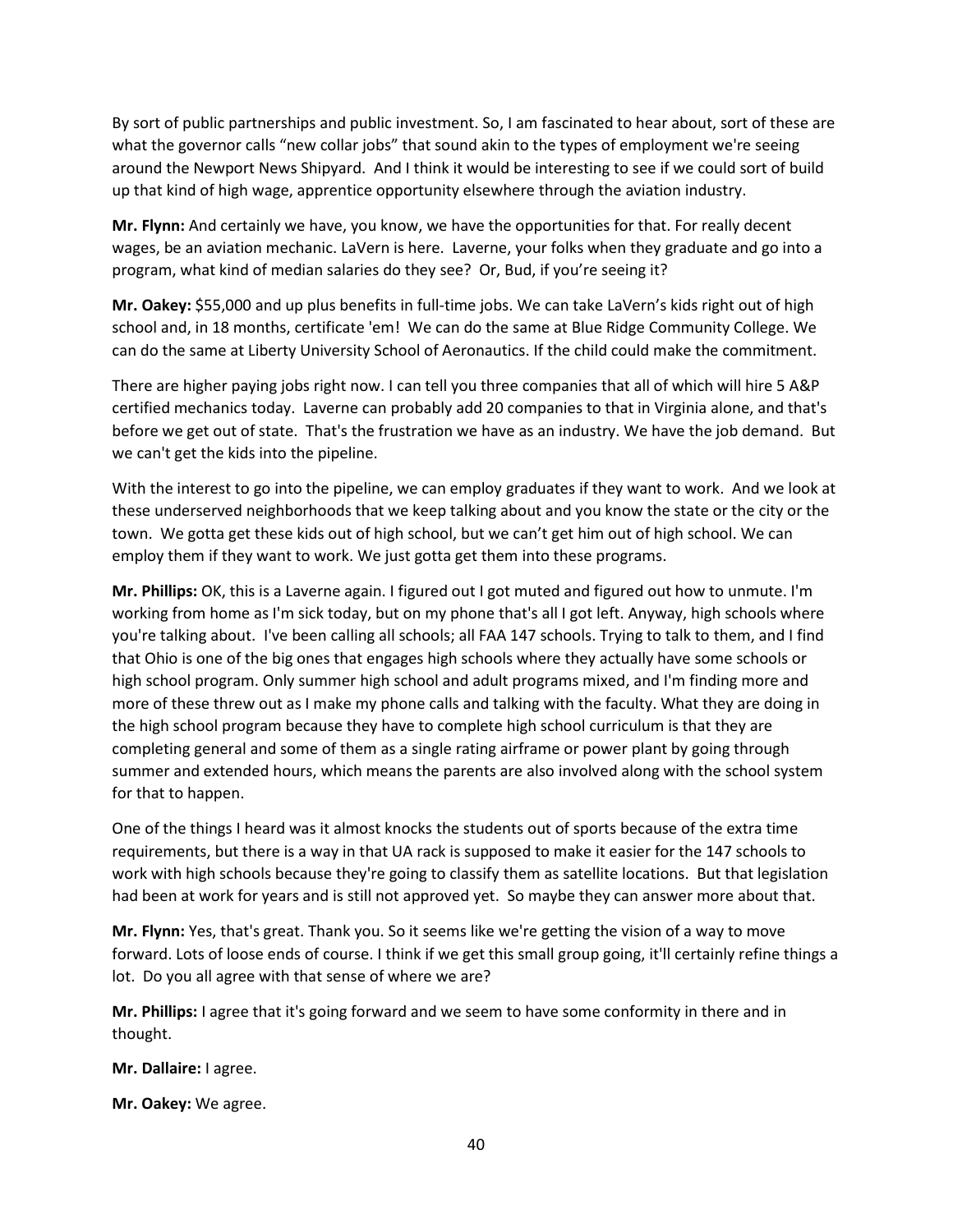By sort of public partnerships and public investment. So, I am fascinated to hear about, sort of these are what the governor calls "new collar jobs" that sound akin to the types of employment we're seeing around the Newport News Shipyard. And I think it would be interesting to see if we could sort of build up that kind of high wage, apprentice opportunity elsewhere through the aviation industry.

**Mr. Flynn:** And certainly we have, you know, we have the opportunities for that. For really decent wages, be an aviation mechanic. LaVern is here. Laverne, your folks when they graduate and go into a program, what kind of median salaries do they see? Or, Bud, if you're seeing it?

**Mr. Oakey:** $55,000 and up plus benefits in full-time jobs. We can take LaVern's kids right out of high school and, in 18 months, certificate 'em! We can do the same at Blue Ridge Community College. We can do the same at Liberty University School of Aeronautics. If the child could make the commitment.

There are higher paying jobs right now. I can tell you three companies that all of which will hire 5 A&P certified mechanics today. Laverne can probably add 20 companies to that in Virginia alone, and that's before we get out of state. That's the frustration we have as an industry. We have the job demand. But we can't get the kids into the pipeline.

With the interest to go into the pipeline, we can employ graduates if they want to work. And we look at these underserved neighborhoods that we keep talking about and you know the state or the city or the town. We gotta get these kids out of high school, but we can't get him out of high school. We can employ them if they want to work. We just gotta get them into these programs.

**Mr. Phillips:** OK, this is a Laverne again. I figured out I got muted and figured out how to unmute. I'm working from home as I'm sick today, but on my phone that's all I got left. Anyway, high schools where you're talking about. I've been calling all schools; all FAA 147 schools. Trying to talk to them, and I find that Ohio is one of the big ones that engages high schools where they actually have some schools or high school program. Only summer high school and adult programs mixed, and I'm finding more and more of these threw out as I make my phone calls and talking with the faculty. What they are doing in the high school program because they have to complete high school curriculum is that they are completing general and some of them as a single rating airframe or power plant by going through summer and extended hours, which means the parents are also involved along with the school system for that to happen.

One of the things I heard was it almost knocks the students out of sports because of the extra time requirements, but there is a way in that UA rack is supposed to make it easier for the 147 schools to work with high schools because they're going to classify them as satellite locations. But that legislation had been at work for years and is still not approved yet. So maybe they can answer more about that.

**Mr. Flynn:** Yes, that's great. Thank you. So it seems like we're getting the vision of a way to move forward. Lots of loose ends of course. I think if we get this small group going, it'll certainly refine things a lot. Do you all agree with that sense of where we are?

**Mr. Phillips:** I agree that it's going forward and we seem to have some conformity in there and in thought.

**Mr. Dallaire:** I agree.

**Mr. Oakey:** We agree.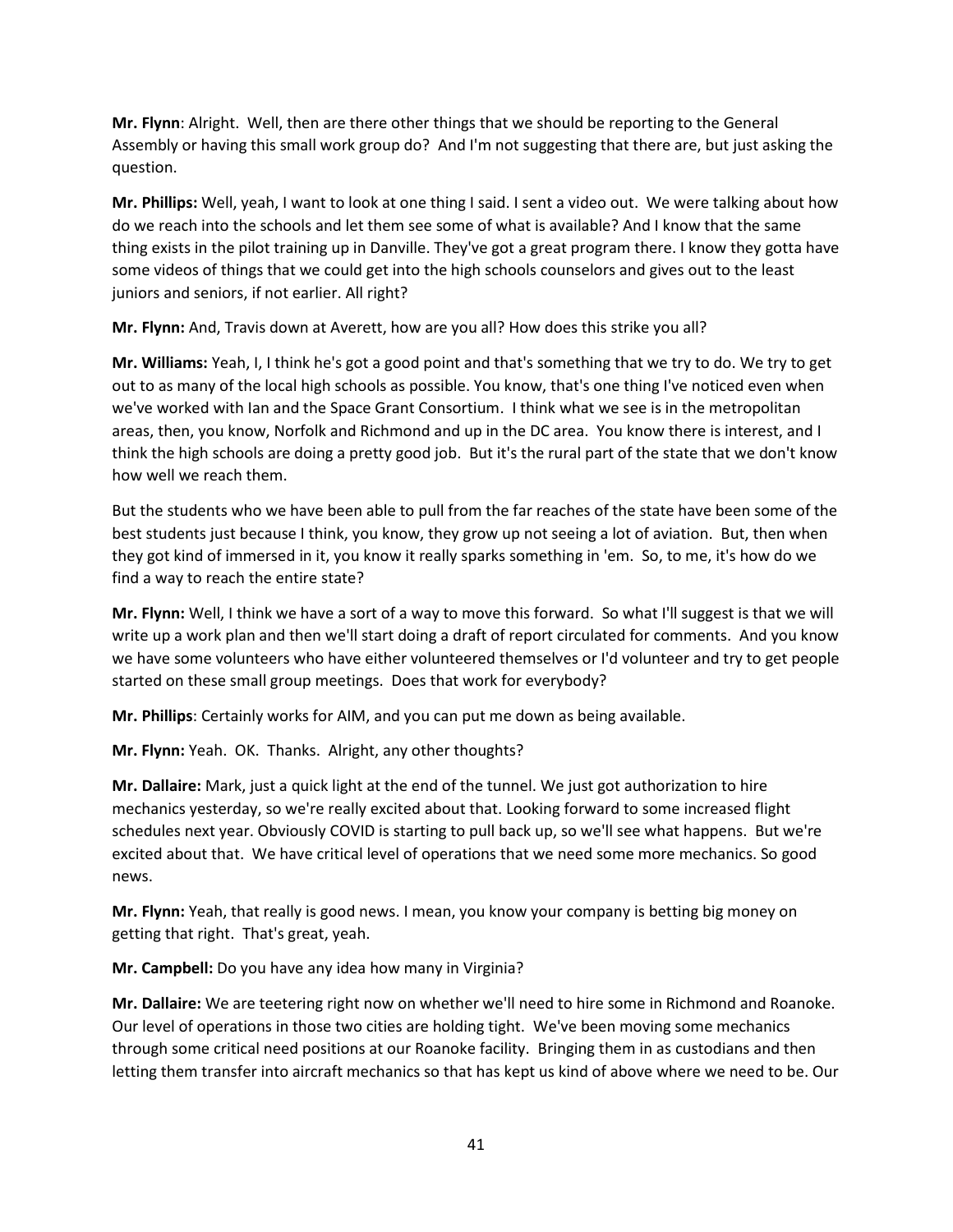**Mr. Flynn**: Alright. Well, then are there other things that we should be reporting to the General Assembly or having this small work group do? And I'm not suggesting that there are, but just asking the question.

**Mr. Phillips:** Well, yeah, I want to look at one thing I said. I sent a video out. We were talking about how do we reach into the schools and let them see some of what is available? And I know that the same thing exists in the pilot training up in Danville. They've got a great program there. I know they gotta have some videos of things that we could get into the high schools counselors and gives out to the least juniors and seniors, if not earlier. All right?

**Mr. Flynn:** And, Travis down at Averett, how are you all? How does this strike you all?

**Mr. Williams:** Yeah, I, I think he's got a good point and that's something that we try to do. We try to get out to as many of the local high schools as possible. You know, that's one thing I've noticed even when we've worked with Ian and the Space Grant Consortium. I think what we see is in the metropolitan areas, then, you know, Norfolk and Richmond and up in the DC area. You know there is interest, and I think the high schools are doing a pretty good job. But it's the rural part of the state that we don't know how well we reach them.

But the students who we have been able to pull from the far reaches of the state have been some of the best students just because I think, you know, they grow up not seeing a lot of aviation. But, then when they got kind of immersed in it, you know it really sparks something in 'em. So, to me, it's how do we find a way to reach the entire state?

**Mr. Flynn:** Well, I think we have a sort of a way to move this forward. So what I'll suggest is that we will write up a work plan and then we'll start doing a draft of report circulated for comments. And you know we have some volunteers who have either volunteered themselves or I'd volunteer and try to get people started on these small group meetings. Does that work for everybody?

**Mr. Phillips**: Certainly works for AIM, and you can put me down as being available.

**Mr. Flynn:** Yeah. OK. Thanks. Alright, any other thoughts?

**Mr. Dallaire:** Mark, just a quick light at the end of the tunnel. We just got authorization to hire mechanics yesterday, so we're really excited about that. Looking forward to some increased flight schedules next year. Obviously COVID is starting to pull back up, so we'll see what happens. But we're excited about that. We have critical level of operations that we need some more mechanics. So good news.

**Mr. Flynn:** Yeah, that really is good news. I mean, you know your company is betting big money on getting that right. That's great, yeah.

**Mr. Campbell:** Do you have any idea how many in Virginia?

**Mr. Dallaire:** We are teetering right now on whether we'll need to hire some in Richmond and Roanoke. Our level of operations in those two cities are holding tight. We've been moving some mechanics through some critical need positions at our Roanoke facility. Bringing them in as custodians and then letting them transfer into aircraft mechanics so that has kept us kind of above where we need to be. Our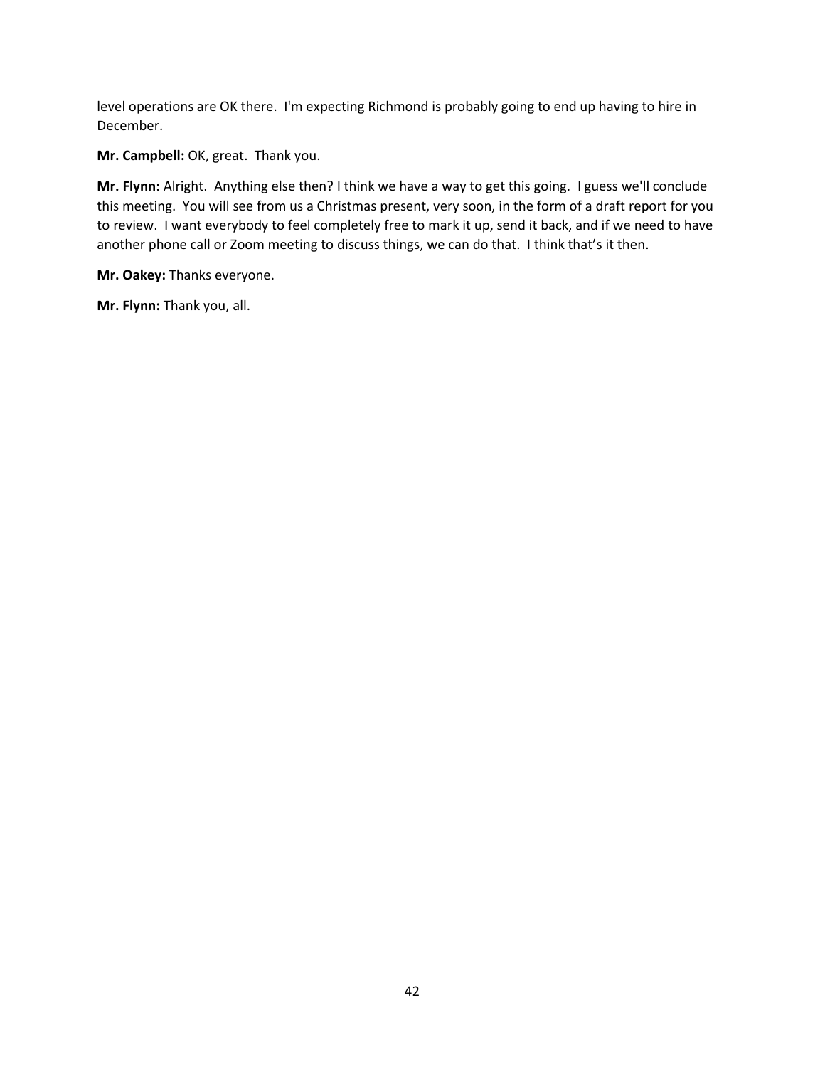level operations are OK there. I'm expecting Richmond is probably going to end up having to hire in December.

**Mr. Campbell:** OK, great. Thank you.

**Mr. Flynn:** Alright. Anything else then? I think we have a way to get this going. I guess we'll conclude this meeting. You will see from us a Christmas present, very soon, in the form of a draft report for you to review. I want everybody to feel completely free to mark it up, send it back, and if we need to have another phone call or Zoom meeting to discuss things, we can do that. I think that's it then.

**Mr. Oakey:** Thanks everyone.

**Mr. Flynn:** Thank you, all.